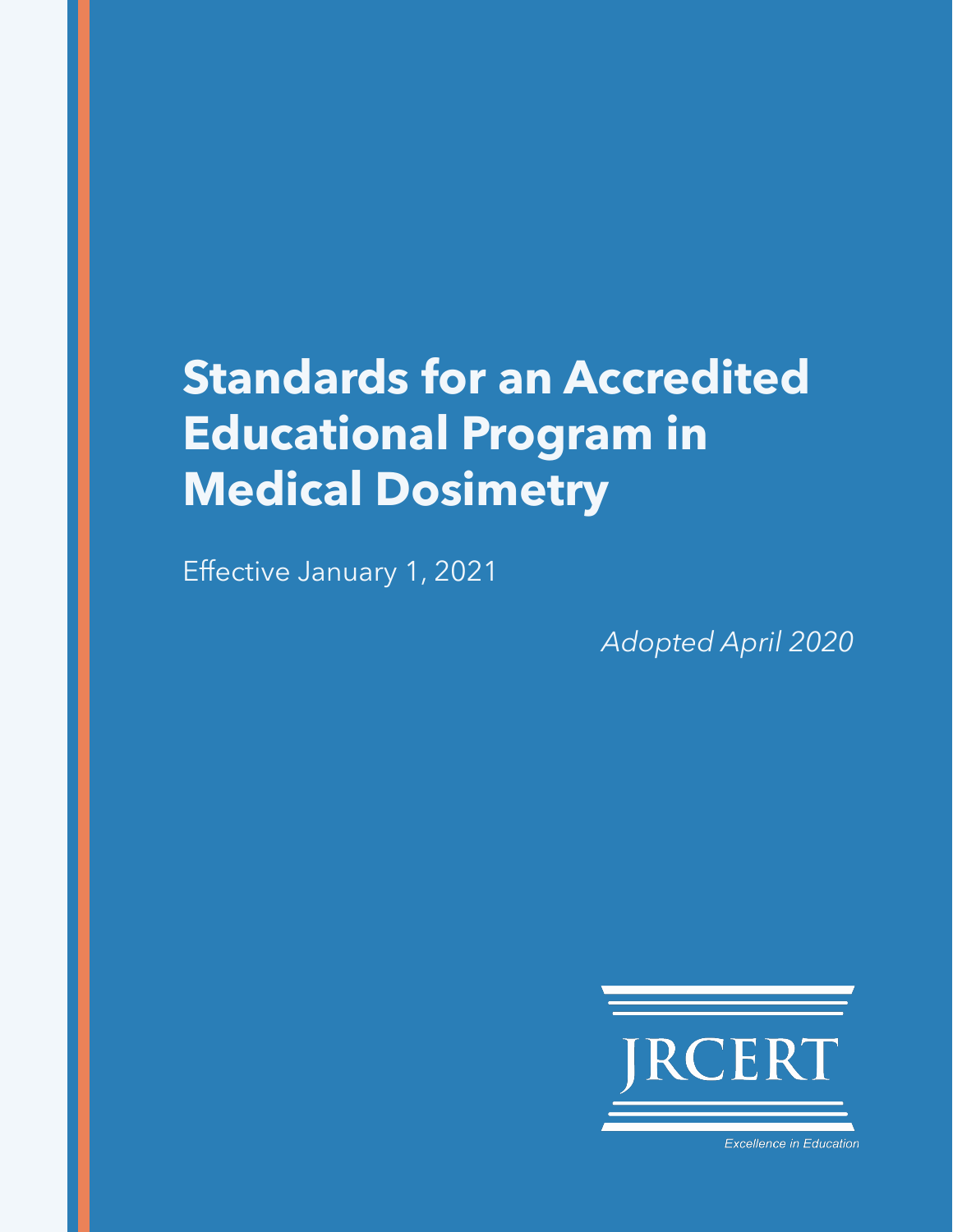# Standards for an Accredited Educational Program in Medical Dosimetry

Effective January 1, 2021

*Adopted April 2020*

JRCERT

*Excellence in Education*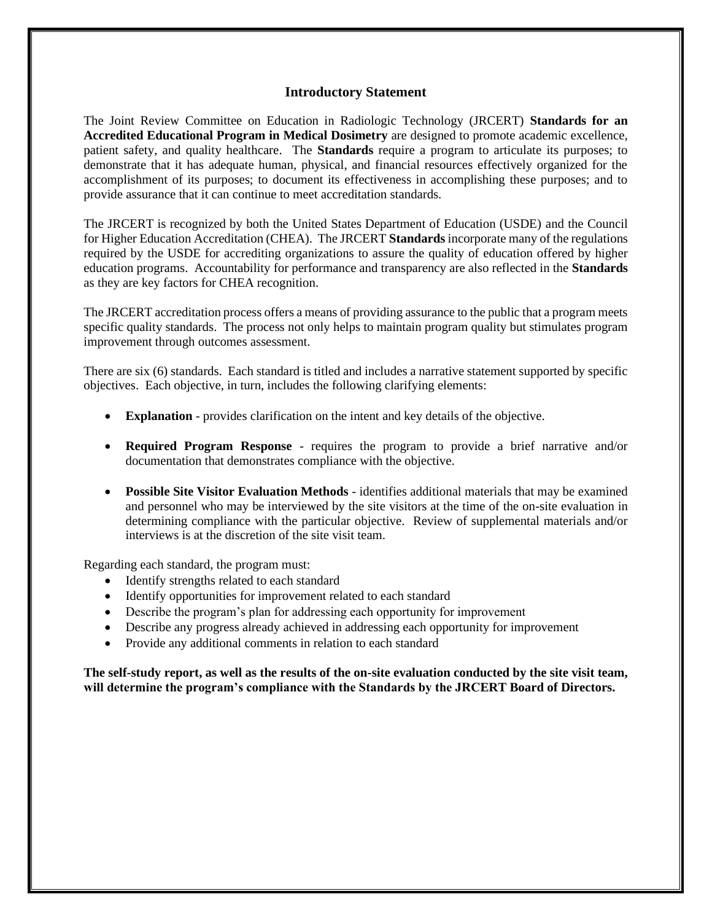## Introductory Statement

The Joint Review Committee on Education in Radiologic Technology (JRCERT) **Standards for an Accredited Educational Program in Medical Dosimetry** are designed to promote academic excellence, patient safety, and quality healthcare. The **Standards** require a program to articulate its purposes; to demonstrate that it has adequate human, physical, and financial resources effectively organized for the accomplishment of its purposes; to document its effectiveness in accomplishing these purposes; and to provide assurance that it can continue to meet accreditation standards.

The JRCERT is recognized by both the United States Department of Education (USDE) and the Council for Higher Education Accreditation (CHEA). The JRCERT **Standards** incorporate many of the regulations required by the USDE for accrediting organizations to assure the quality of education offered by higher education programs. Accountability for performance and transparency are also reflected in the **Standards** as they are key factors for CHEA recognition.

The JRCERT accreditation process offers a means of providing assurance to the public that a program meets specific quality standards. The process not only helps to maintain program quality but stimulates program improvement through outcomes assessment.

There are six (6) standards. Each standard is titled and includes a narrative statement supported by specific objectives. Each objective, in turn, includes the following clarifying elements:

- **Explanation** - provides clarification on the intent and key details of the objective.
- **Required Program Response** - requires the program to provide a brief narrative and/or documentation that demonstrates compliance with the objective.
- **Possible Site Visitor Evaluation Methods** - identifies additional materials that may be examined and personnel who may be interviewed by the site visitors at the time of the on-site evaluation in determining compliance with the particular objective. Review of supplemental materials and/or interviews is at the discretion of the site visit team.

Regarding each standard, the program must:

- Identify strengths related to each standard
- Identify opportunities for improvement related to each standard
- Describe the program's plan for addressing each opportunity for improvement
- Describe any progress already achieved in addressing each opportunity for improvement
- Provide any additional comments in relation to each standard

**The self-study report, as well as the results of the on-site evaluation conducted by the site visit team, will determine the program's compliance with the Standards by the JRCERT Board of Directors.**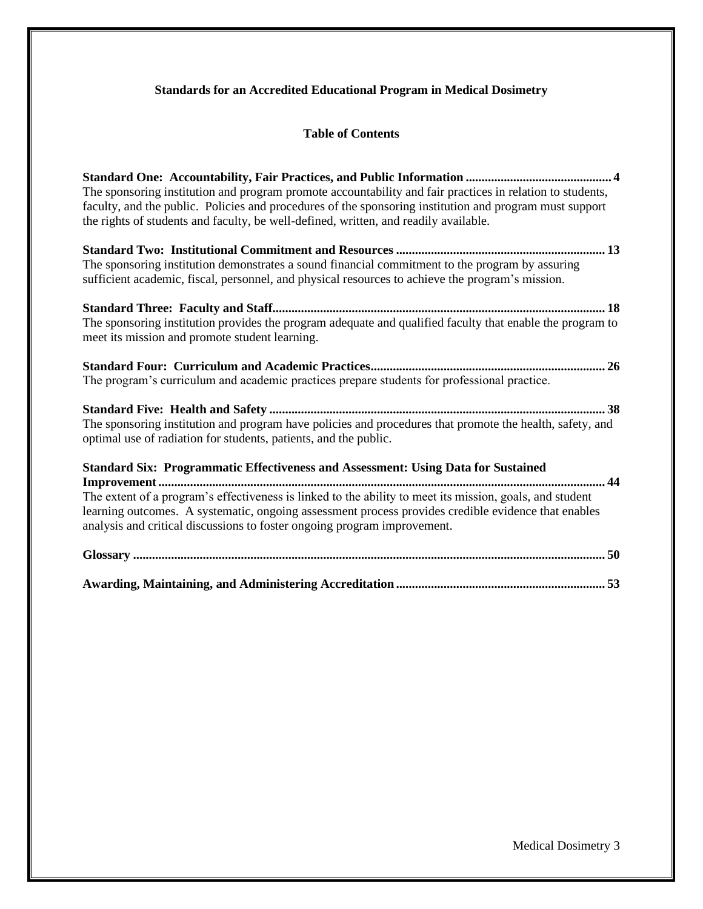**Standards for an Accredited Educational Program in Medical Dosimetry**

**Table of Contents**

**Standard One: Accountability, Fair Practices, and Public Information .............................................. 4**
The sponsoring institution and program promote accountability and fair practices in relation to students, faculty, and the public. Policies and procedures of the sponsoring institution and program must support the rights of students and faculty, be well-defined, written, and readily available.

**Standard Two: Institutional Commitment and Resources ................................................................. 13**
The sponsoring institution demonstrates a sound financial commitment to the program by assuring sufficient academic, fiscal, personnel, and physical resources to achieve the program's mission.

**Standard Three: Faculty and Staff........................................................................................................ 18**
The sponsoring institution provides the program adequate and qualified faculty that enable the program to meet its mission and promote student learning.

**Standard Four: Curriculum and Academic Practices......................................................................... 26**
The program's curriculum and academic practices prepare students for professional practice.

**Standard Five: Health and Safety ......................................................................................................... 38**
The sponsoring institution and program have policies and procedures that promote the health, safety, and optimal use of radiation for students, patients, and the public.

**Standard Six: Programmatic Effectiveness and Assessment: Using Data for Sustained Improvement........................................................................................................................................... 44**
The extent of a program's effectiveness is linked to the ability to meet its mission, goals, and student learning outcomes. A systematic, ongoing assessment process provides credible evidence that enables analysis and critical discussions to foster ongoing program improvement.

**Glossary .................................................................................................................................................. 50**

**Awarding, Maintaining, and Administering Accreditation ................................................................. 53**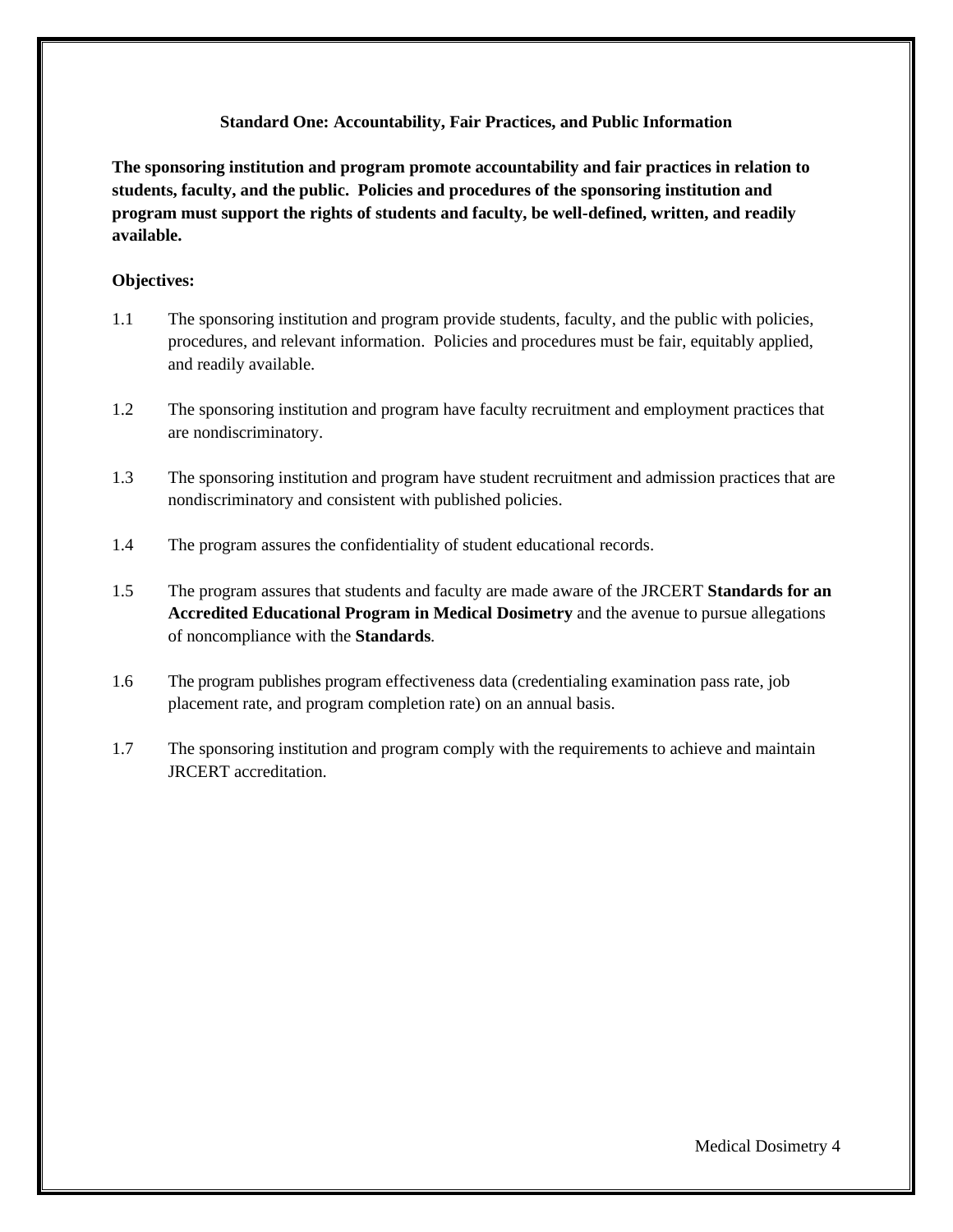## Standard One: Accountability, Fair Practices, and Public Information

**The sponsoring institution and program promote accountability and fair practices in relation to students, faculty, and the public. Policies and procedures of the sponsoring institution and program must support the rights of students and faculty, be well-defined, written, and readily available.**

**Objectives:**

1.1 The sponsoring institution and program provide students, faculty, and the public with policies, procedures, and relevant information. Policies and procedures must be fair, equitably applied, and readily available.

1.2 The sponsoring institution and program have faculty recruitment and employment practices that are nondiscriminatory.

1.3 The sponsoring institution and program have student recruitment and admission practices that are nondiscriminatory and consistent with published policies.

1.4 The program assures the confidentiality of student educational records.

1.5 The program assures that students and faculty are made aware of the JRCERT **Standards for an Accredited Educational Program in Medical Dosimetry** and the avenue to pursue allegations of noncompliance with the **Standards**.

1.6 The program publishes program effectiveness data (credentialing examination pass rate, job placement rate, and program completion rate) on an annual basis.

1.7 The sponsoring institution and program comply with the requirements to achieve and maintain JRCERT accreditation.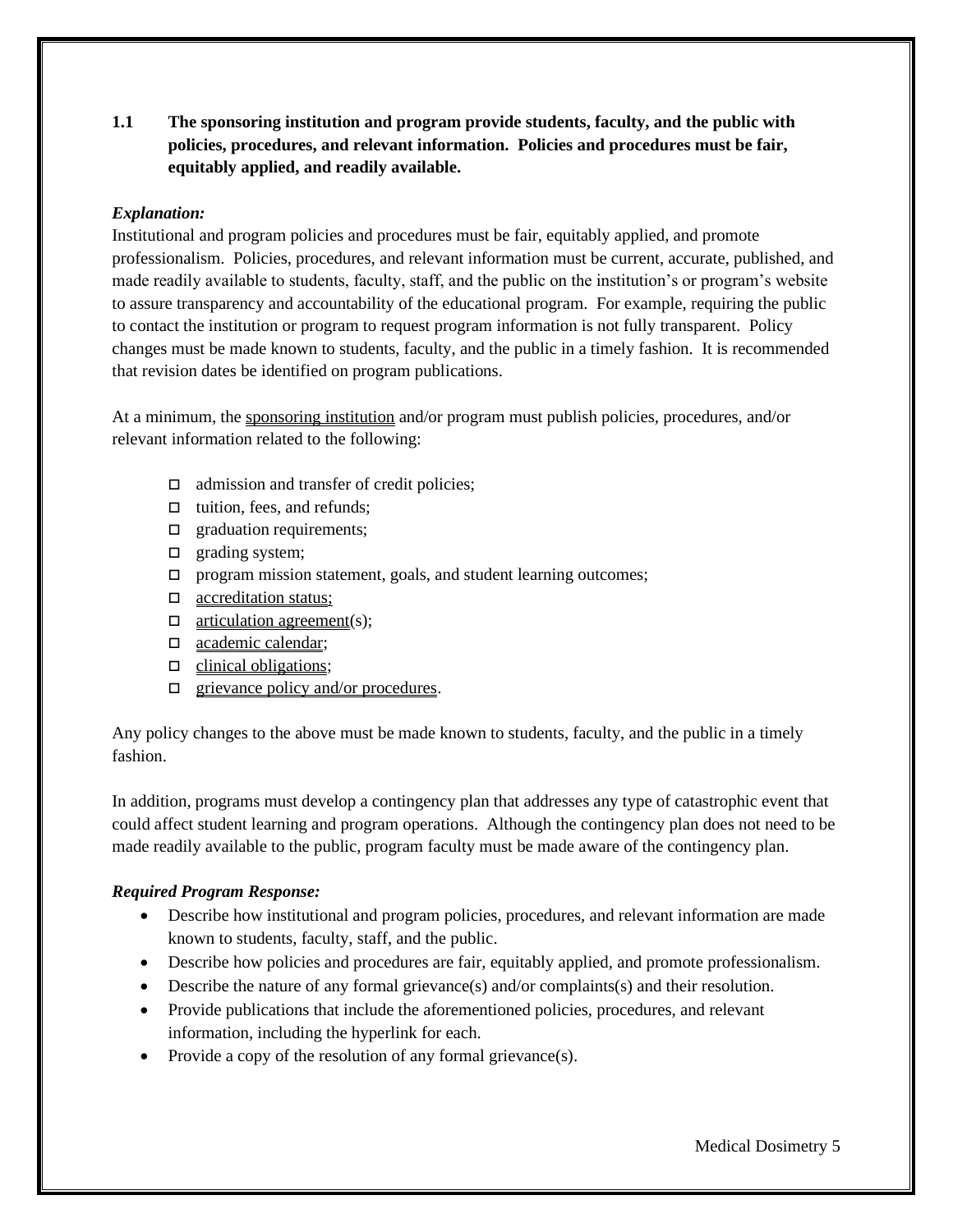**1.1 The sponsoring institution and program provide students, faculty, and the public with policies, procedures, and relevant information. Policies and procedures must be fair, equitably applied, and readily available.**

***Explanation:***
Institutional and program policies and procedures must be fair, equitably applied, and promote professionalism. Policies, procedures, and relevant information must be current, accurate, published, and made readily available to students, faculty, staff, and the public on the institution's or program's website to assure transparency and accountability of the educational program. For example, requiring the public to contact the institution or program to request program information is not fully transparent. Policy changes must be made known to students, faculty, and the public in a timely fashion. It is recommended that revision dates be identified on program publications.

At a minimum, the sponsoring institution and/or program must publish policies, procedures, and/or relevant information related to the following:

- ☐ admission and transfer of credit policies;
- ☐ tuition, fees, and refunds;
- ☐ graduation requirements;
- ☐ grading system;
- ☐ program mission statement, goals, and student learning outcomes;
- ☐ accreditation status;
- ☐ articulation agreement(s);
- ☐ academic calendar;
- ☐ clinical obligations;
- ☐ grievance policy and/or procedures.

Any policy changes to the above must be made known to students, faculty, and the public in a timely fashion.

In addition, programs must develop a contingency plan that addresses any type of catastrophic event that could affect student learning and program operations. Although the contingency plan does not need to be made readily available to the public, program faculty must be made aware of the contingency plan.

***Required Program Response:***

- Describe how institutional and program policies, procedures, and relevant information are made known to students, faculty, staff, and the public.
- Describe how policies and procedures are fair, equitably applied, and promote professionalism.
- Describe the nature of any formal grievance(s) and/or complaints(s) and their resolution.
- Provide publications that include the aforementioned policies, procedures, and relevant information, including the hyperlink for each.
- Provide a copy of the resolution of any formal grievance(s).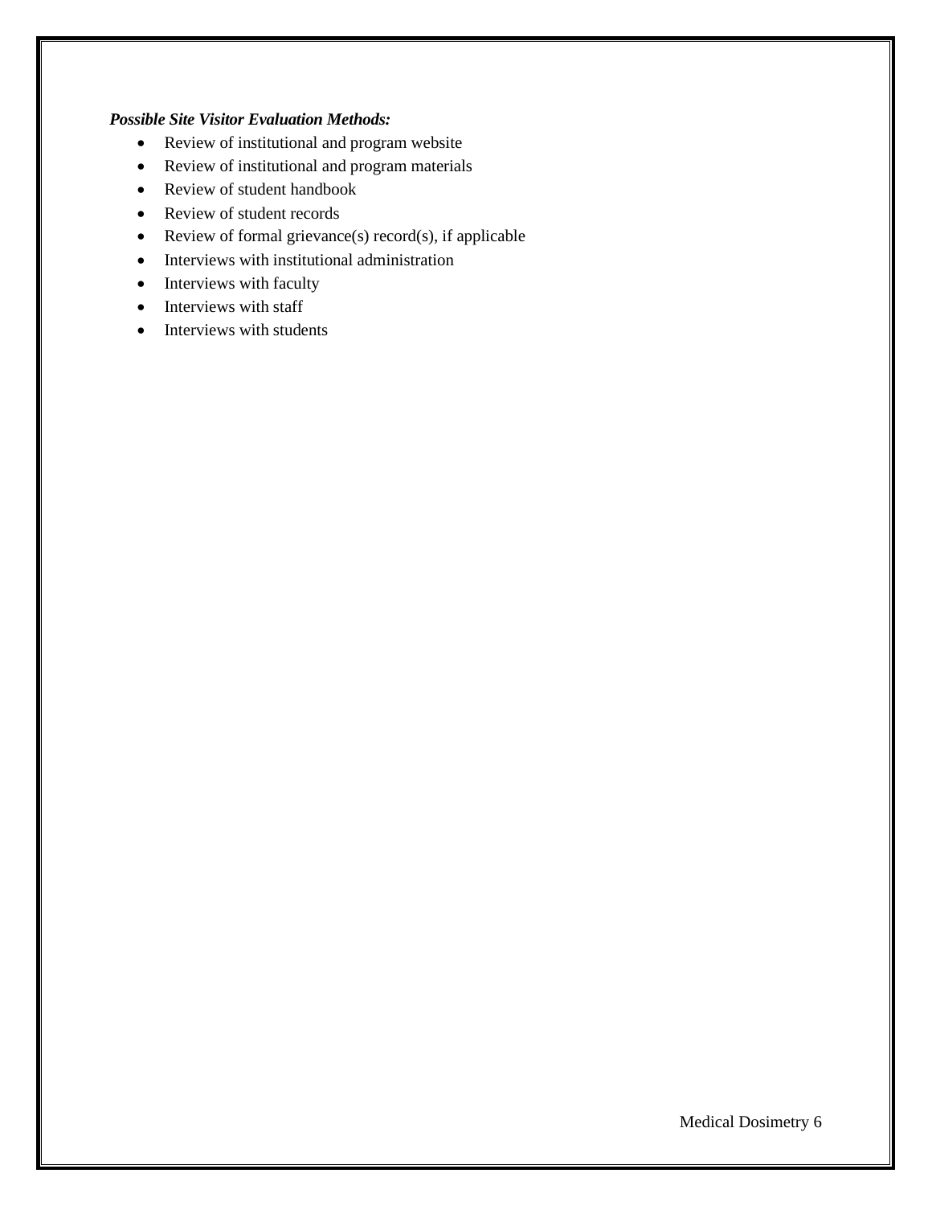***Possible Site Visitor Evaluation Methods:***

- Review of institutional and program website
- Review of institutional and program materials
- Review of student handbook
- Review of student records
- Review of formal grievance(s) record(s), if applicable
- Interviews with institutional administration
- Interviews with faculty
- Interviews with staff
- Interviews with students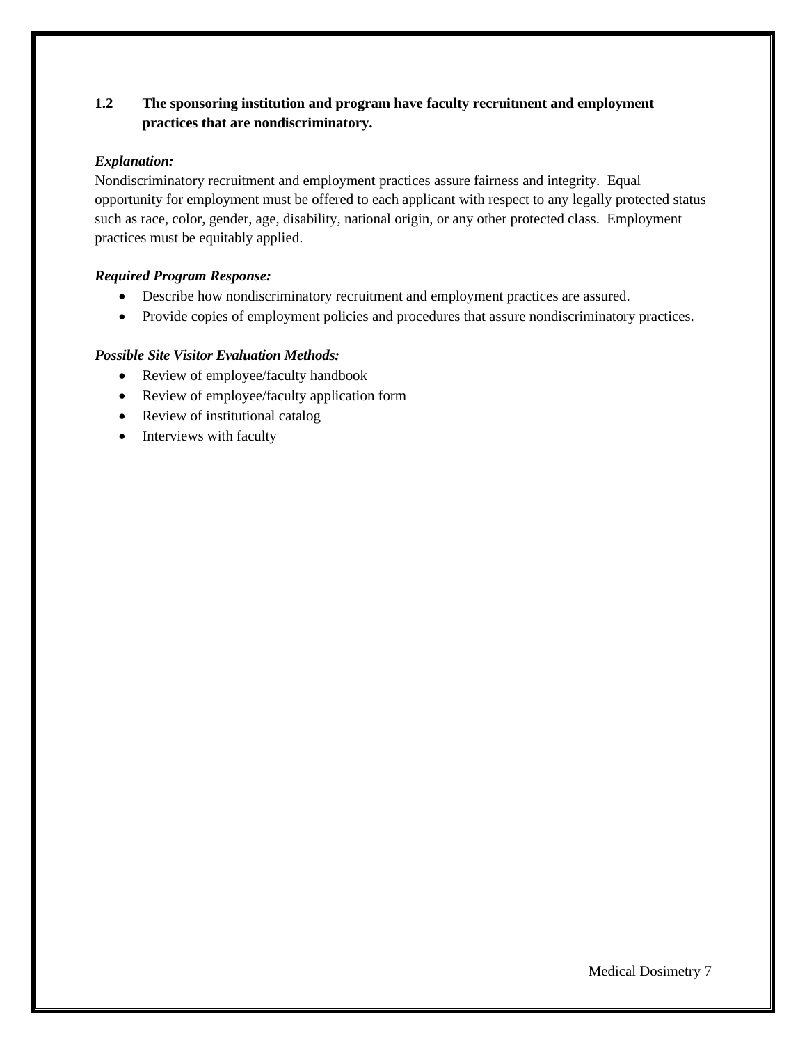**1.2 The sponsoring institution and program have faculty recruitment and employment practices that are nondiscriminatory.**

***Explanation:***

Nondiscriminatory recruitment and employment practices assure fairness and integrity. Equal opportunity for employment must be offered to each applicant with respect to any legally protected status such as race, color, gender, age, disability, national origin, or any other protected class. Employment practices must be equitably applied.

***Required Program Response:***

- Describe how nondiscriminatory recruitment and employment practices are assured.
- Provide copies of employment policies and procedures that assure nondiscriminatory practices.

***Possible Site Visitor Evaluation Methods:***

- Review of employee/faculty handbook
- Review of employee/faculty application form
- Review of institutional catalog
- Interviews with faculty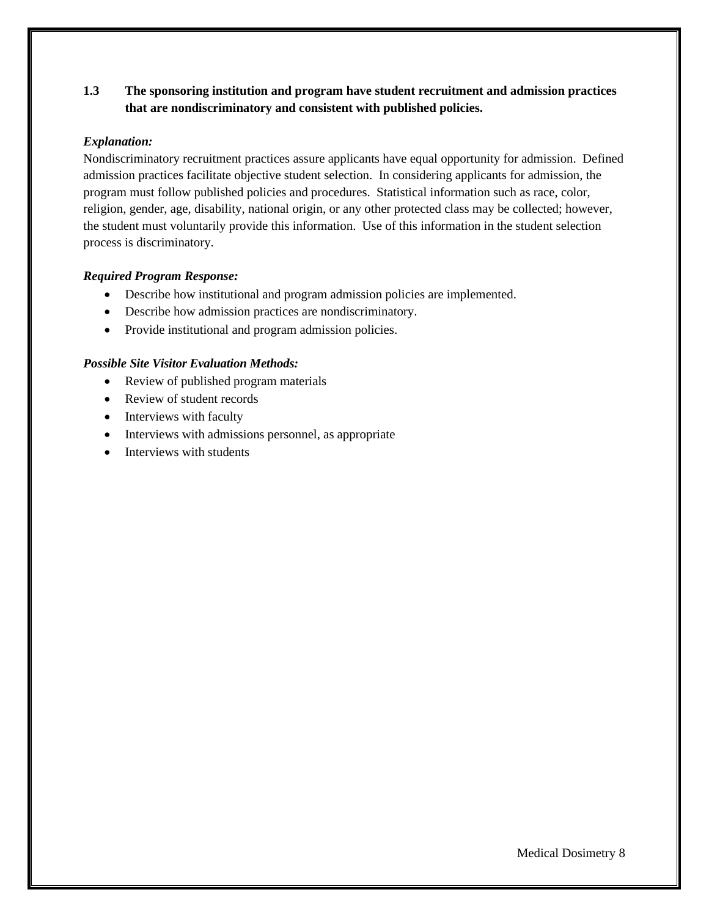**1.3 The sponsoring institution and program have student recruitment and admission practices that are nondiscriminatory and consistent with published policies.**

***Explanation:***

Nondiscriminatory recruitment practices assure applicants have equal opportunity for admission. Defined admission practices facilitate objective student selection. In considering applicants for admission, the program must follow published policies and procedures. Statistical information such as race, color, religion, gender, age, disability, national origin, or any other protected class may be collected; however, the student must voluntarily provide this information. Use of this information in the student selection process is discriminatory.

***Required Program Response:***

- Describe how institutional and program admission policies are implemented.
- Describe how admission practices are nondiscriminatory.
- Provide institutional and program admission policies.

***Possible Site Visitor Evaluation Methods:***

- Review of published program materials
- Review of student records
- Interviews with faculty
- Interviews with admissions personnel, as appropriate
- Interviews with students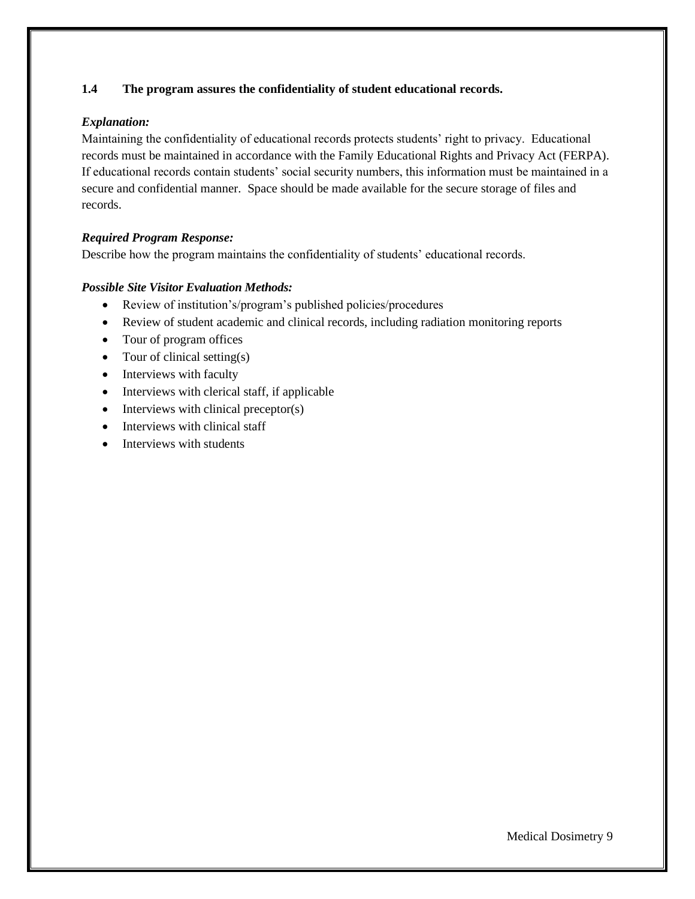**1.4 The program assures the confidentiality of student educational records.**

***Explanation:***

Maintaining the confidentiality of educational records protects students' right to privacy. Educational records must be maintained in accordance with the Family Educational Rights and Privacy Act (FERPA). If educational records contain students' social security numbers, this information must be maintained in a secure and confidential manner. Space should be made available for the secure storage of files and records.

***Required Program Response:***

Describe how the program maintains the confidentiality of students' educational records.

***Possible Site Visitor Evaluation Methods:***

- Review of institution's/program's published policies/procedures
- Review of student academic and clinical records, including radiation monitoring reports
- Tour of program offices
- Tour of clinical setting(s)
- Interviews with faculty
- Interviews with clerical staff, if applicable
- Interviews with clinical preceptor(s)
- Interviews with clinical staff
- Interviews with students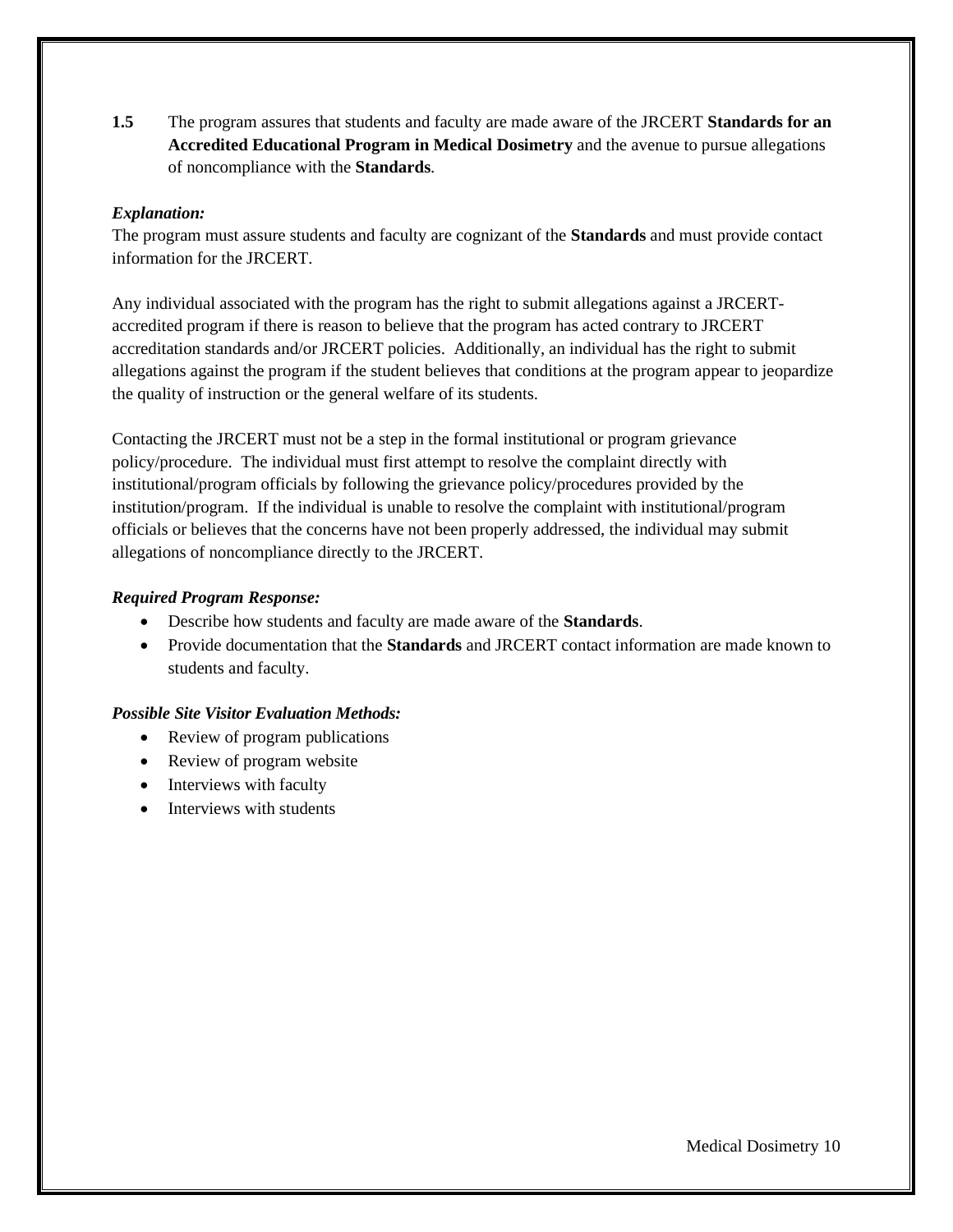**1.5** The program assures that students and faculty are made aware of the JRCERT **Standards for an Accredited Educational Program in Medical Dosimetry** and the avenue to pursue allegations of noncompliance with the **Standards**.

***Explanation:***

The program must assure students and faculty are cognizant of the **Standards** and must provide contact information for the JRCERT.

Any individual associated with the program has the right to submit allegations against a JRCERT-accredited program if there is reason to believe that the program has acted contrary to JRCERT accreditation standards and/or JRCERT policies. Additionally, an individual has the right to submit allegations against the program if the student believes that conditions at the program appear to jeopardize the quality of instruction or the general welfare of its students.

Contacting the JRCERT must not be a step in the formal institutional or program grievance policy/procedure. The individual must first attempt to resolve the complaint directly with institutional/program officials by following the grievance policy/procedures provided by the institution/program. If the individual is unable to resolve the complaint with institutional/program officials or believes that the concerns have not been properly addressed, the individual may submit allegations of noncompliance directly to the JRCERT.

***Required Program Response:***

- Describe how students and faculty are made aware of the **Standards**.
- Provide documentation that the **Standards** and JRCERT contact information are made known to students and faculty.

***Possible Site Visitor Evaluation Methods:***

- Review of program publications
- Review of program website
- Interviews with faculty
- Interviews with students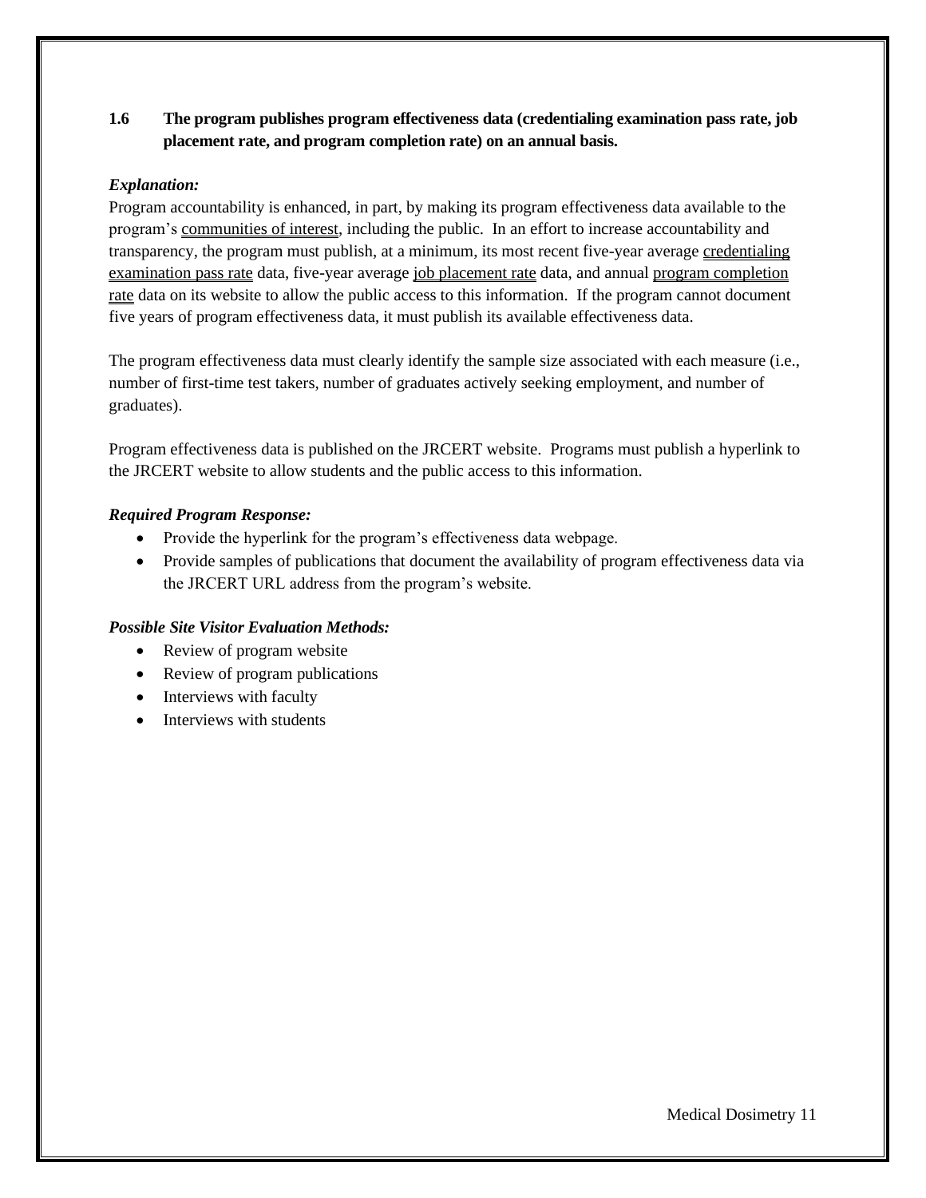**1.6 The program publishes program effectiveness data (credentialing examination pass rate, job placement rate, and program completion rate) on an annual basis.**

***Explanation:***

Program accountability is enhanced, in part, by making its program effectiveness data available to the program's communities of interest, including the public. In an effort to increase accountability and transparency, the program must publish, at a minimum, its most recent five-year average credentialing examination pass rate data, five-year average job placement rate data, and annual program completion rate data on its website to allow the public access to this information. If the program cannot document five years of program effectiveness data, it must publish its available effectiveness data.

The program effectiveness data must clearly identify the sample size associated with each measure (i.e., number of first-time test takers, number of graduates actively seeking employment, and number of graduates).

Program effectiveness data is published on the JRCERT website. Programs must publish a hyperlink to the JRCERT website to allow students and the public access to this information.

***Required Program Response:***

- Provide the hyperlink for the program's effectiveness data webpage.
- Provide samples of publications that document the availability of program effectiveness data via the JRCERT URL address from the program's website.

***Possible Site Visitor Evaluation Methods:***

- Review of program website
- Review of program publications
- Interviews with faculty
- Interviews with students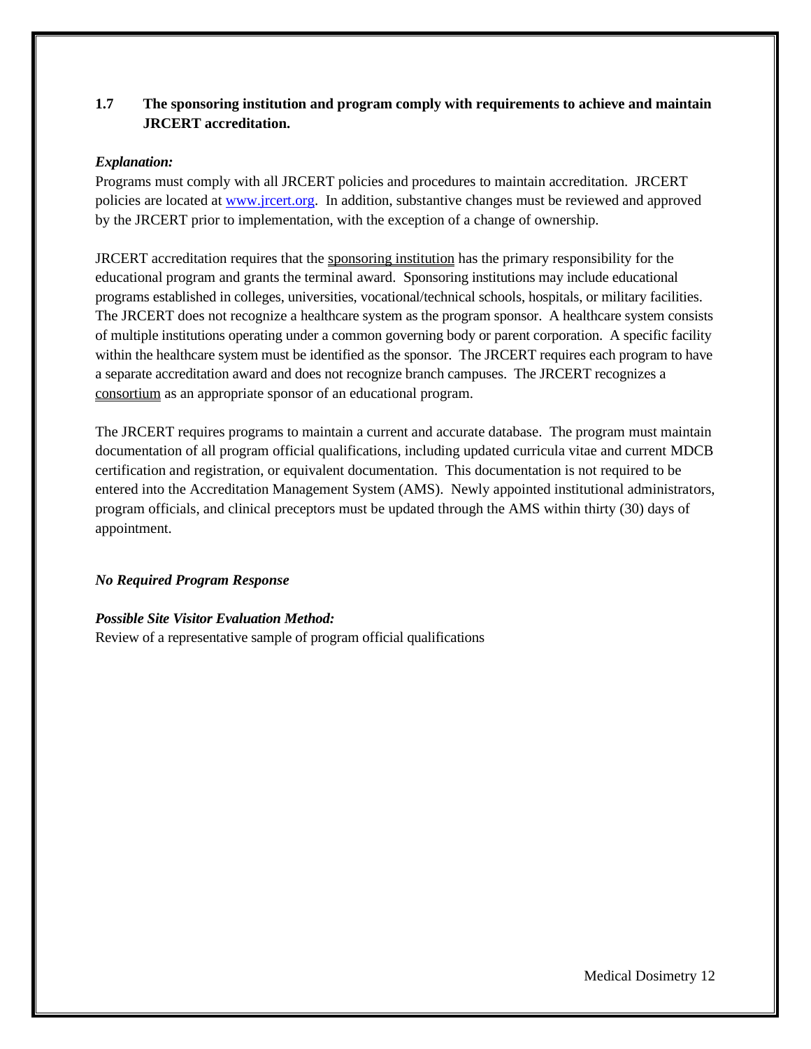### 1.7 The sponsoring institution and program comply with requirements to achieve and maintain JRCERT accreditation.

***Explanation:***

Programs must comply with all JRCERT policies and procedures to maintain accreditation. JRCERT policies are located at [www.jrcert.org](http://www.jrcert.org). In addition, substantive changes must be reviewed and approved by the JRCERT prior to implementation, with the exception of a change of ownership.

JRCERT accreditation requires that the sponsoring institution has the primary responsibility for the educational program and grants the terminal award. Sponsoring institutions may include educational programs established in colleges, universities, vocational/technical schools, hospitals, or military facilities. The JRCERT does not recognize a healthcare system as the program sponsor. A healthcare system consists of multiple institutions operating under a common governing body or parent corporation. A specific facility within the healthcare system must be identified as the sponsor. The JRCERT requires each program to have a separate accreditation award and does not recognize branch campuses. The JRCERT recognizes a consortium as an appropriate sponsor of an educational program.

The JRCERT requires programs to maintain a current and accurate database. The program must maintain documentation of all program official qualifications, including updated curricula vitae and current MDCB certification and registration, or equivalent documentation. This documentation is not required to be entered into the Accreditation Management System (AMS). Newly appointed institutional administrators, program officials, and clinical preceptors must be updated through the AMS within thirty (30) days of appointment.

***No Required Program Response***

***Possible Site Visitor Evaluation Method:***

Review of a representative sample of program official qualifications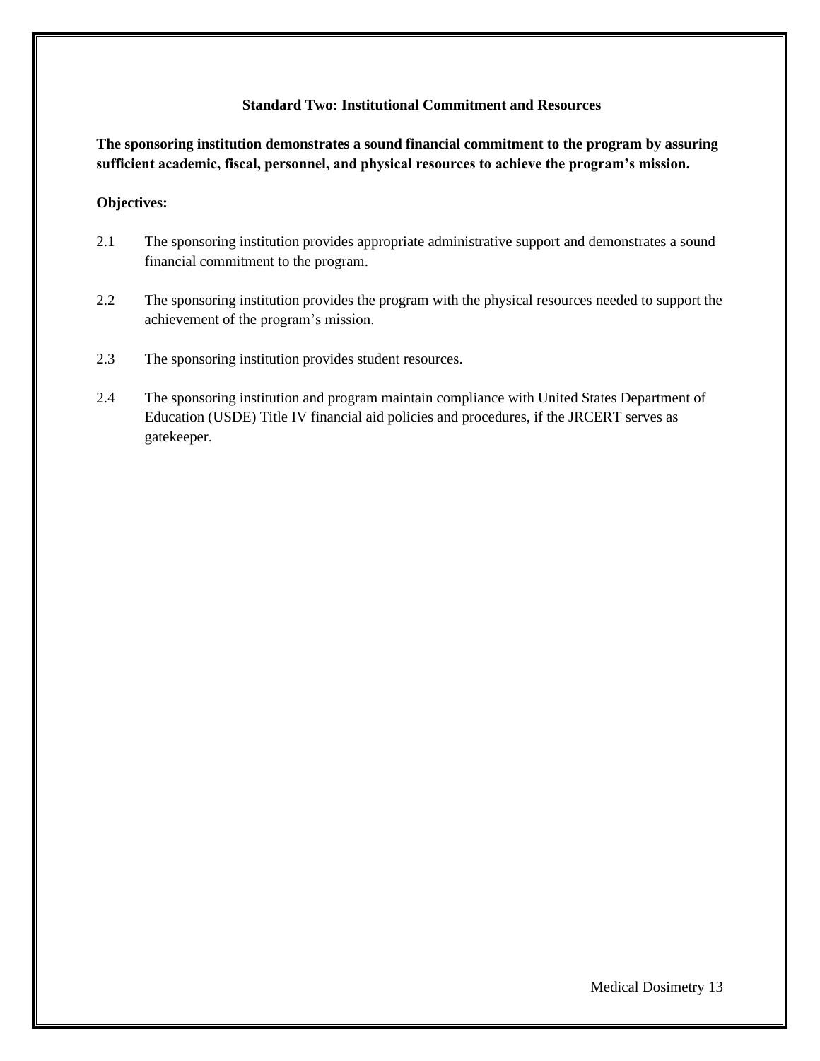## Standard Two: Institutional Commitment and Resources

**The sponsoring institution demonstrates a sound financial commitment to the program by assuring sufficient academic, fiscal, personnel, and physical resources to achieve the program's mission.**

**Objectives:**

2.1 The sponsoring institution provides appropriate administrative support and demonstrates a sound financial commitment to the program.

2.2 The sponsoring institution provides the program with the physical resources needed to support the achievement of the program's mission.

2.3 The sponsoring institution provides student resources.

2.4 The sponsoring institution and program maintain compliance with United States Department of Education (USDE) Title IV financial aid policies and procedures, if the JRCERT serves as gatekeeper.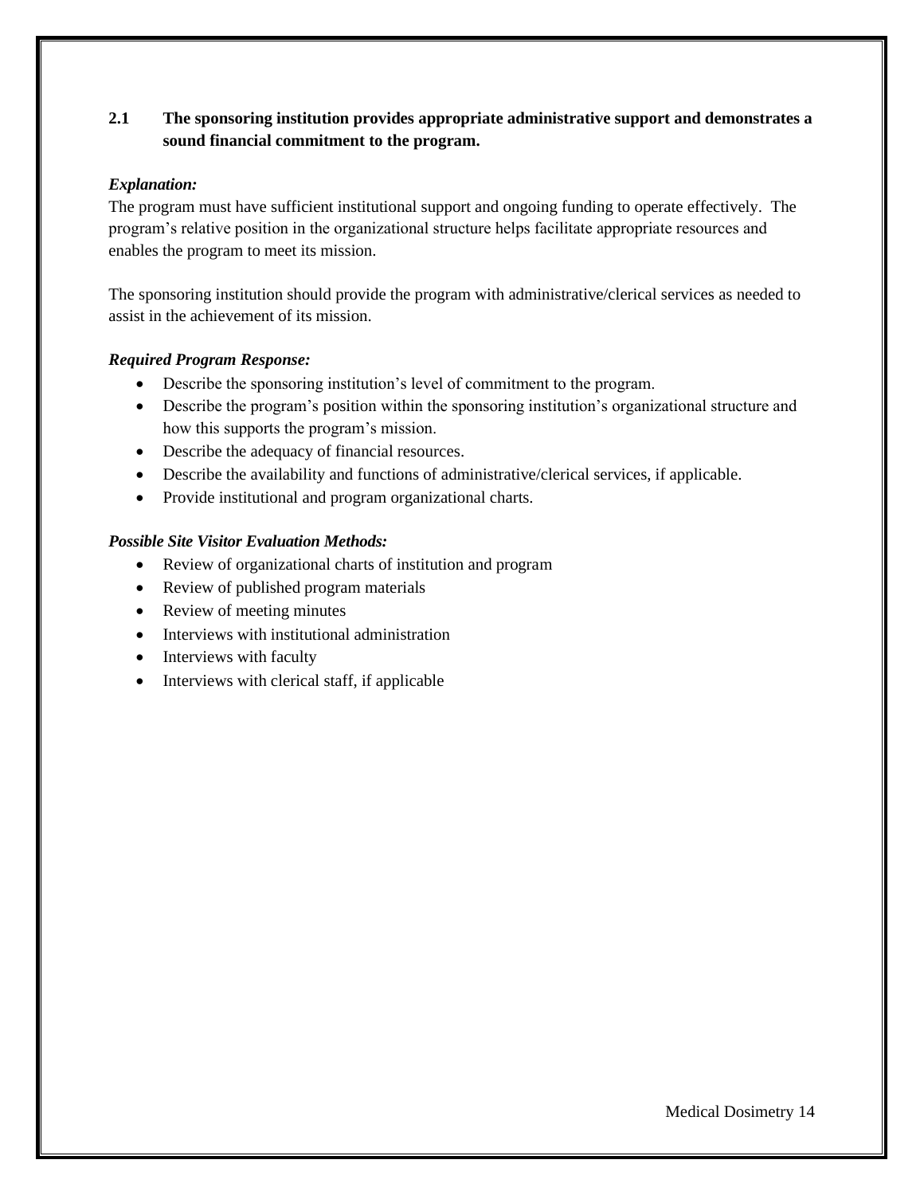**2.1 The sponsoring institution provides appropriate administrative support and demonstrates a sound financial commitment to the program.**

***Explanation:***

The program must have sufficient institutional support and ongoing funding to operate effectively. The program's relative position in the organizational structure helps facilitate appropriate resources and enables the program to meet its mission.

The sponsoring institution should provide the program with administrative/clerical services as needed to assist in the achievement of its mission.

***Required Program Response:***

- Describe the sponsoring institution's level of commitment to the program.
- Describe the program's position within the sponsoring institution's organizational structure and how this supports the program's mission.
- Describe the adequacy of financial resources.
- Describe the availability and functions of administrative/clerical services, if applicable.
- Provide institutional and program organizational charts.

***Possible Site Visitor Evaluation Methods:***

- Review of organizational charts of institution and program
- Review of published program materials
- Review of meeting minutes
- Interviews with institutional administration
- Interviews with faculty
- Interviews with clerical staff, if applicable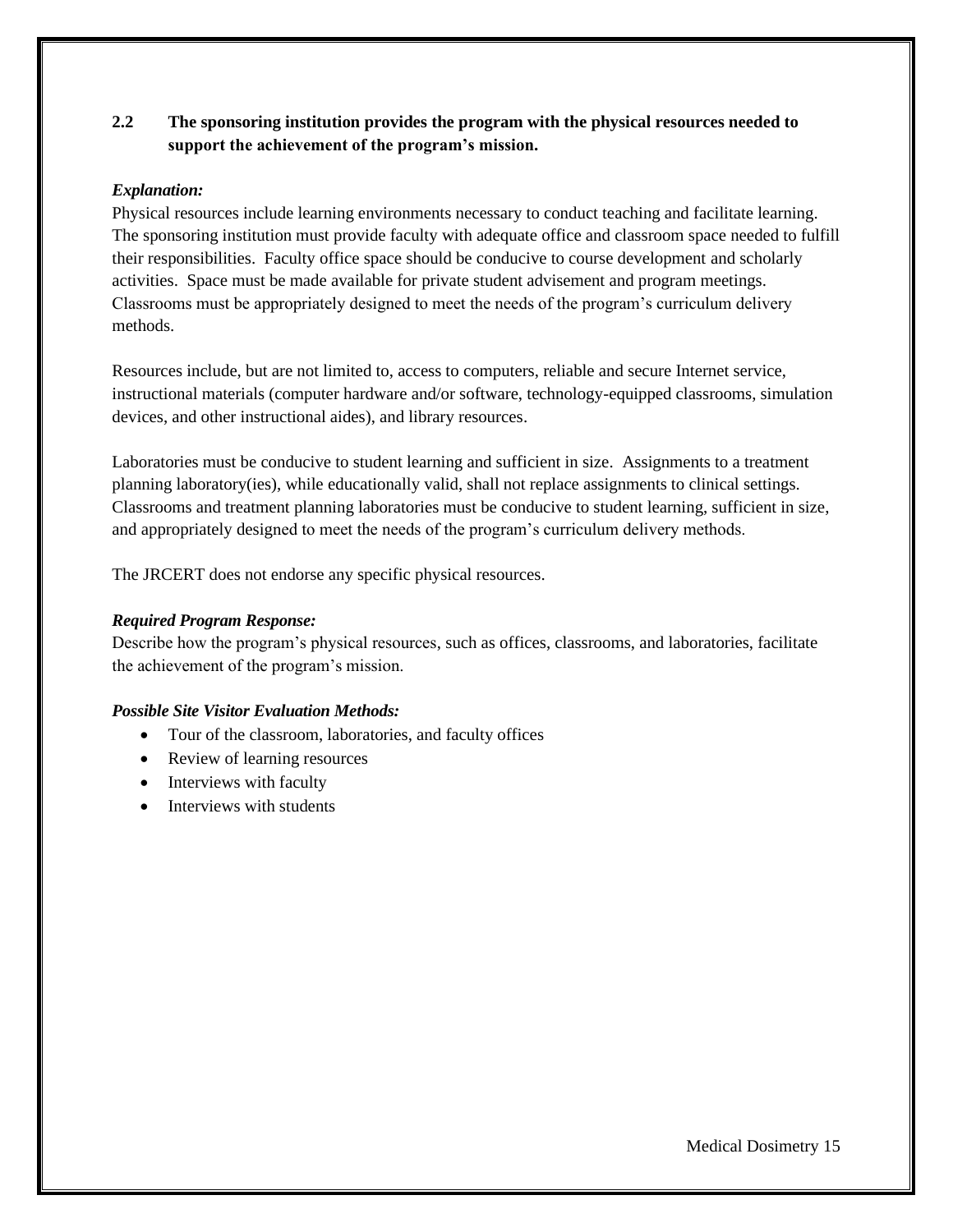**2.2 The sponsoring institution provides the program with the physical resources needed to support the achievement of the program's mission.**

***Explanation:***

Physical resources include learning environments necessary to conduct teaching and facilitate learning. The sponsoring institution must provide faculty with adequate office and classroom space needed to fulfill their responsibilities. Faculty office space should be conducive to course development and scholarly activities. Space must be made available for private student advisement and program meetings. Classrooms must be appropriately designed to meet the needs of the program's curriculum delivery methods.

Resources include, but are not limited to, access to computers, reliable and secure Internet service, instructional materials (computer hardware and/or software, technology-equipped classrooms, simulation devices, and other instructional aides), and library resources.

Laboratories must be conducive to student learning and sufficient in size. Assignments to a treatment planning laboratory(ies), while educationally valid, shall not replace assignments to clinical settings. Classrooms and treatment planning laboratories must be conducive to student learning, sufficient in size, and appropriately designed to meet the needs of the program's curriculum delivery methods.

The JRCERT does not endorse any specific physical resources.

***Required Program Response:***

Describe how the program's physical resources, such as offices, classrooms, and laboratories, facilitate the achievement of the program's mission.

***Possible Site Visitor Evaluation Methods:***

- Tour of the classroom, laboratories, and faculty offices
- Review of learning resources
- Interviews with faculty
- Interviews with students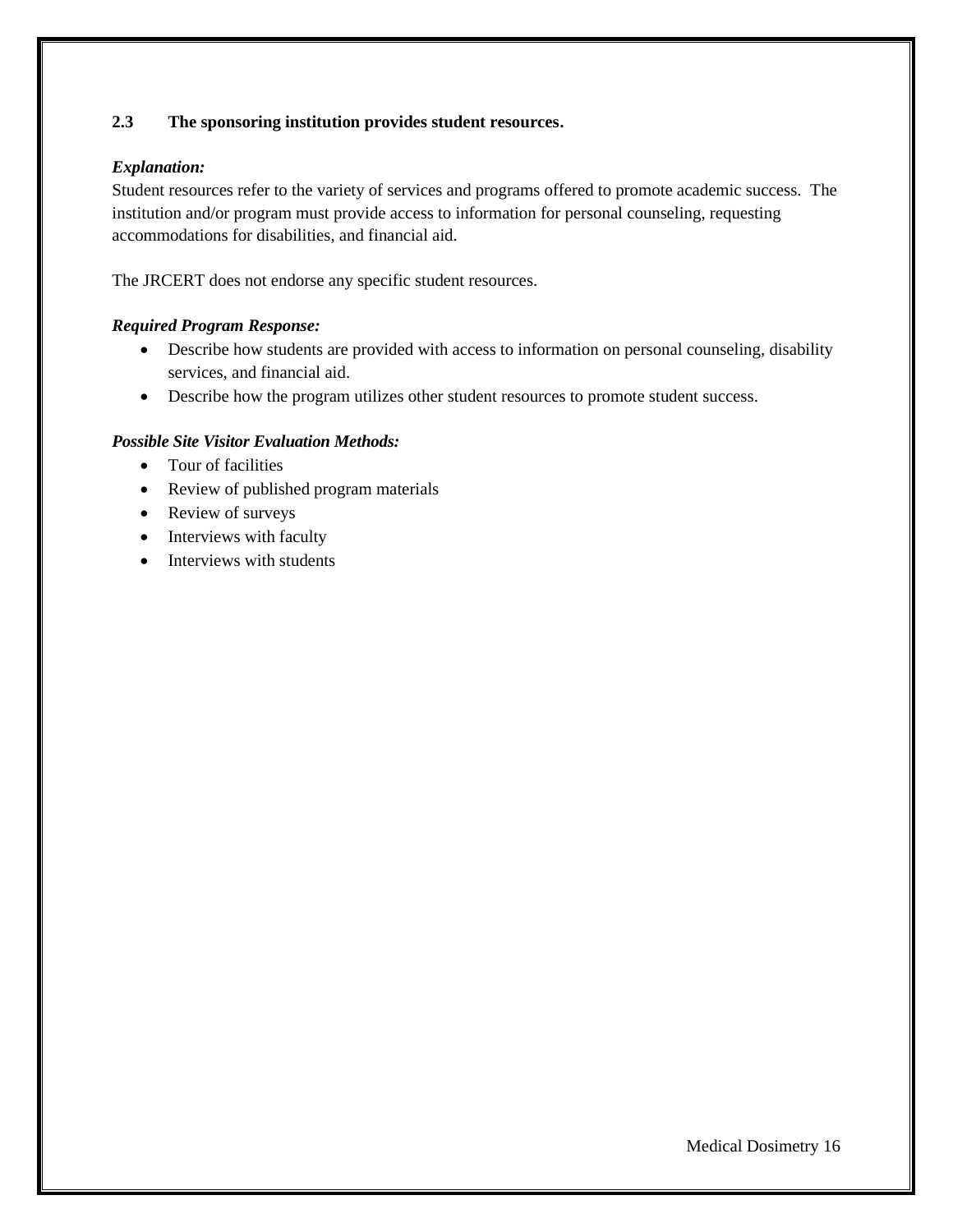**2.3 The sponsoring institution provides student resources.**

***Explanation:***

Student resources refer to the variety of services and programs offered to promote academic success. The institution and/or program must provide access to information for personal counseling, requesting accommodations for disabilities, and financial aid.

The JRCERT does not endorse any specific student resources.

***Required Program Response:***

- Describe how students are provided with access to information on personal counseling, disability services, and financial aid.
- Describe how the program utilizes other student resources to promote student success.

***Possible Site Visitor Evaluation Methods:***

- Tour of facilities
- Review of published program materials
- Review of surveys
- Interviews with faculty
- Interviews with students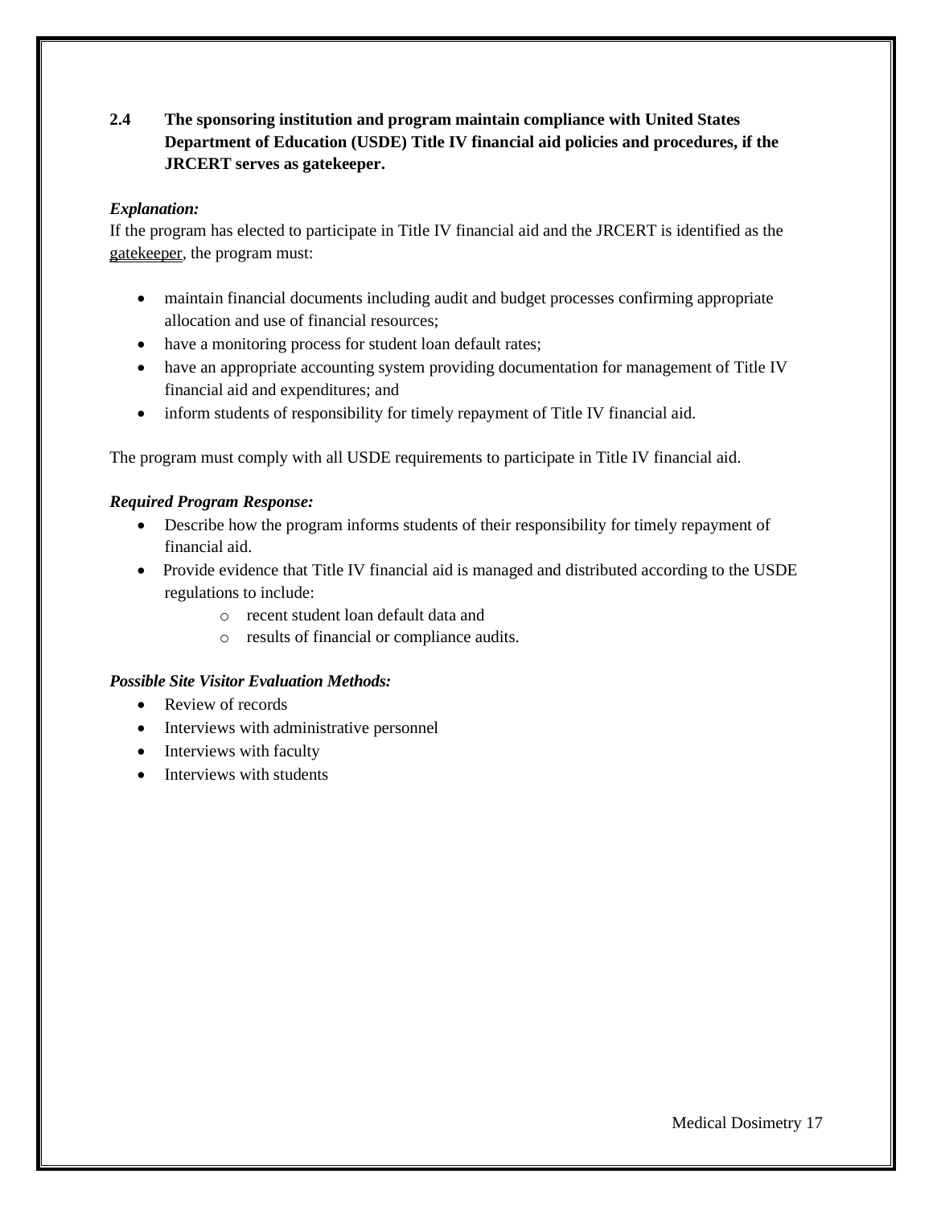**2.4 The sponsoring institution and program maintain compliance with United States Department of Education (USDE) Title IV financial aid policies and procedures, if the JRCERT serves as gatekeeper.**

***Explanation:***
If the program has elected to participate in Title IV financial aid and the JRCERT is identified as the gatekeeper, the program must:

- maintain financial documents including audit and budget processes confirming appropriate allocation and use of financial resources;
- have a monitoring process for student loan default rates;
- have an appropriate accounting system providing documentation for management of Title IV financial aid and expenditures; and
- inform students of responsibility for timely repayment of Title IV financial aid.

The program must comply with all USDE requirements to participate in Title IV financial aid.

***Required Program Response:***

- Describe how the program informs students of their responsibility for timely repayment of financial aid.
- Provide evidence that Title IV financial aid is managed and distributed according to the USDE regulations to include:
  - recent student loan default data and
  - results of financial or compliance audits.

***Possible Site Visitor Evaluation Methods:***

- Review of records
- Interviews with administrative personnel
- Interviews with faculty
- Interviews with students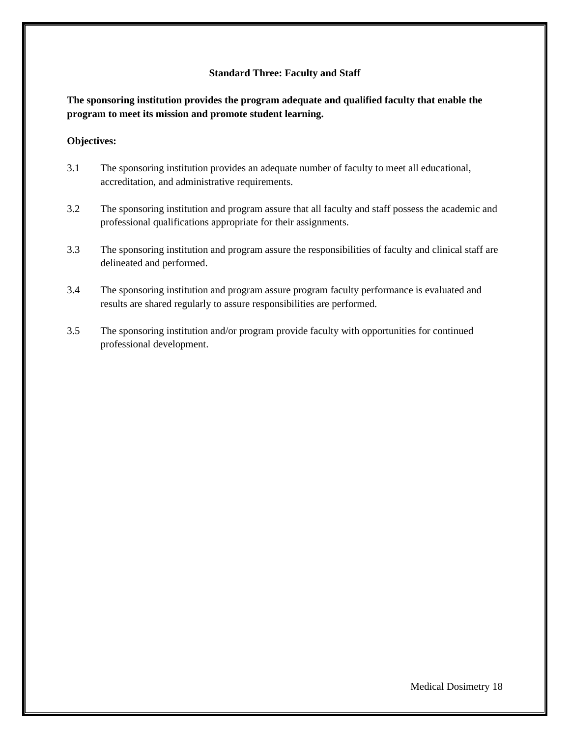## Standard Three: Faculty and Staff

**The sponsoring institution provides the program adequate and qualified faculty that enable the program to meet its mission and promote student learning.**

**Objectives:**

3.1 The sponsoring institution provides an adequate number of faculty to meet all educational, accreditation, and administrative requirements.

3.2 The sponsoring institution and program assure that all faculty and staff possess the academic and professional qualifications appropriate for their assignments.

3.3 The sponsoring institution and program assure the responsibilities of faculty and clinical staff are delineated and performed.

3.4 The sponsoring institution and program assure program faculty performance is evaluated and results are shared regularly to assure responsibilities are performed.

3.5 The sponsoring institution and/or program provide faculty with opportunities for continued professional development.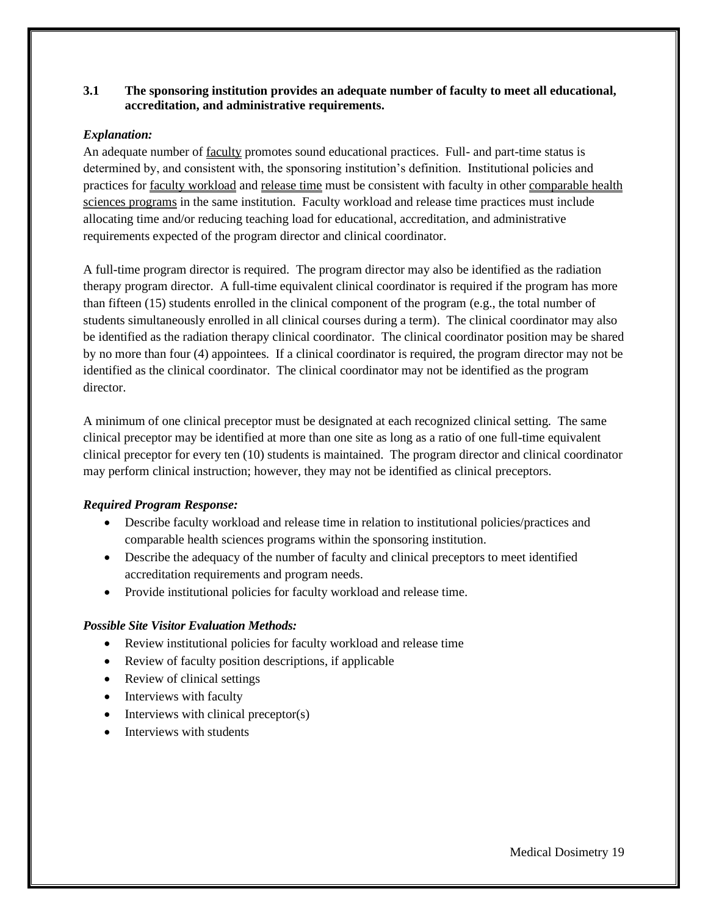**3.1 The sponsoring institution provides an adequate number of faculty to meet all educational, accreditation, and administrative requirements.**

***Explanation:***

An adequate number of faculty promotes sound educational practices. Full- and part-time status is determined by, and consistent with, the sponsoring institution's definition. Institutional policies and practices for faculty workload and release time must be consistent with faculty in other comparable health sciences programs in the same institution. Faculty workload and release time practices must include allocating time and/or reducing teaching load for educational, accreditation, and administrative requirements expected of the program director and clinical coordinator.

A full-time program director is required. The program director may also be identified as the radiation therapy program director. A full-time equivalent clinical coordinator is required if the program has more than fifteen (15) students enrolled in the clinical component of the program (e.g., the total number of students simultaneously enrolled in all clinical courses during a term). The clinical coordinator may also be identified as the radiation therapy clinical coordinator. The clinical coordinator position may be shared by no more than four (4) appointees. If a clinical coordinator is required, the program director may not be identified as the clinical coordinator. The clinical coordinator may not be identified as the program director.

A minimum of one clinical preceptor must be designated at each recognized clinical setting. The same clinical preceptor may be identified at more than one site as long as a ratio of one full-time equivalent clinical preceptor for every ten (10) students is maintained. The program director and clinical coordinator may perform clinical instruction; however, they may not be identified as clinical preceptors.

***Required Program Response:***

- Describe faculty workload and release time in relation to institutional policies/practices and comparable health sciences programs within the sponsoring institution.
- Describe the adequacy of the number of faculty and clinical preceptors to meet identified accreditation requirements and program needs.
- Provide institutional policies for faculty workload and release time.

***Possible Site Visitor Evaluation Methods:***

- Review institutional policies for faculty workload and release time
- Review of faculty position descriptions, if applicable
- Review of clinical settings
- Interviews with faculty
- Interviews with clinical preceptor(s)
- Interviews with students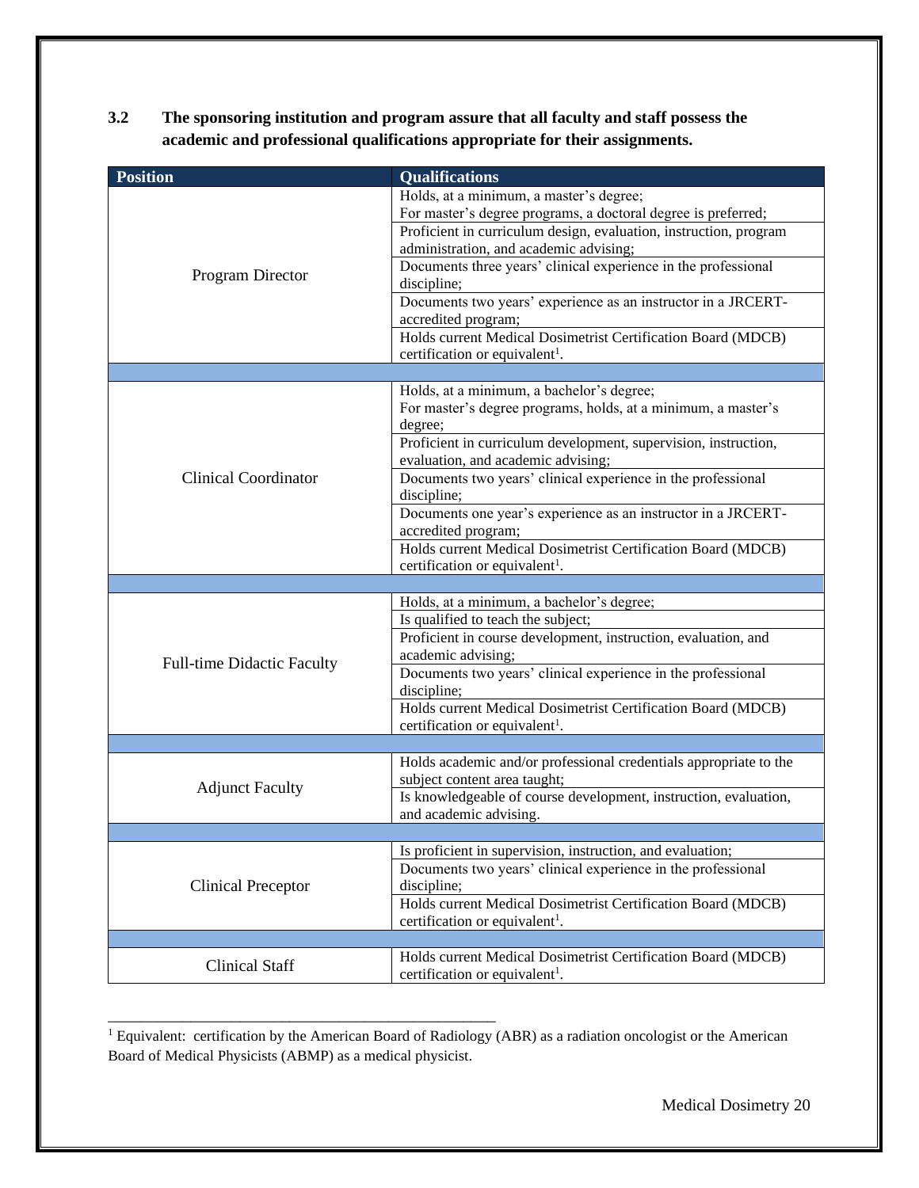**3.2 The sponsoring institution and program assure that all faculty and staff possess the academic and professional qualifications appropriate for their assignments.**

| Position | Qualifications |
|---|---|
| Program Director | Holds, at a minimum, a master's degree;<br>For master's degree programs, a doctoral degree is preferred; |
| | Proficient in curriculum design, evaluation, instruction, program administration, and academic advising; |
| | Documents three years' clinical experience in the professional discipline; |
| | Documents two years' experience as an instructor in a JRCERT-accredited program; |
| | Holds current Medical Dosimetrist Certification Board (MDCB) certification or equivalent[1]. |
| | |
| Clinical Coordinator | Holds, at a minimum, a bachelor's degree;<br>For master's degree programs, holds, at a minimum, a master's degree; |
| | Proficient in curriculum development, supervision, instruction, evaluation, and academic advising; |
| | Documents two years' clinical experience in the professional discipline; |
| | Documents one year's experience as an instructor in a JRCERT-accredited program; |
| | Holds current Medical Dosimetrist Certification Board (MDCB) certification or equivalent[1]. |
| | |
| Full-time Didactic Faculty | Holds, at a minimum, a bachelor's degree; |
| | Is qualified to teach the subject; |
| | Proficient in course development, instruction, evaluation, and academic advising; |
| | Documents two years' clinical experience in the professional discipline; |
| | Holds current Medical Dosimetrist Certification Board (MDCB) certification or equivalent[1]. |
| | |
| Adjunct Faculty | Holds academic and/or professional credentials appropriate to the subject content area taught; |
| | Is knowledgeable of course development, instruction, evaluation, and academic advising. |
| | |
| Clinical Preceptor | Is proficient in supervision, instruction, and evaluation; |
| | Documents two years' clinical experience in the professional discipline; |
| | Holds current Medical Dosimetrist Certification Board (MDCB) certification or equivalent[1]. |
| | |
| Clinical Staff | Holds current Medical Dosimetrist Certification Board (MDCB) certification or equivalent[1]. |

---

[1] Equivalent: certification by the American Board of Radiology (ABR) as a radiation oncologist or the American Board of Medical Physicists (ABMP) as a medical physicist.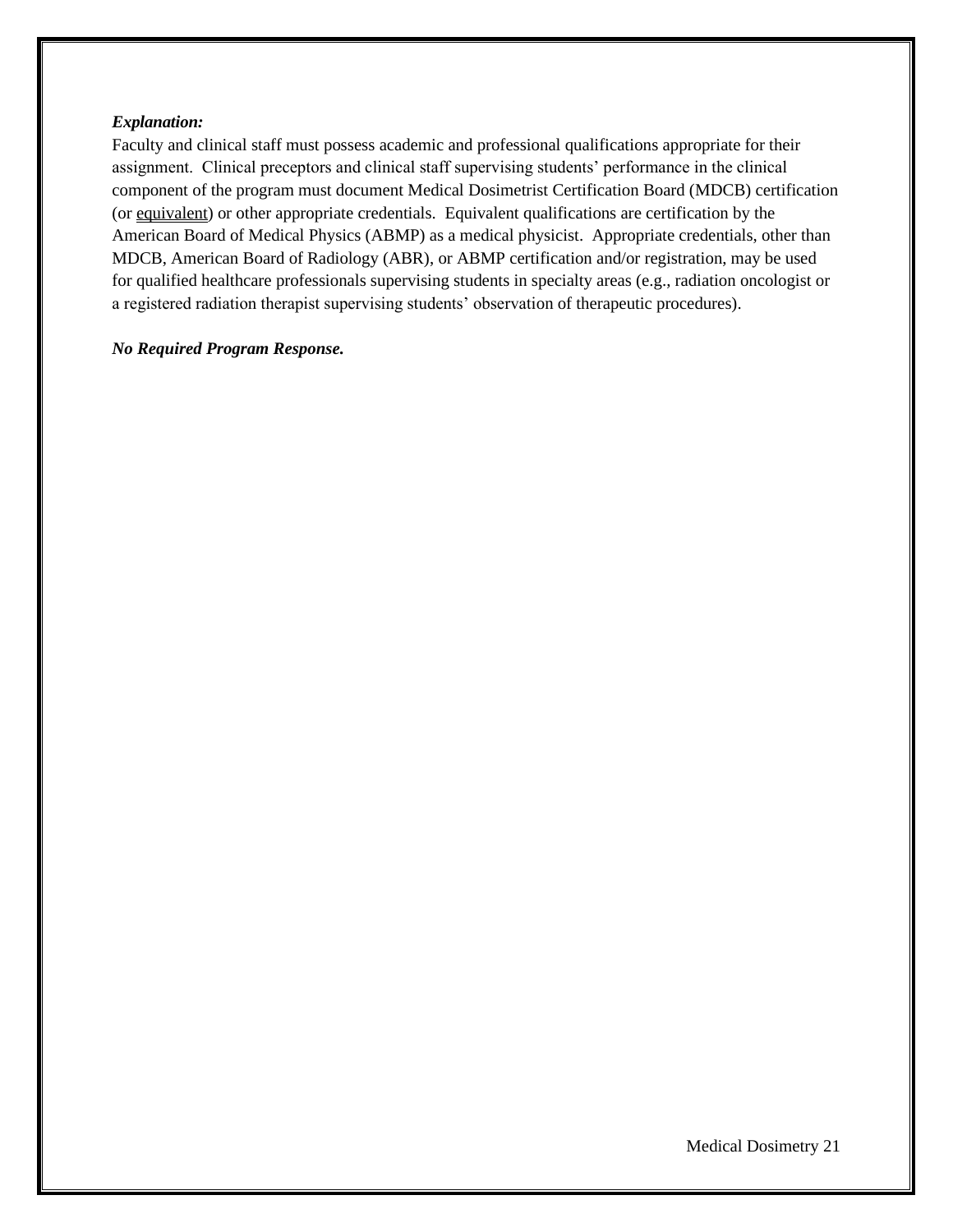***Explanation:***

Faculty and clinical staff must possess academic and professional qualifications appropriate for their assignment. Clinical preceptors and clinical staff supervising students' performance in the clinical component of the program must document Medical Dosimetrist Certification Board (MDCB) certification (or equivalent) or other appropriate credentials. Equivalent qualifications are certification by the American Board of Medical Physics (ABMP) as a medical physicist. Appropriate credentials, other than MDCB, American Board of Radiology (ABR), or ABMP certification and/or registration, may be used for qualified healthcare professionals supervising students in specialty areas (e.g., radiation oncologist or a registered radiation therapist supervising students' observation of therapeutic procedures).

***No Required Program Response.***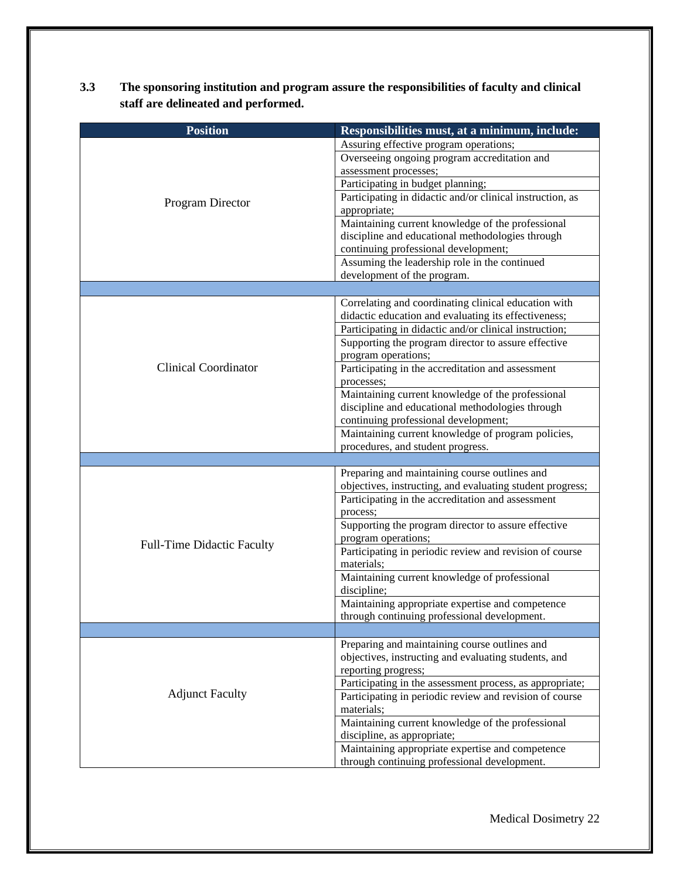**3.3 The sponsoring institution and program assure the responsibilities of faculty and clinical staff are delineated and performed.**

| Position | Responsibilities must, at a minimum, include: |
|---|---|
| Program Director | Assuring effective program operations; |
| | Overseeing ongoing program accreditation and assessment processes; |
| | Participating in budget planning; |
| | Participating in didactic and/or clinical instruction, as appropriate; |
| | Maintaining current knowledge of the professional discipline and educational methodologies through continuing professional development; |
| | Assuming the leadership role in the continued development of the program. |
| | |
| Clinical Coordinator | Correlating and coordinating clinical education with didactic education and evaluating its effectiveness; |
| | Participating in didactic and/or clinical instruction; |
| | Supporting the program director to assure effective program operations; |
| | Participating in the accreditation and assessment processes; |
| | Maintaining current knowledge of the professional discipline and educational methodologies through continuing professional development; |
| | Maintaining current knowledge of program policies, procedures, and student progress. |
| | |
| Full-Time Didactic Faculty | Preparing and maintaining course outlines and objectives, instructing, and evaluating student progress; |
| | Participating in the accreditation and assessment process; |
| | Supporting the program director to assure effective program operations; |
| | Participating in periodic review and revision of course materials; |
| | Maintaining current knowledge of professional discipline; |
| | Maintaining appropriate expertise and competence through continuing professional development. |
| | |
| Adjunct Faculty | Preparing and maintaining course outlines and objectives, instructing and evaluating students, and reporting progress; |
| | Participating in the assessment process, as appropriate; |
| | Participating in periodic review and revision of course materials; |
| | Maintaining current knowledge of the professional discipline, as appropriate; |
| | Maintaining appropriate expertise and competence through continuing professional development. |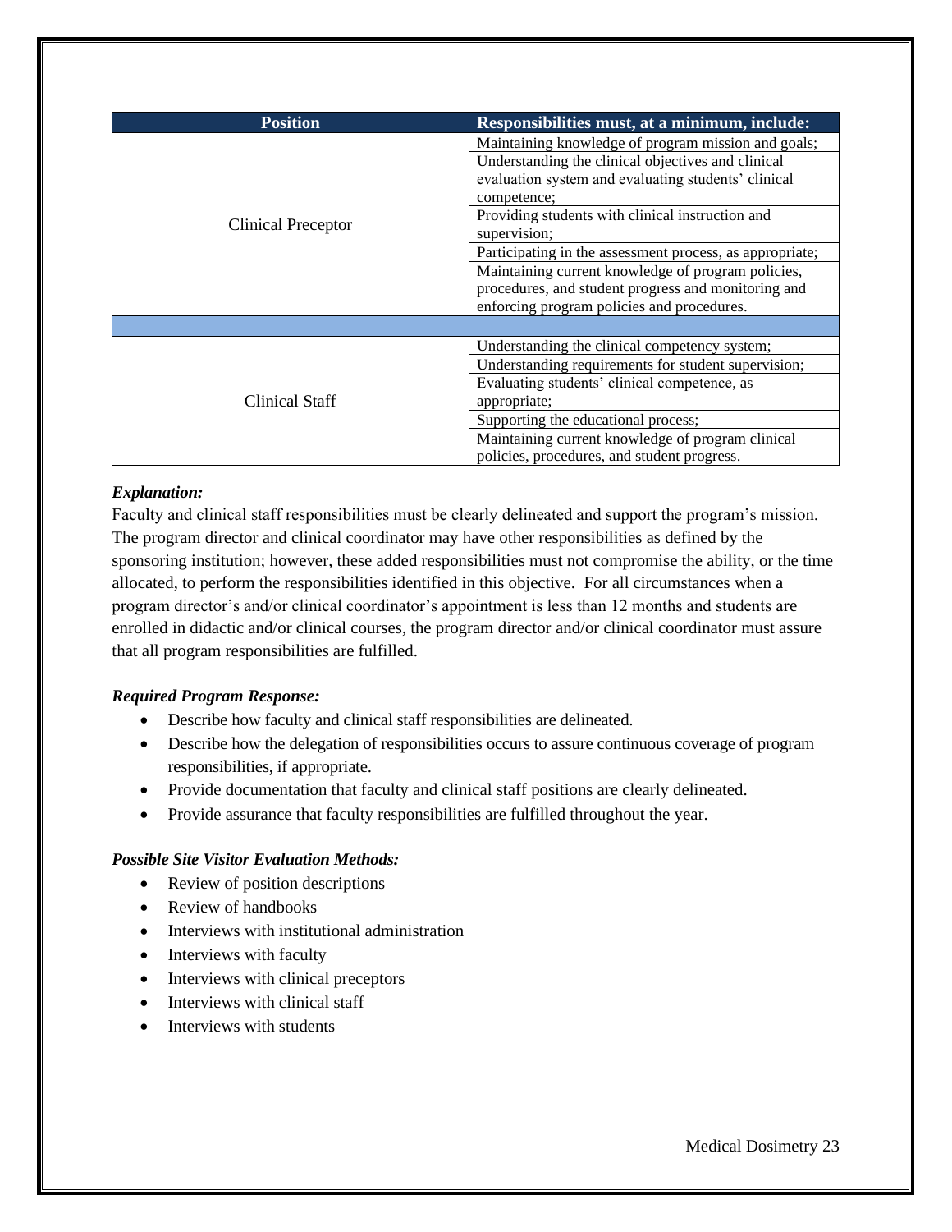| Position | Responsibilities must, at a minimum, include: |
|---|---|
| Clinical Preceptor | Maintaining knowledge of program mission and goals; |
| | Understanding the clinical objectives and clinical evaluation system and evaluating students' clinical competence; |
| | Providing students with clinical instruction and supervision; |
| | Participating in the assessment process, as appropriate; |
| | Maintaining current knowledge of program policies, procedures, and student progress and monitoring and enforcing program policies and procedures. |
| | |
| Clinical Staff | Understanding the clinical competency system; |
| | Understanding requirements for student supervision; |
| | Evaluating students' clinical competence, as appropriate; |
| | Supporting the educational process; |
| | Maintaining current knowledge of program clinical policies, procedures, and student progress. |

***Explanation:***

Faculty and clinical staff responsibilities must be clearly delineated and support the program's mission. The program director and clinical coordinator may have other responsibilities as defined by the sponsoring institution; however, these added responsibilities must not compromise the ability, or the time allocated, to perform the responsibilities identified in this objective. For all circumstances when a program director's and/or clinical coordinator's appointment is less than 12 months and students are enrolled in didactic and/or clinical courses, the program director and/or clinical coordinator must assure that all program responsibilities are fulfilled.

***Required Program Response:***

- Describe how faculty and clinical staff responsibilities are delineated.
- Describe how the delegation of responsibilities occurs to assure continuous coverage of program responsibilities, if appropriate.
- Provide documentation that faculty and clinical staff positions are clearly delineated.
- Provide assurance that faculty responsibilities are fulfilled throughout the year.

***Possible Site Visitor Evaluation Methods:***

- Review of position descriptions
- Review of handbooks
- Interviews with institutional administration
- Interviews with faculty
- Interviews with clinical preceptors
- Interviews with clinical staff
- Interviews with students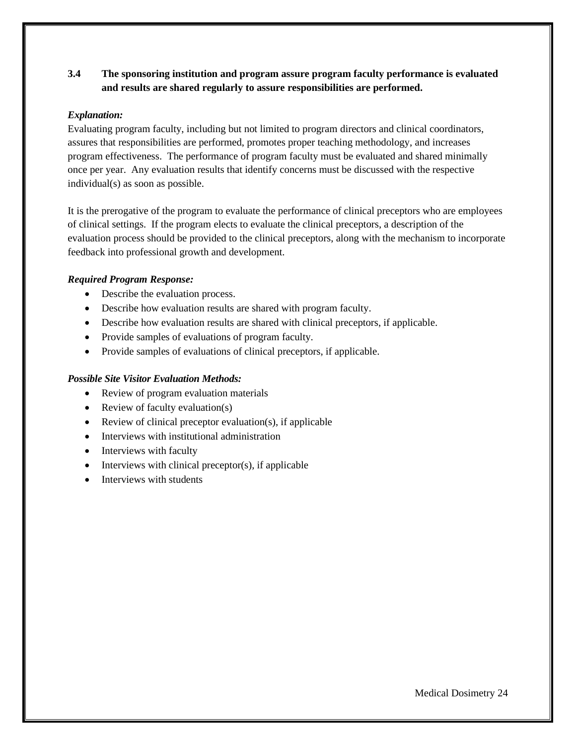**3.4 The sponsoring institution and program assure program faculty performance is evaluated and results are shared regularly to assure responsibilities are performed.**

***Explanation:***

Evaluating program faculty, including but not limited to program directors and clinical coordinators, assures that responsibilities are performed, promotes proper teaching methodology, and increases program effectiveness. The performance of program faculty must be evaluated and shared minimally once per year. Any evaluation results that identify concerns must be discussed with the respective individual(s) as soon as possible.

It is the prerogative of the program to evaluate the performance of clinical preceptors who are employees of clinical settings. If the program elects to evaluate the clinical preceptors, a description of the evaluation process should be provided to the clinical preceptors, along with the mechanism to incorporate feedback into professional growth and development.

***Required Program Response:***

- Describe the evaluation process.
- Describe how evaluation results are shared with program faculty.
- Describe how evaluation results are shared with clinical preceptors, if applicable.
- Provide samples of evaluations of program faculty.
- Provide samples of evaluations of clinical preceptors, if applicable.

***Possible Site Visitor Evaluation Methods:***

- Review of program evaluation materials
- Review of faculty evaluation(s)
- Review of clinical preceptor evaluation(s), if applicable
- Interviews with institutional administration
- Interviews with faculty
- Interviews with clinical preceptor(s), if applicable
- Interviews with students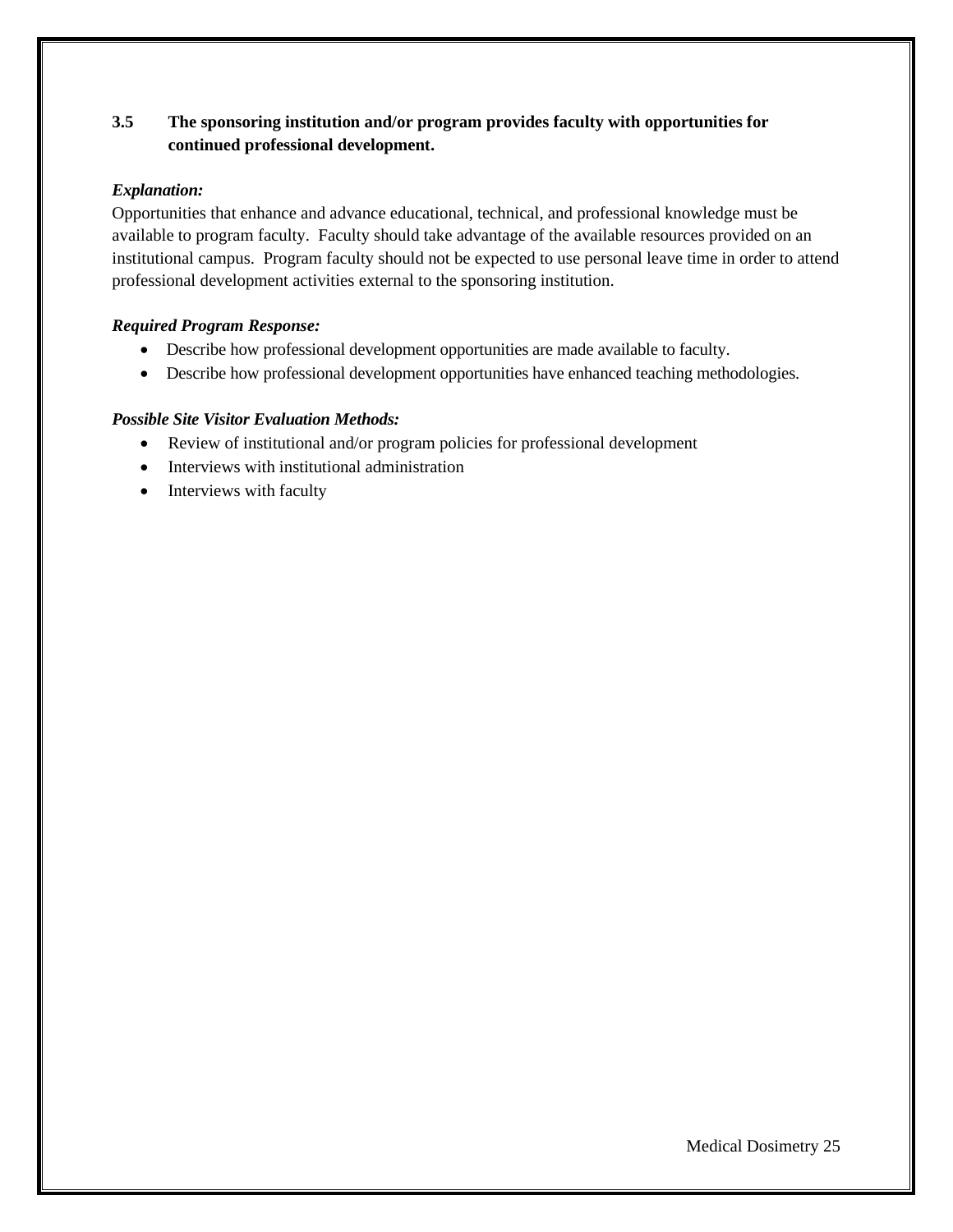**3.5 The sponsoring institution and/or program provides faculty with opportunities for continued professional development.**

***Explanation:***

Opportunities that enhance and advance educational, technical, and professional knowledge must be available to program faculty. Faculty should take advantage of the available resources provided on an institutional campus. Program faculty should not be expected to use personal leave time in order to attend professional development activities external to the sponsoring institution.

***Required Program Response:***

- Describe how professional development opportunities are made available to faculty.
- Describe how professional development opportunities have enhanced teaching methodologies.

***Possible Site Visitor Evaluation Methods:***

- Review of institutional and/or program policies for professional development
- Interviews with institutional administration
- Interviews with faculty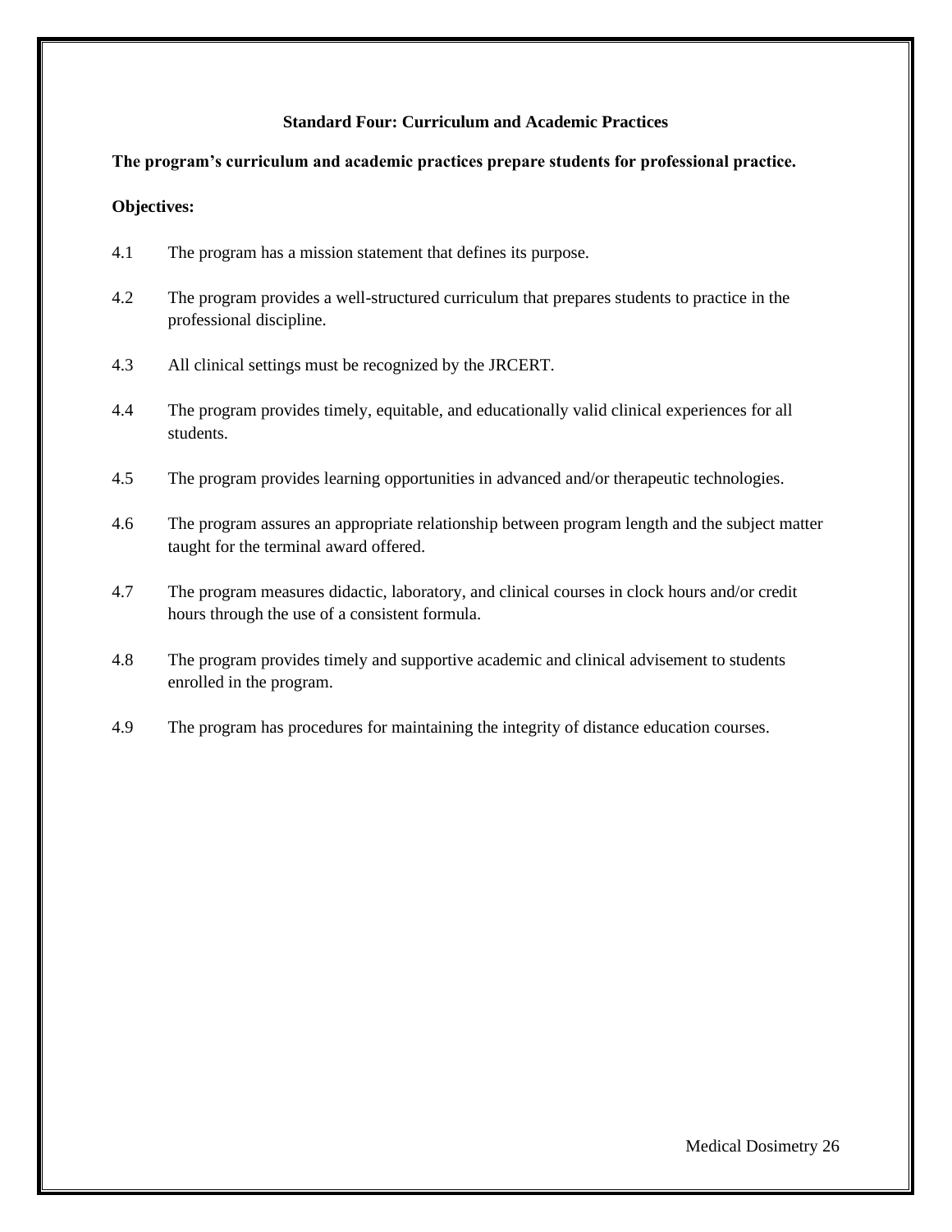## Standard Four: Curriculum and Academic Practices

**The program's curriculum and academic practices prepare students for professional practice.**

**Objectives:**

4.1 The program has a mission statement that defines its purpose.

4.2 The program provides a well-structured curriculum that prepares students to practice in the professional discipline.

4.3 All clinical settings must be recognized by the JRCERT.

4.4 The program provides timely, equitable, and educationally valid clinical experiences for all students.

4.5 The program provides learning opportunities in advanced and/or therapeutic technologies.

4.6 The program assures an appropriate relationship between program length and the subject matter taught for the terminal award offered.

4.7 The program measures didactic, laboratory, and clinical courses in clock hours and/or credit hours through the use of a consistent formula.

4.8 The program provides timely and supportive academic and clinical advisement to students enrolled in the program.

4.9 The program has procedures for maintaining the integrity of distance education courses.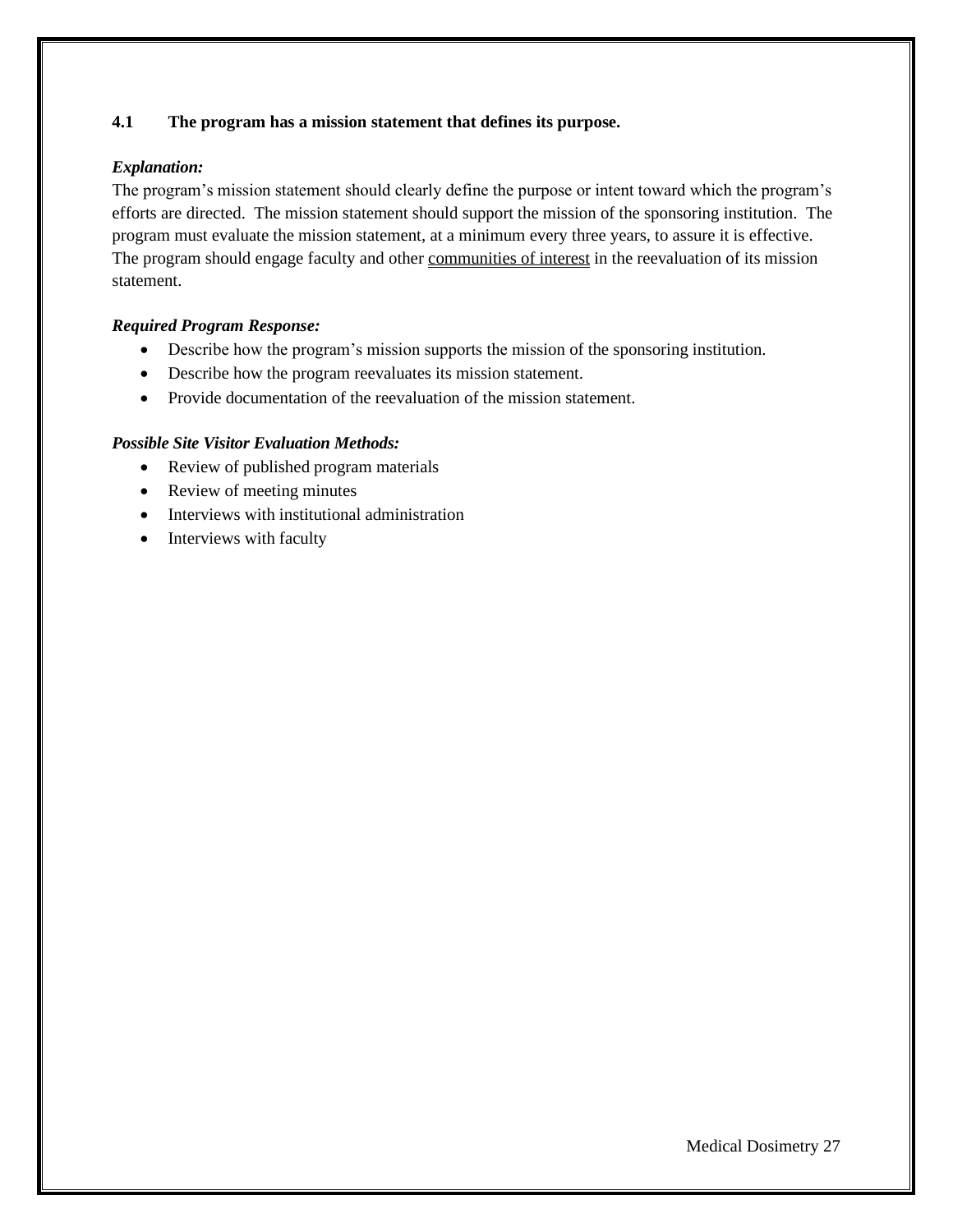**4.1 The program has a mission statement that defines its purpose.**

***Explanation:***

The program's mission statement should clearly define the purpose or intent toward which the program's efforts are directed. The mission statement should support the mission of the sponsoring institution. The program must evaluate the mission statement, at a minimum every three years, to assure it is effective. The program should engage faculty and other communities of interest in the reevaluation of its mission statement.

***Required Program Response:***

- Describe how the program's mission supports the mission of the sponsoring institution.
- Describe how the program reevaluates its mission statement.
- Provide documentation of the reevaluation of the mission statement.

***Possible Site Visitor Evaluation Methods:***

- Review of published program materials
- Review of meeting minutes
- Interviews with institutional administration
- Interviews with faculty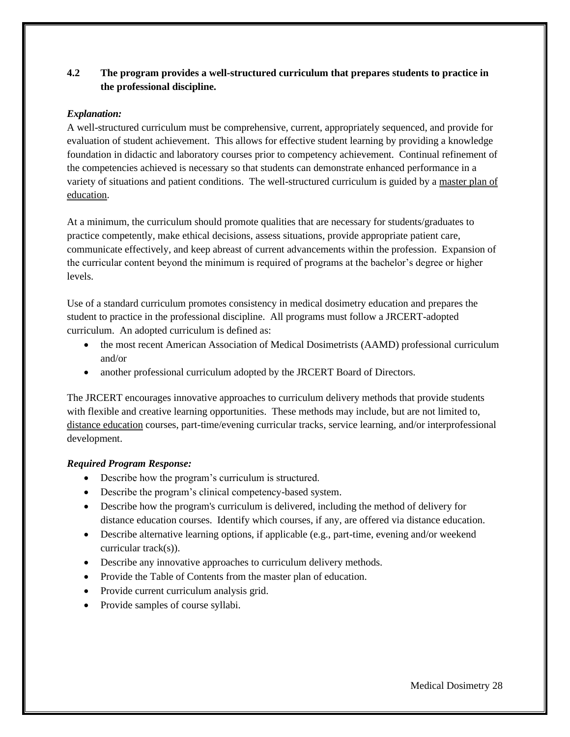**4.2 The program provides a well-structured curriculum that prepares students to practice in the professional discipline.**

***Explanation:***

A well-structured curriculum must be comprehensive, current, appropriately sequenced, and provide for evaluation of student achievement. This allows for effective student learning by providing a knowledge foundation in didactic and laboratory courses prior to competency achievement. Continual refinement of the competencies achieved is necessary so that students can demonstrate enhanced performance in a variety of situations and patient conditions. The well-structured curriculum is guided by a master plan of education.

At a minimum, the curriculum should promote qualities that are necessary for students/graduates to practice competently, make ethical decisions, assess situations, provide appropriate patient care, communicate effectively, and keep abreast of current advancements within the profession. Expansion of the curricular content beyond the minimum is required of programs at the bachelor's degree or higher levels.

Use of a standard curriculum promotes consistency in medical dosimetry education and prepares the student to practice in the professional discipline. All programs must follow a JRCERT-adopted curriculum. An adopted curriculum is defined as:

- the most recent American Association of Medical Dosimetrists (AAMD) professional curriculum and/or
- another professional curriculum adopted by the JRCERT Board of Directors.

The JRCERT encourages innovative approaches to curriculum delivery methods that provide students with flexible and creative learning opportunities. These methods may include, but are not limited to, distance education courses, part-time/evening curricular tracks, service learning, and/or interprofessional development.

***Required Program Response:***

- Describe how the program's curriculum is structured.
- Describe the program's clinical competency-based system.
- Describe how the program's curriculum is delivered, including the method of delivery for distance education courses. Identify which courses, if any, are offered via distance education.
- Describe alternative learning options, if applicable (e.g., part-time, evening and/or weekend curricular track(s)).
- Describe any innovative approaches to curriculum delivery methods.
- Provide the Table of Contents from the master plan of education.
- Provide current curriculum analysis grid.
- Provide samples of course syllabi.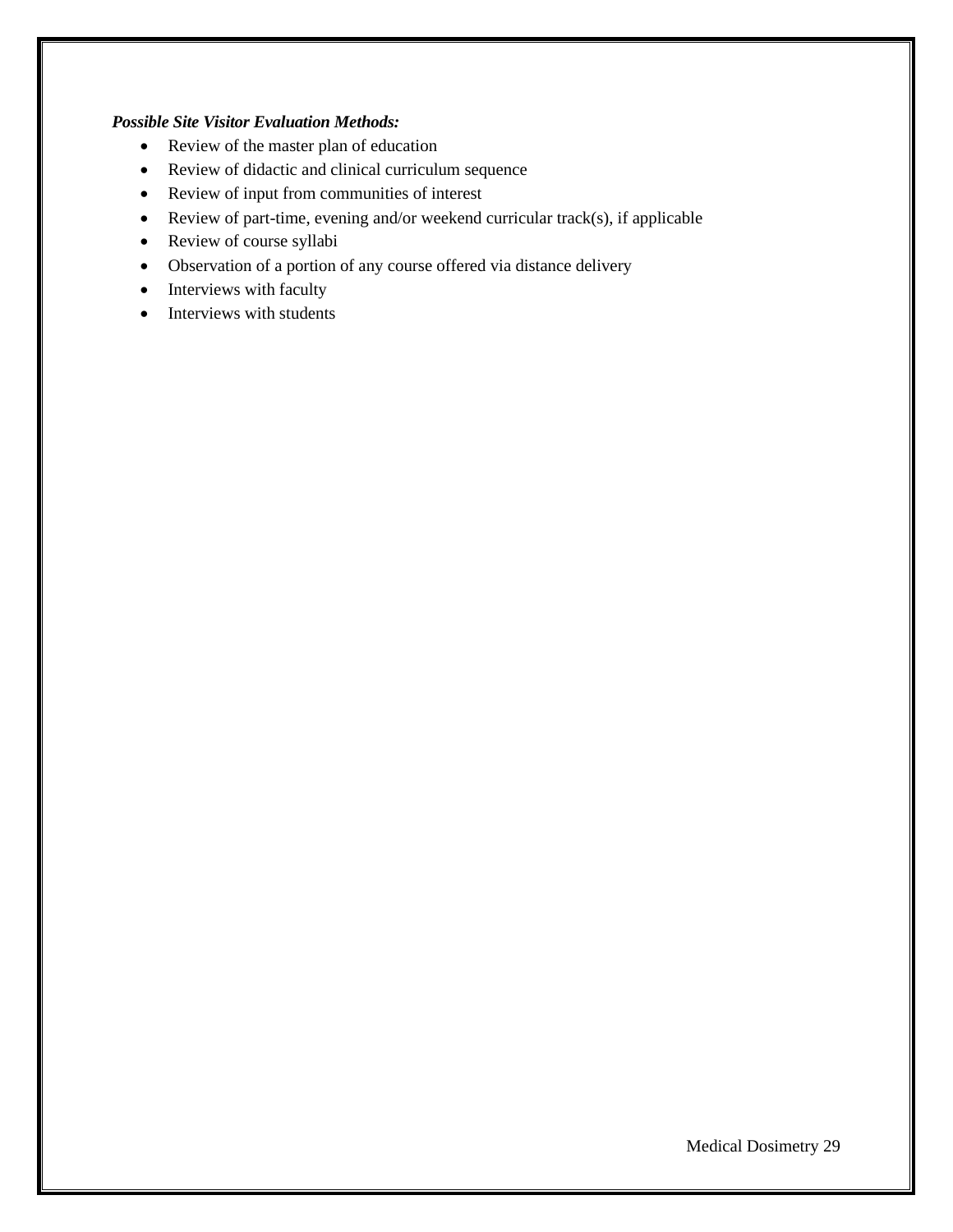***Possible Site Visitor Evaluation Methods:***

- Review of the master plan of education
- Review of didactic and clinical curriculum sequence
- Review of input from communities of interest
- Review of part-time, evening and/or weekend curricular track(s), if applicable
- Review of course syllabi
- Observation of a portion of any course offered via distance delivery
- Interviews with faculty
- Interviews with students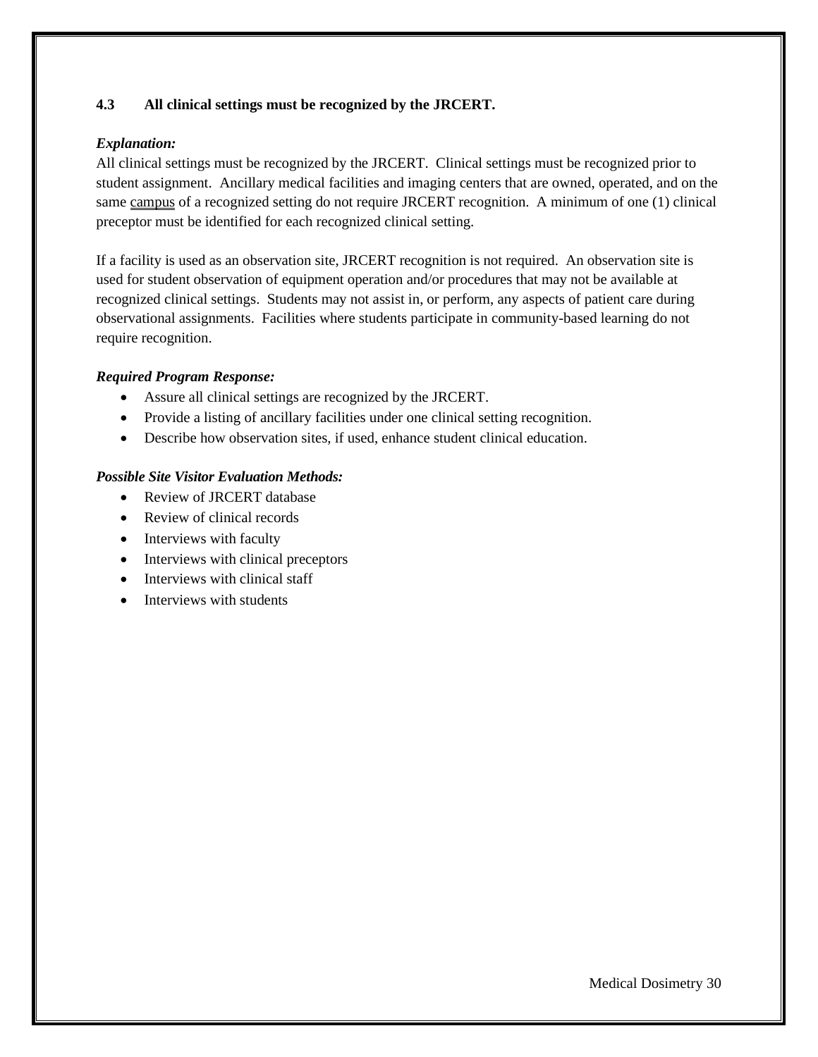**4.3 All clinical settings must be recognized by the JRCERT.**

***Explanation:***

All clinical settings must be recognized by the JRCERT. Clinical settings must be recognized prior to student assignment. Ancillary medical facilities and imaging centers that are owned, operated, and on the same campus of a recognized setting do not require JRCERT recognition. A minimum of one (1) clinical preceptor must be identified for each recognized clinical setting.

If a facility is used as an observation site, JRCERT recognition is not required. An observation site is used for student observation of equipment operation and/or procedures that may not be available at recognized clinical settings. Students may not assist in, or perform, any aspects of patient care during observational assignments. Facilities where students participate in community-based learning do not require recognition.

***Required Program Response:***

- Assure all clinical settings are recognized by the JRCERT.
- Provide a listing of ancillary facilities under one clinical setting recognition.
- Describe how observation sites, if used, enhance student clinical education.

***Possible Site Visitor Evaluation Methods:***

- Review of JRCERT database
- Review of clinical records
- Interviews with faculty
- Interviews with clinical preceptors
- Interviews with clinical staff
- Interviews with students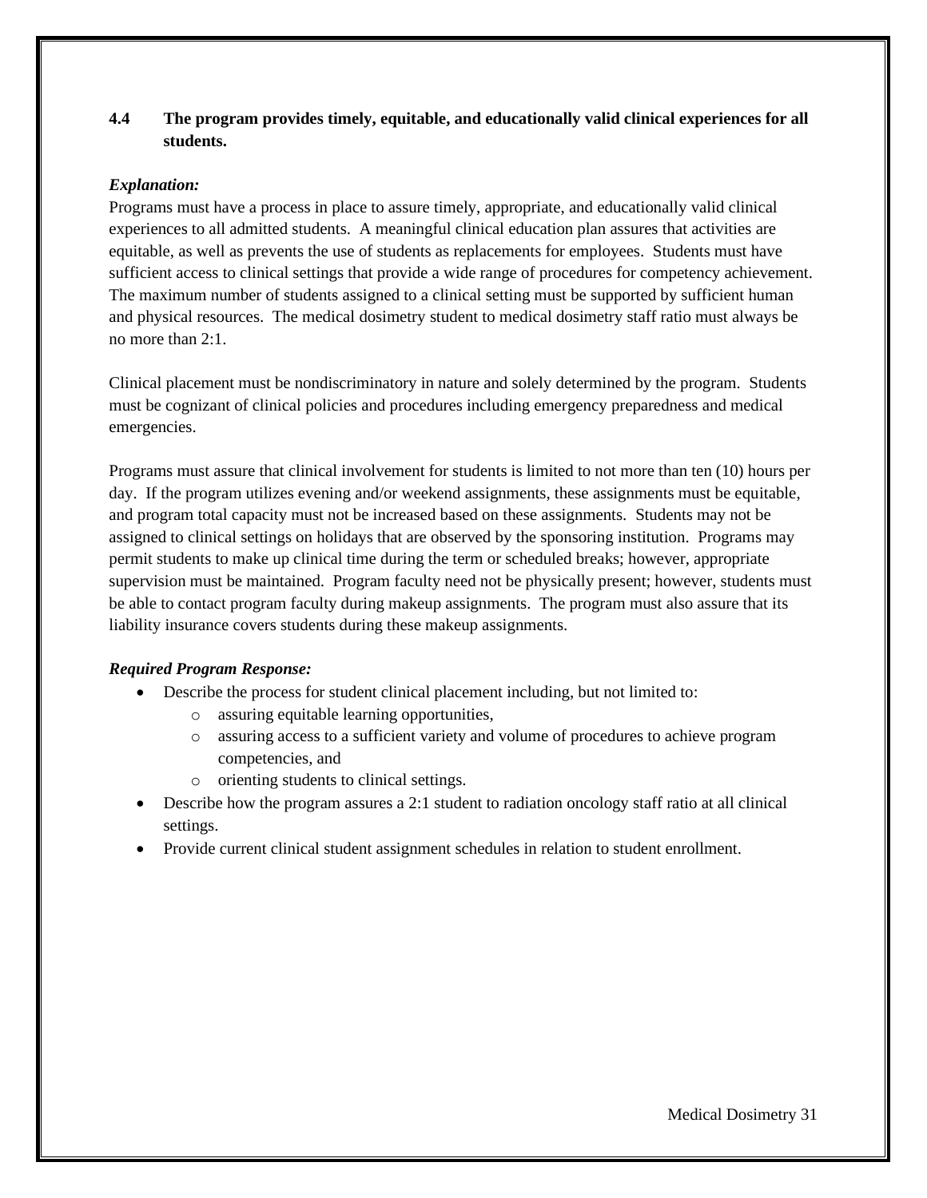### 4.4 The program provides timely, equitable, and educationally valid clinical experiences for all students.

***Explanation:***

Programs must have a process in place to assure timely, appropriate, and educationally valid clinical experiences to all admitted students. A meaningful clinical education plan assures that activities are equitable, as well as prevents the use of students as replacements for employees. Students must have sufficient access to clinical settings that provide a wide range of procedures for competency achievement. The maximum number of students assigned to a clinical setting must be supported by sufficient human and physical resources. The medical dosimetry student to medical dosimetry staff ratio must always be no more than 2:1.

Clinical placement must be nondiscriminatory in nature and solely determined by the program. Students must be cognizant of clinical policies and procedures including emergency preparedness and medical emergencies.

Programs must assure that clinical involvement for students is limited to not more than ten (10) hours per day. If the program utilizes evening and/or weekend assignments, these assignments must be equitable, and program total capacity must not be increased based on these assignments. Students may not be assigned to clinical settings on holidays that are observed by the sponsoring institution. Programs may permit students to make up clinical time during the term or scheduled breaks; however, appropriate supervision must be maintained. Program faculty need not be physically present; however, students must be able to contact program faculty during makeup assignments. The program must also assure that its liability insurance covers students during these makeup assignments.

***Required Program Response:***

- Describe the process for student clinical placement including, but not limited to:
  - assuring equitable learning opportunities,
  - assuring access to a sufficient variety and volume of procedures to achieve program competencies, and
  - orienting students to clinical settings.
- Describe how the program assures a 2:1 student to radiation oncology staff ratio at all clinical settings.
- Provide current clinical student assignment schedules in relation to student enrollment.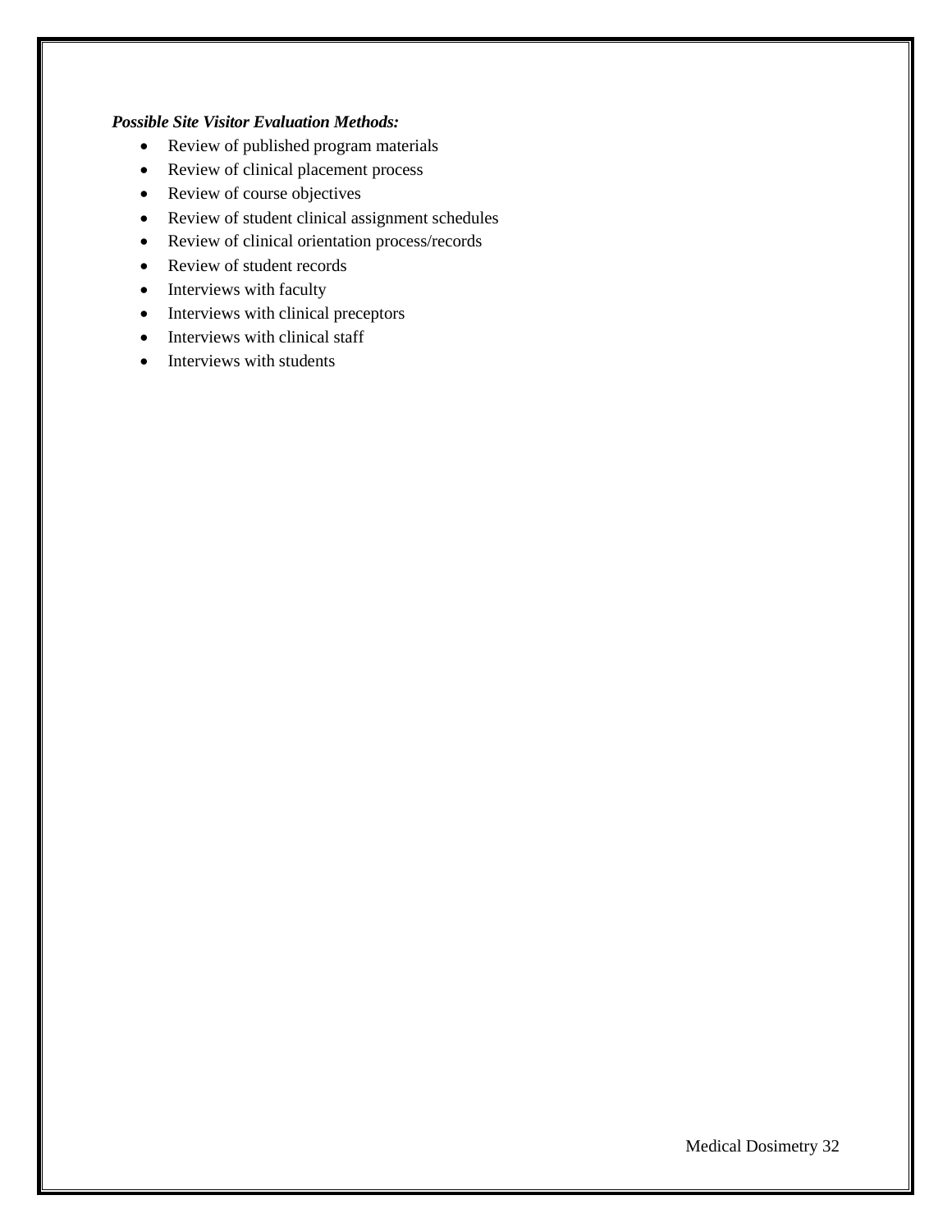***Possible Site Visitor Evaluation Methods:***

- Review of published program materials
- Review of clinical placement process
- Review of course objectives
- Review of student clinical assignment schedules
- Review of clinical orientation process/records
- Review of student records
- Interviews with faculty
- Interviews with clinical preceptors
- Interviews with clinical staff
- Interviews with students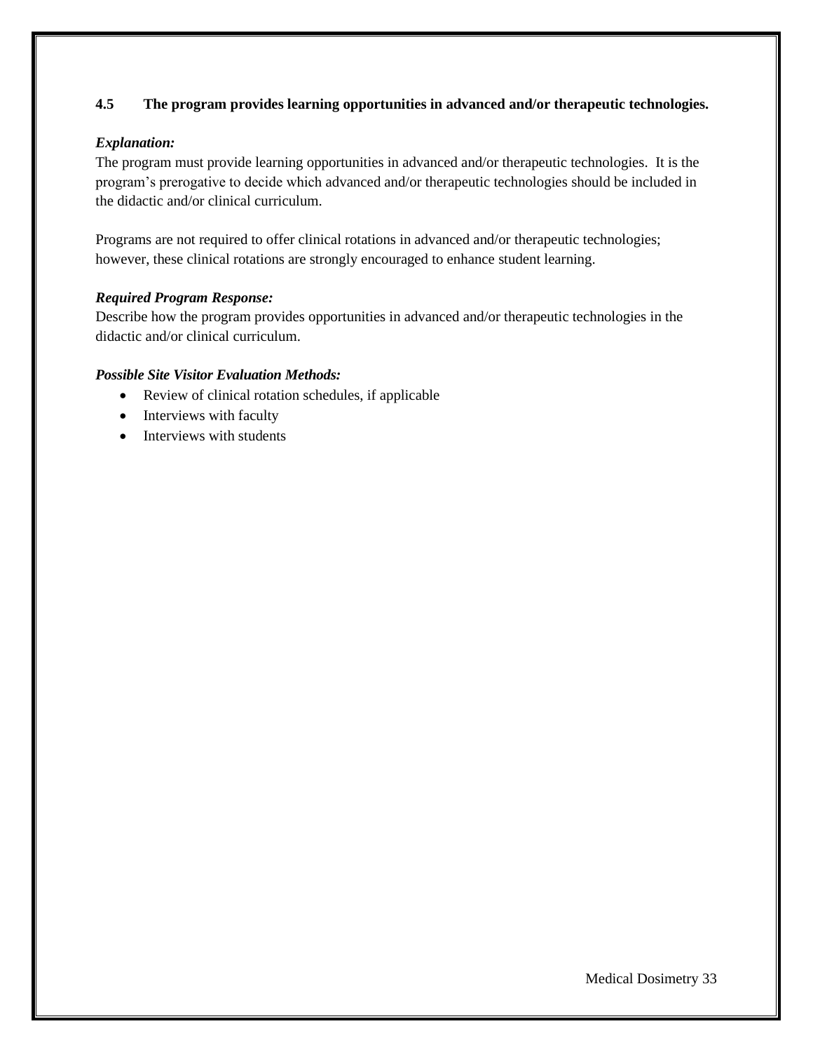**4.5 The program provides learning opportunities in advanced and/or therapeutic technologies.**

***Explanation:***

The program must provide learning opportunities in advanced and/or therapeutic technologies. It is the program's prerogative to decide which advanced and/or therapeutic technologies should be included in the didactic and/or clinical curriculum.

Programs are not required to offer clinical rotations in advanced and/or therapeutic technologies; however, these clinical rotations are strongly encouraged to enhance student learning.

***Required Program Response:***

Describe how the program provides opportunities in advanced and/or therapeutic technologies in the didactic and/or clinical curriculum.

***Possible Site Visitor Evaluation Methods:***

- Review of clinical rotation schedules, if applicable
- Interviews with faculty
- Interviews with students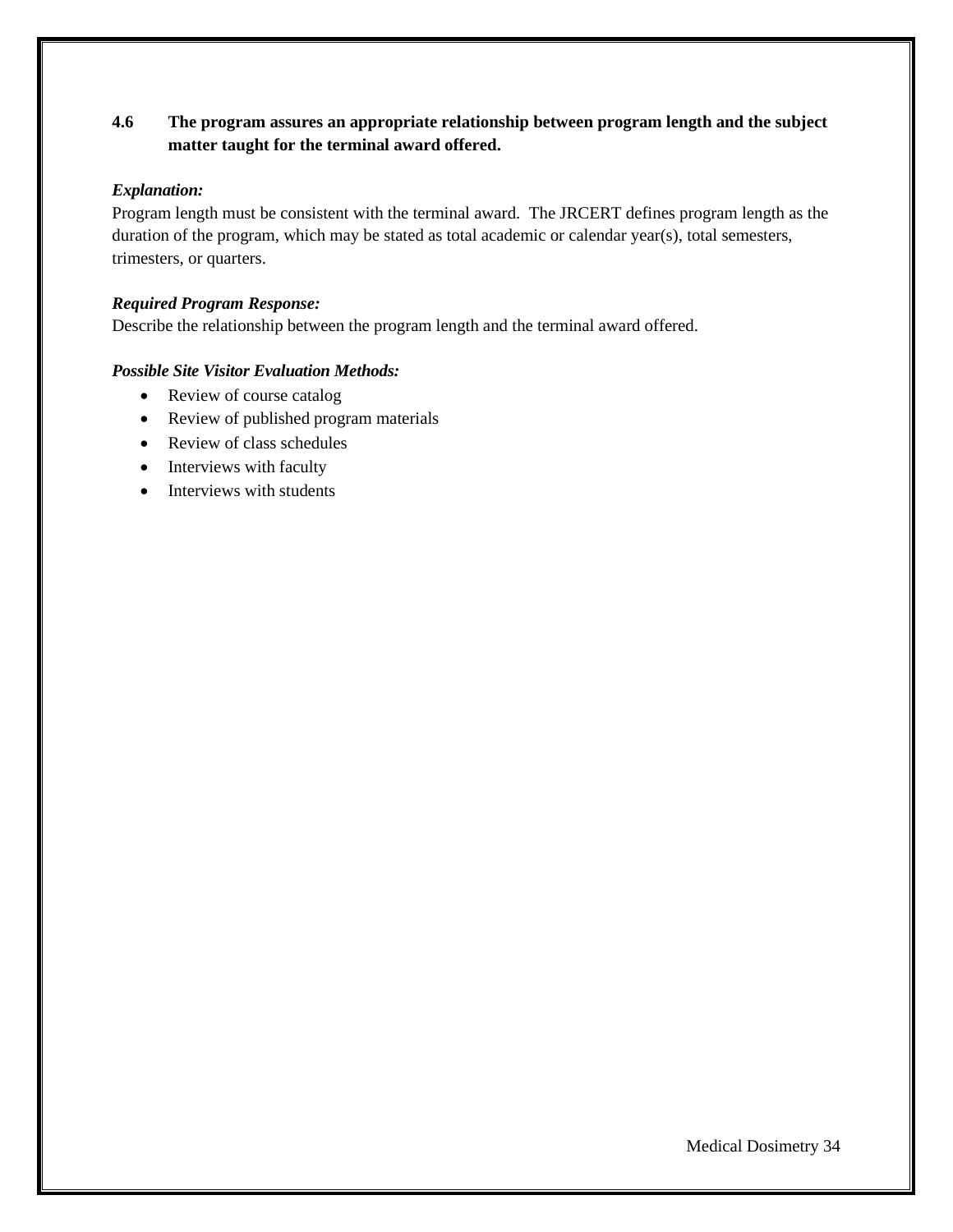**4.6 The program assures an appropriate relationship between program length and the subject matter taught for the terminal award offered.**

***Explanation:***

Program length must be consistent with the terminal award. The JRCERT defines program length as the duration of the program, which may be stated as total academic or calendar year(s), total semesters, trimesters, or quarters.

***Required Program Response:***

Describe the relationship between the program length and the terminal award offered.

***Possible Site Visitor Evaluation Methods:***

- Review of course catalog
- Review of published program materials
- Review of class schedules
- Interviews with faculty
- Interviews with students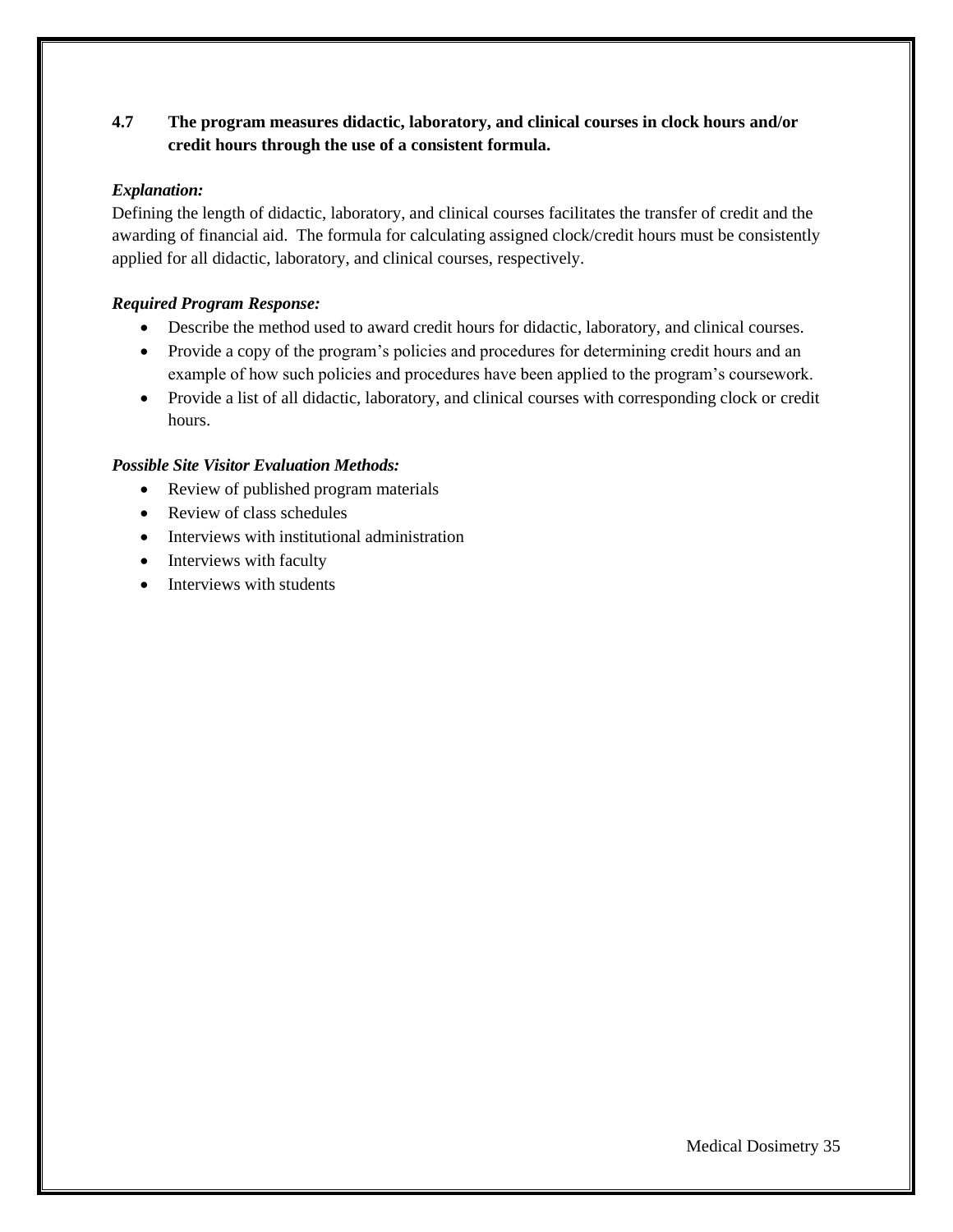**4.7 The program measures didactic, laboratory, and clinical courses in clock hours and/or credit hours through the use of a consistent formula.**

***Explanation:***

Defining the length of didactic, laboratory, and clinical courses facilitates the transfer of credit and the awarding of financial aid. The formula for calculating assigned clock/credit hours must be consistently applied for all didactic, laboratory, and clinical courses, respectively.

***Required Program Response:***

- Describe the method used to award credit hours for didactic, laboratory, and clinical courses.
- Provide a copy of the program's policies and procedures for determining credit hours and an example of how such policies and procedures have been applied to the program's coursework.
- Provide a list of all didactic, laboratory, and clinical courses with corresponding clock or credit hours.

***Possible Site Visitor Evaluation Methods:***

- Review of published program materials
- Review of class schedules
- Interviews with institutional administration
- Interviews with faculty
- Interviews with students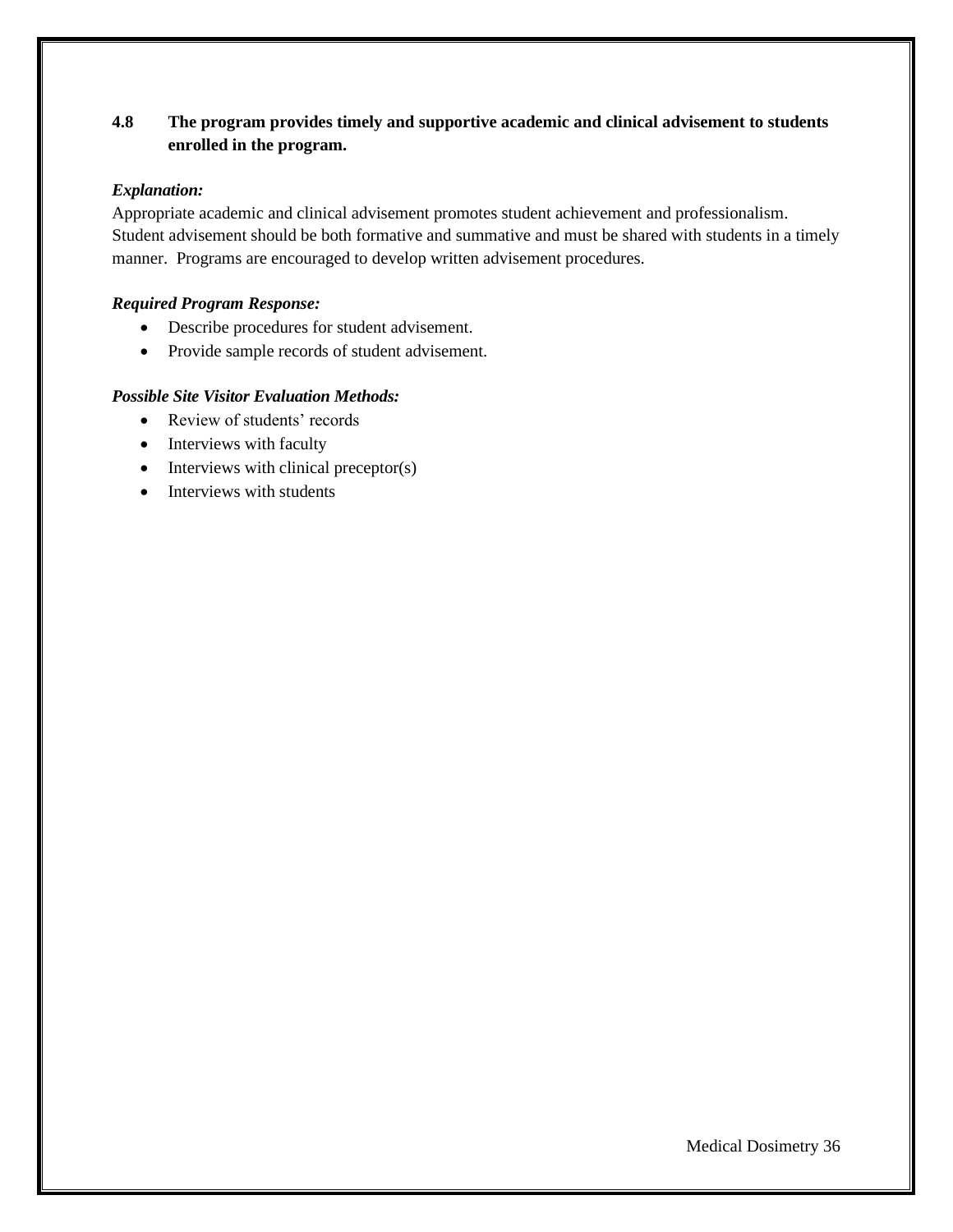**4.8 The program provides timely and supportive academic and clinical advisement to students enrolled in the program.**

***Explanation:***

Appropriate academic and clinical advisement promotes student achievement and professionalism. Student advisement should be both formative and summative and must be shared with students in a timely manner. Programs are encouraged to develop written advisement procedures.

***Required Program Response:***

- Describe procedures for student advisement.
- Provide sample records of student advisement.

***Possible Site Visitor Evaluation Methods:***

- Review of students' records
- Interviews with faculty
- Interviews with clinical preceptor(s)
- Interviews with students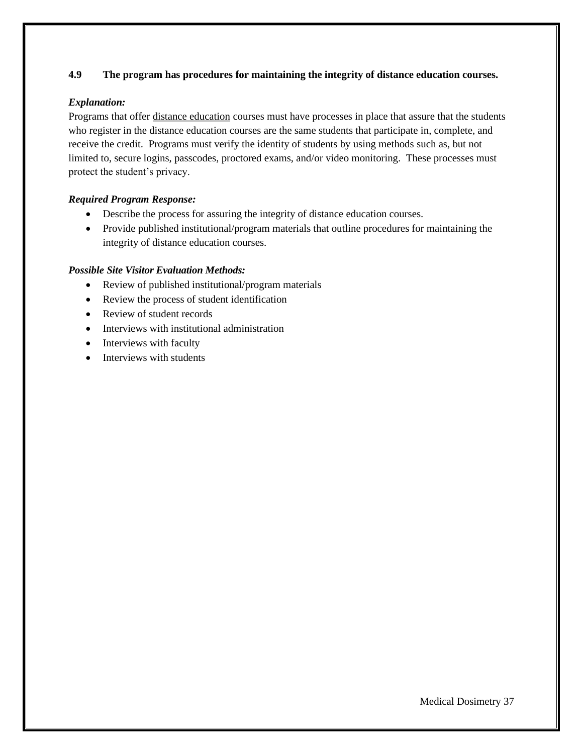**4.9 The program has procedures for maintaining the integrity of distance education courses.**

***Explanation:***

Programs that offer distance education courses must have processes in place that assure that the students who register in the distance education courses are the same students that participate in, complete, and receive the credit. Programs must verify the identity of students by using methods such as, but not limited to, secure logins, passcodes, proctored exams, and/or video monitoring. These processes must protect the student's privacy.

***Required Program Response:***

- Describe the process for assuring the integrity of distance education courses.
- Provide published institutional/program materials that outline procedures for maintaining the integrity of distance education courses.

***Possible Site Visitor Evaluation Methods:***

- Review of published institutional/program materials
- Review the process of student identification
- Review of student records
- Interviews with institutional administration
- Interviews with faculty
- Interviews with students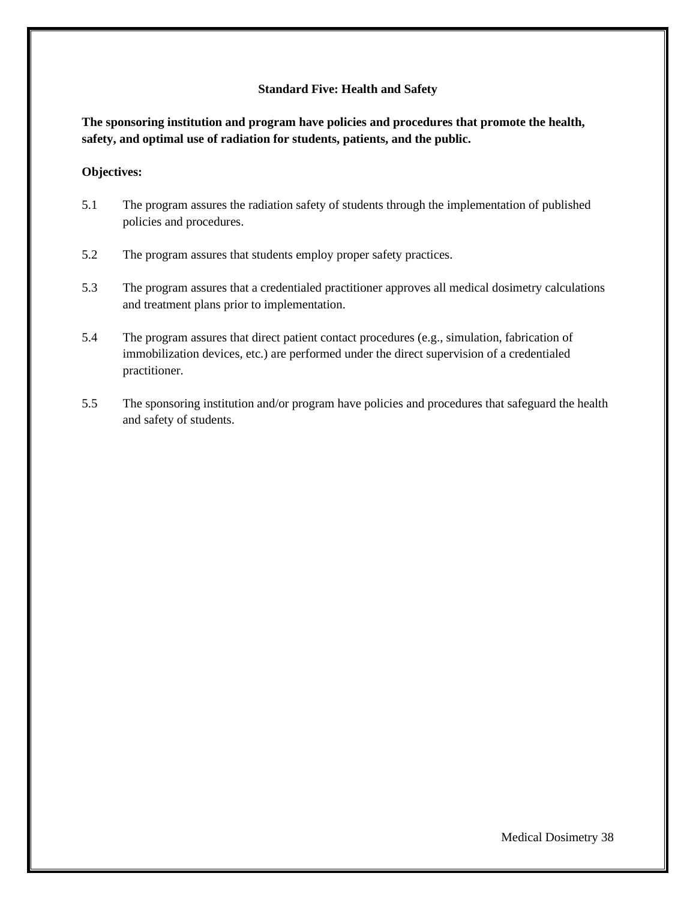## Standard Five: Health and Safety

**The sponsoring institution and program have policies and procedures that promote the health, safety, and optimal use of radiation for students, patients, and the public.**

**Objectives:**

5.1 The program assures the radiation safety of students through the implementation of published policies and procedures.

5.2 The program assures that students employ proper safety practices.

5.3 The program assures that a credentialed practitioner approves all medical dosimetry calculations and treatment plans prior to implementation.

5.4 The program assures that direct patient contact procedures (e.g., simulation, fabrication of immobilization devices, etc.) are performed under the direct supervision of a credentialed practitioner.

5.5 The sponsoring institution and/or program have policies and procedures that safeguard the health and safety of students.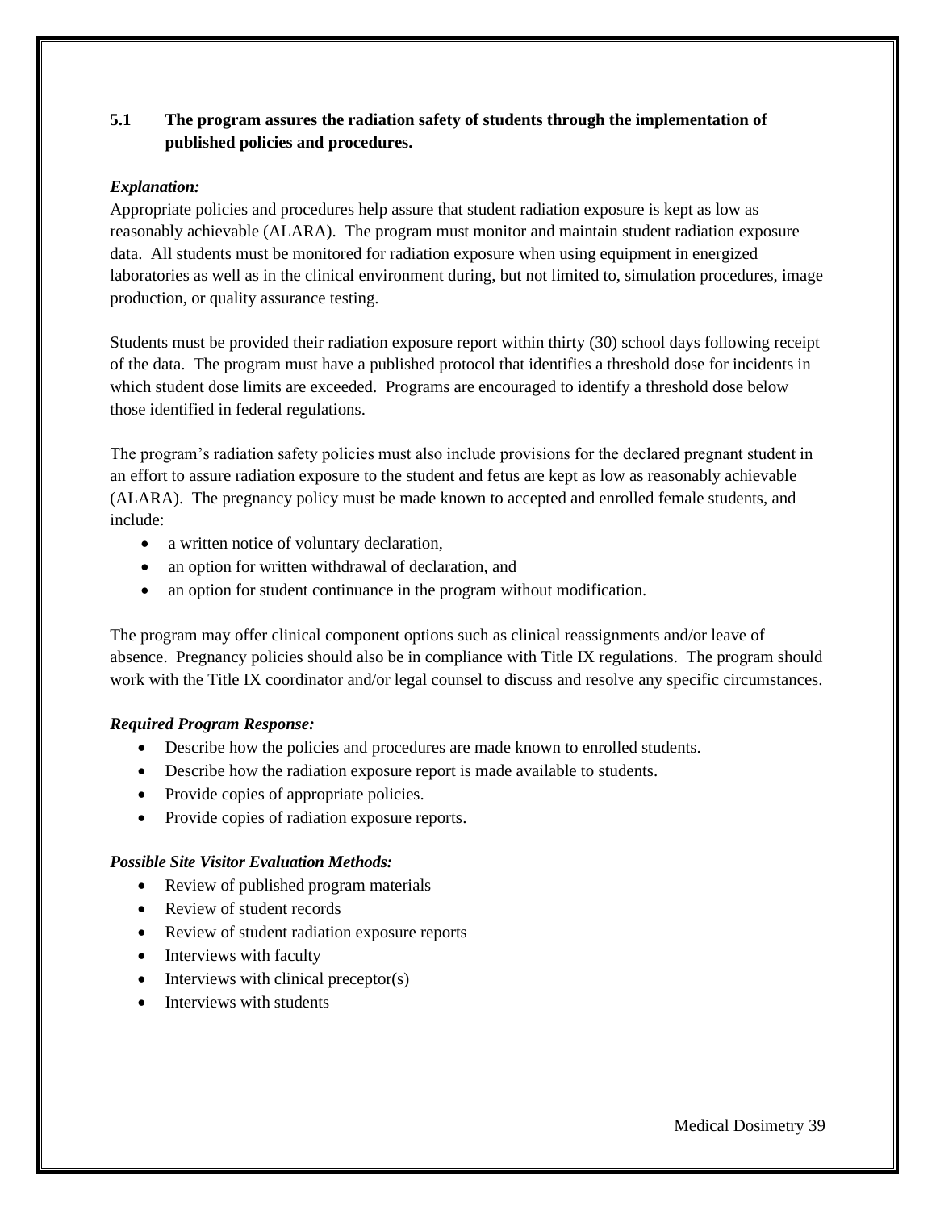**5.1 The program assures the radiation safety of students through the implementation of published policies and procedures.**

***Explanation:***

Appropriate policies and procedures help assure that student radiation exposure is kept as low as reasonably achievable (ALARA). The program must monitor and maintain student radiation exposure data. All students must be monitored for radiation exposure when using equipment in energized laboratories as well as in the clinical environment during, but not limited to, simulation procedures, image production, or quality assurance testing.

Students must be provided their radiation exposure report within thirty (30) school days following receipt of the data. The program must have a published protocol that identifies a threshold dose for incidents in which student dose limits are exceeded. Programs are encouraged to identify a threshold dose below those identified in federal regulations.

The program's radiation safety policies must also include provisions for the declared pregnant student in an effort to assure radiation exposure to the student and fetus are kept as low as reasonably achievable (ALARA). The pregnancy policy must be made known to accepted and enrolled female students, and include:

- a written notice of voluntary declaration,
- an option for written withdrawal of declaration, and
- an option for student continuance in the program without modification.

The program may offer clinical component options such as clinical reassignments and/or leave of absence. Pregnancy policies should also be in compliance with Title IX regulations. The program should work with the Title IX coordinator and/or legal counsel to discuss and resolve any specific circumstances.

***Required Program Response:***

- Describe how the policies and procedures are made known to enrolled students.
- Describe how the radiation exposure report is made available to students.
- Provide copies of appropriate policies.
- Provide copies of radiation exposure reports.

***Possible Site Visitor Evaluation Methods:***

- Review of published program materials
- Review of student records
- Review of student radiation exposure reports
- Interviews with faculty
- Interviews with clinical preceptor(s)
- Interviews with students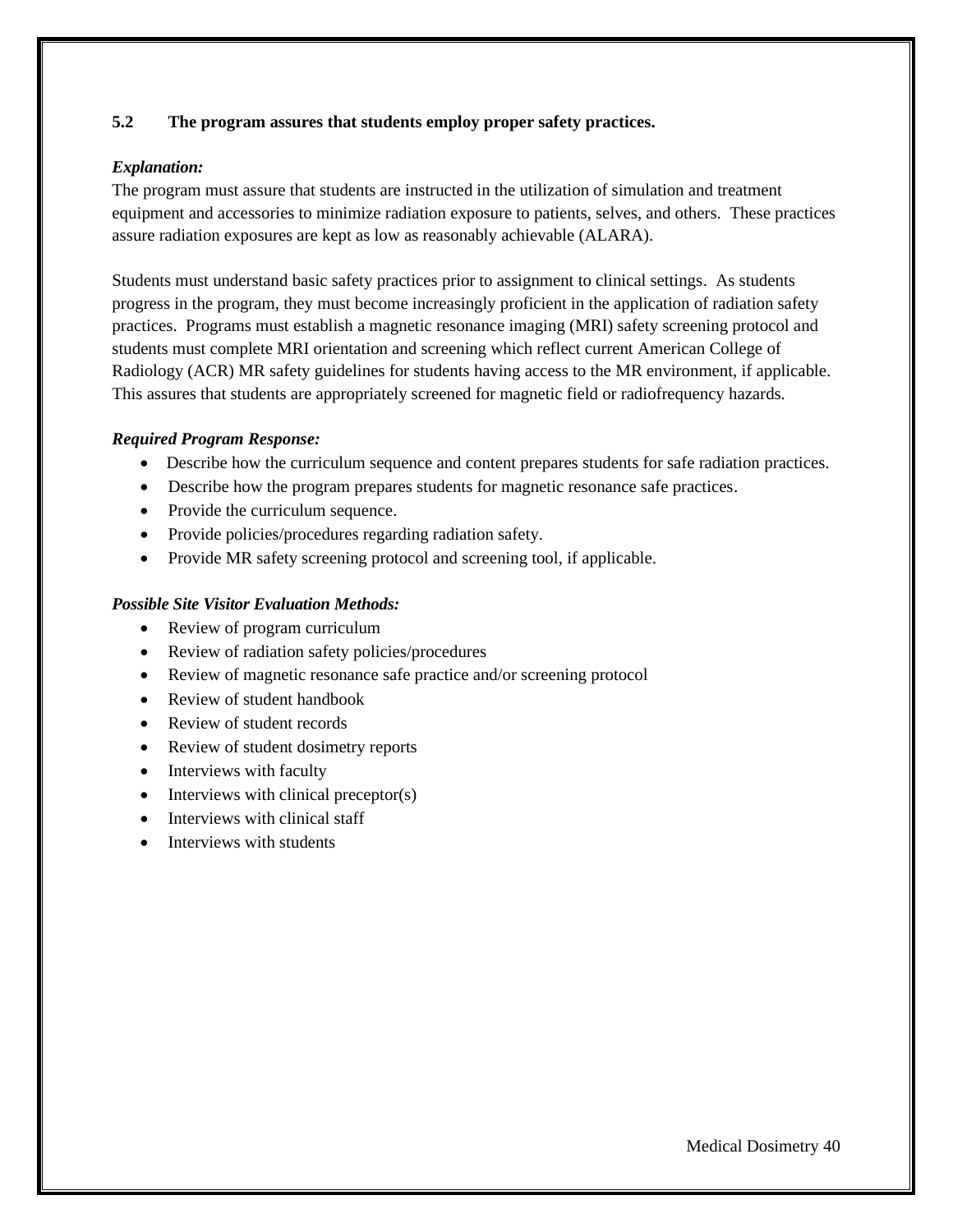### 5.2 The program assures that students employ proper safety practices.

***Explanation:***

The program must assure that students are instructed in the utilization of simulation and treatment equipment and accessories to minimize radiation exposure to patients, selves, and others. These practices assure radiation exposures are kept as low as reasonably achievable (ALARA).

Students must understand basic safety practices prior to assignment to clinical settings. As students progress in the program, they must become increasingly proficient in the application of radiation safety practices. Programs must establish a magnetic resonance imaging (MRI) safety screening protocol and students must complete MRI orientation and screening which reflect current American College of Radiology (ACR) MR safety guidelines for students having access to the MR environment, if applicable. This assures that students are appropriately screened for magnetic field or radiofrequency hazards.

***Required Program Response:***

- Describe how the curriculum sequence and content prepares students for safe radiation practices.
- Describe how the program prepares students for magnetic resonance safe practices.
- Provide the curriculum sequence.
- Provide policies/procedures regarding radiation safety.
- Provide MR safety screening protocol and screening tool, if applicable.

***Possible Site Visitor Evaluation Methods:***

- Review of program curriculum
- Review of radiation safety policies/procedures
- Review of magnetic resonance safe practice and/or screening protocol
- Review of student handbook
- Review of student records
- Review of student dosimetry reports
- Interviews with faculty
- Interviews with clinical preceptor(s)
- Interviews with clinical staff
- Interviews with students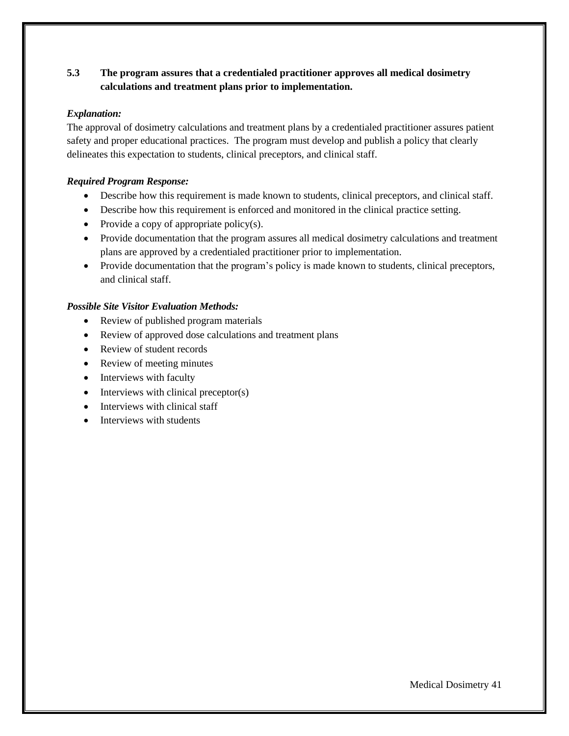**5.3 The program assures that a credentialed practitioner approves all medical dosimetry calculations and treatment plans prior to implementation.**

***Explanation:***

The approval of dosimetry calculations and treatment plans by a credentialed practitioner assures patient safety and proper educational practices. The program must develop and publish a policy that clearly delineates this expectation to students, clinical preceptors, and clinical staff.

***Required Program Response:***

- Describe how this requirement is made known to students, clinical preceptors, and clinical staff.
- Describe how this requirement is enforced and monitored in the clinical practice setting.
- Provide a copy of appropriate policy(s).
- Provide documentation that the program assures all medical dosimetry calculations and treatment plans are approved by a credentialed practitioner prior to implementation.
- Provide documentation that the program's policy is made known to students, clinical preceptors, and clinical staff.

***Possible Site Visitor Evaluation Methods:***

- Review of published program materials
- Review of approved dose calculations and treatment plans
- Review of student records
- Review of meeting minutes
- Interviews with faculty
- Interviews with clinical preceptor(s)
- Interviews with clinical staff
- Interviews with students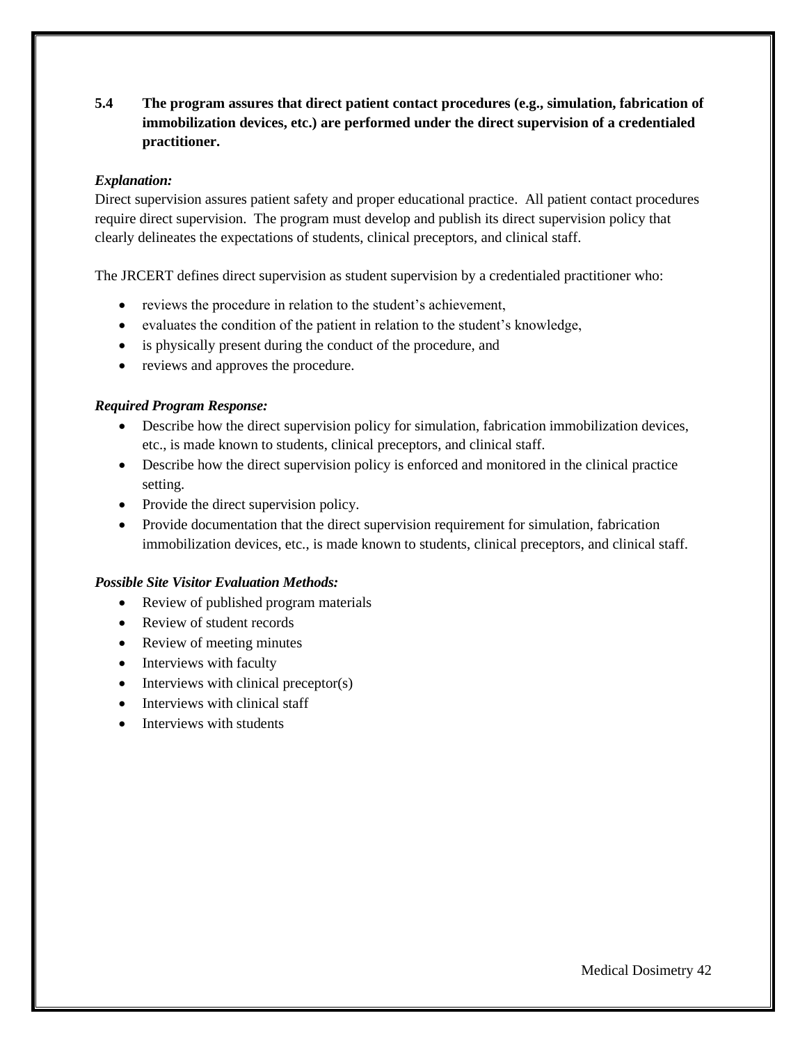**5.4 The program assures that direct patient contact procedures (e.g., simulation, fabrication of immobilization devices, etc.) are performed under the direct supervision of a credentialed practitioner.**

***Explanation:***

Direct supervision assures patient safety and proper educational practice. All patient contact procedures require direct supervision. The program must develop and publish its direct supervision policy that clearly delineates the expectations of students, clinical preceptors, and clinical staff.

The JRCERT defines direct supervision as student supervision by a credentialed practitioner who:

- reviews the procedure in relation to the student's achievement,
- evaluates the condition of the patient in relation to the student's knowledge,
- is physically present during the conduct of the procedure, and
- reviews and approves the procedure.

***Required Program Response:***

- Describe how the direct supervision policy for simulation, fabrication immobilization devices, etc., is made known to students, clinical preceptors, and clinical staff.
- Describe how the direct supervision policy is enforced and monitored in the clinical practice setting.
- Provide the direct supervision policy.
- Provide documentation that the direct supervision requirement for simulation, fabrication immobilization devices, etc., is made known to students, clinical preceptors, and clinical staff.

***Possible Site Visitor Evaluation Methods:***

- Review of published program materials
- Review of student records
- Review of meeting minutes
- Interviews with faculty
- Interviews with clinical preceptor(s)
- Interviews with clinical staff
- Interviews with students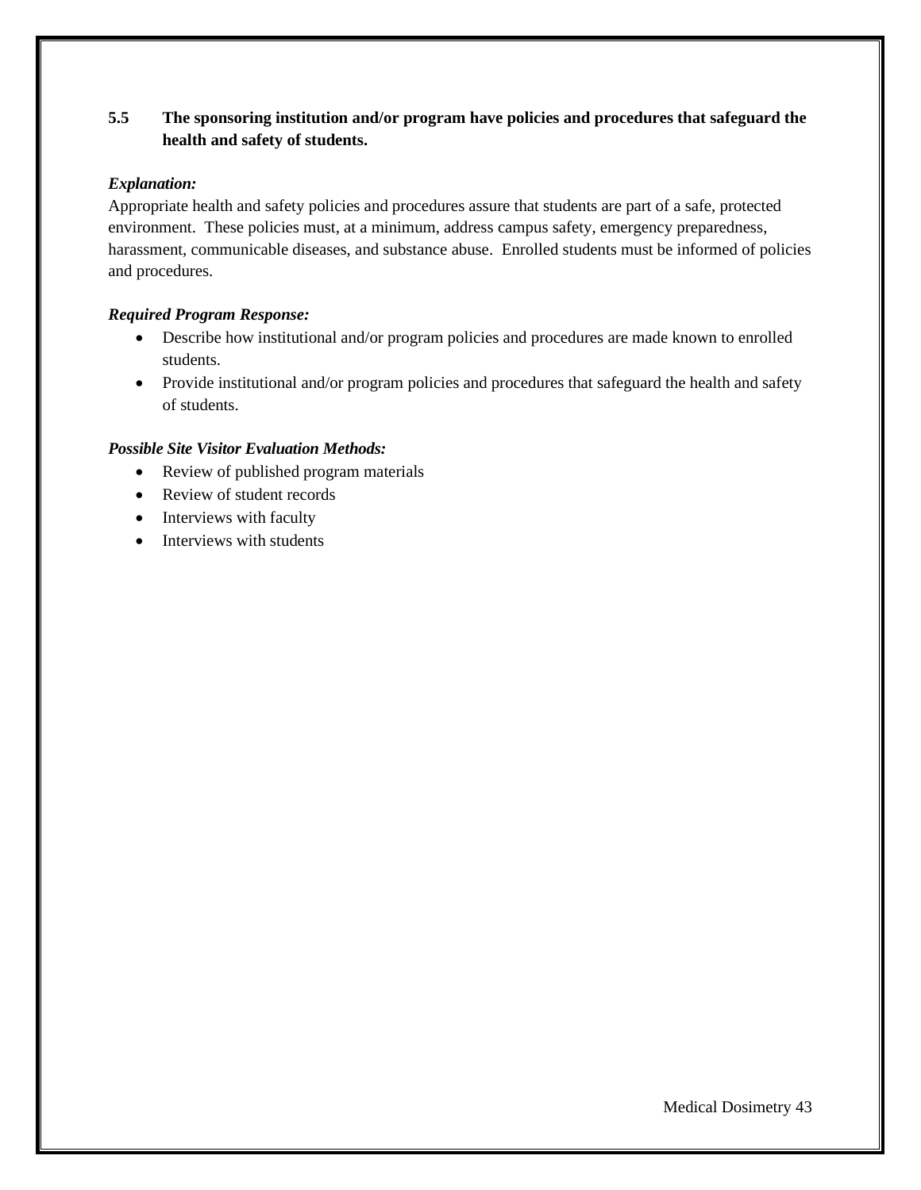**5.5 The sponsoring institution and/or program have policies and procedures that safeguard the health and safety of students.**

***Explanation:***

Appropriate health and safety policies and procedures assure that students are part of a safe, protected environment. These policies must, at a minimum, address campus safety, emergency preparedness, harassment, communicable diseases, and substance abuse. Enrolled students must be informed of policies and procedures.

***Required Program Response:***

- Describe how institutional and/or program policies and procedures are made known to enrolled students.
- Provide institutional and/or program policies and procedures that safeguard the health and safety of students.

***Possible Site Visitor Evaluation Methods:***

- Review of published program materials
- Review of student records
- Interviews with faculty
- Interviews with students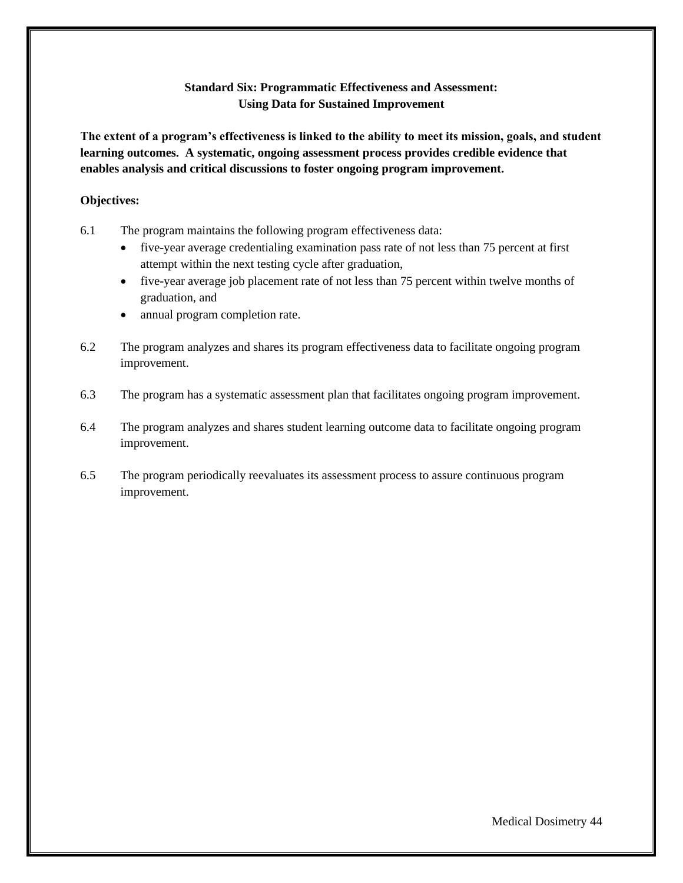## Standard Six: Programmatic Effectiveness and Assessment: Using Data for Sustained Improvement

**The extent of a program's effectiveness is linked to the ability to meet its mission, goals, and student learning outcomes. A systematic, ongoing assessment process provides credible evidence that enables analysis and critical discussions to foster ongoing program improvement.**

**Objectives:**

6.1 The program maintains the following program effectiveness data:

- five-year average credentialing examination pass rate of not less than 75 percent at first attempt within the next testing cycle after graduation,
- five-year average job placement rate of not less than 75 percent within twelve months of graduation, and
- annual program completion rate.

6.2 The program analyzes and shares its program effectiveness data to facilitate ongoing program improvement.

6.3 The program has a systematic assessment plan that facilitates ongoing program improvement.

6.4 The program analyzes and shares student learning outcome data to facilitate ongoing program improvement.

6.5 The program periodically reevaluates its assessment process to assure continuous program improvement.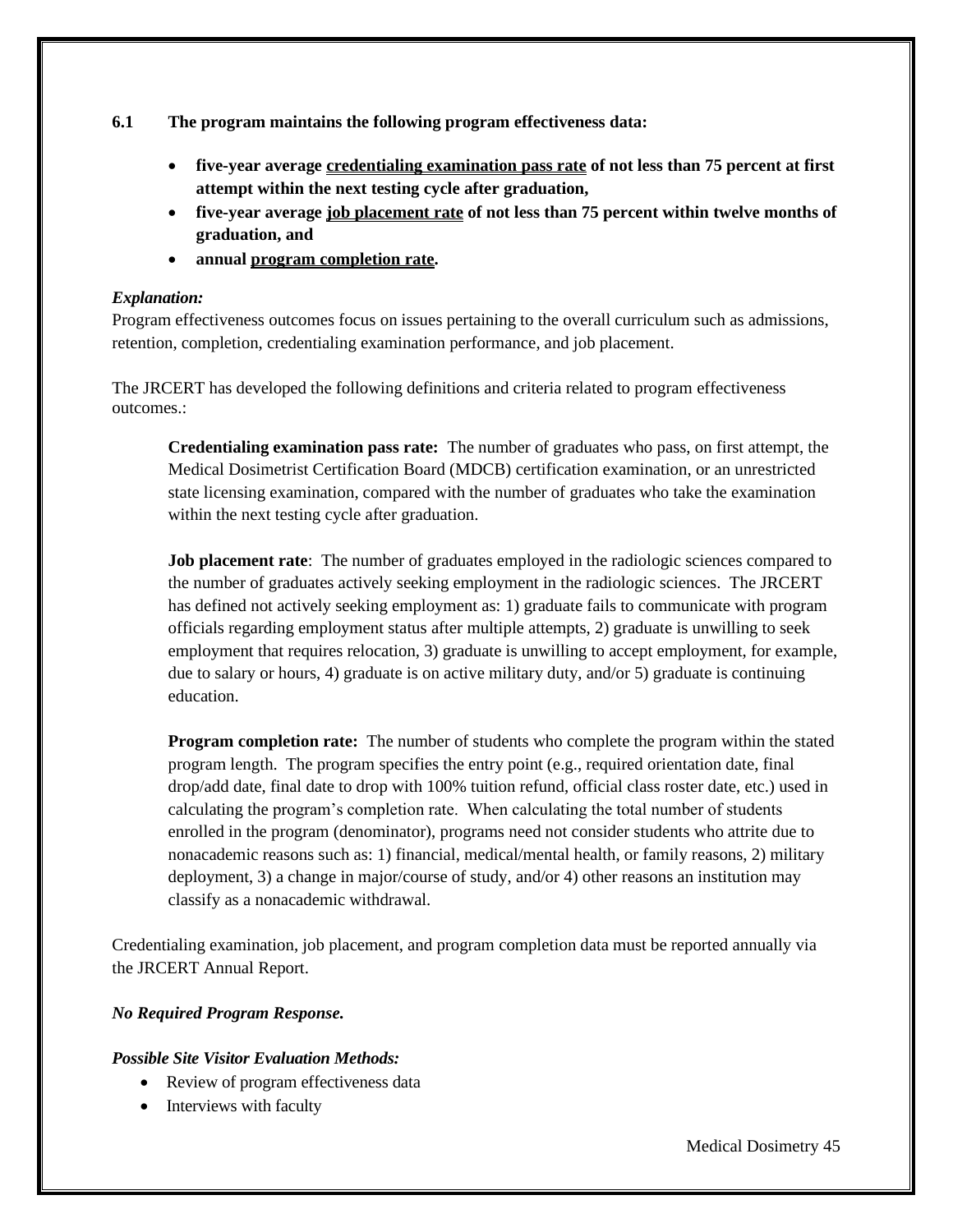**6.1 The program maintains the following program effectiveness data:**

- **five-year average <u>credentialing examination pass rate</u> of not less than 75 percent at first attempt within the next testing cycle after graduation,**
- **five-year average <u>job placement rate</u> of not less than 75 percent within twelve months of graduation, and**
- **annual <u>program completion rate</u>.**

***Explanation:***

Program effectiveness outcomes focus on issues pertaining to the overall curriculum such as admissions, retention, completion, credentialing examination performance, and job placement.

The JRCERT has developed the following definitions and criteria related to program effectiveness outcomes.:

> **Credentialing examination pass rate:** The number of graduates who pass, on first attempt, the Medical Dosimetrist Certification Board (MDCB) certification examination, or an unrestricted state licensing examination, compared with the number of graduates who take the examination within the next testing cycle after graduation.
>
> **Job placement rate**: The number of graduates employed in the radiologic sciences compared to the number of graduates actively seeking employment in the radiologic sciences. The JRCERT has defined not actively seeking employment as: 1) graduate fails to communicate with program officials regarding employment status after multiple attempts, 2) graduate is unwilling to seek employment that requires relocation, 3) graduate is unwilling to accept employment, for example, due to salary or hours, 4) graduate is on active military duty, and/or 5) graduate is continuing education.
>
> **Program completion rate:** The number of students who complete the program within the stated program length. The program specifies the entry point (e.g., required orientation date, final drop/add date, final date to drop with 100% tuition refund, official class roster date, etc.) used in calculating the program's completion rate. When calculating the total number of students enrolled in the program (denominator), programs need not consider students who attrite due to nonacademic reasons such as: 1) financial, medical/mental health, or family reasons, 2) military deployment, 3) a change in major/course of study, and/or 4) other reasons an institution may classify as a nonacademic withdrawal.

Credentialing examination, job placement, and program completion data must be reported annually via the JRCERT Annual Report.

***No Required Program Response.***

***Possible Site Visitor Evaluation Methods:***

- Review of program effectiveness data
- Interviews with faculty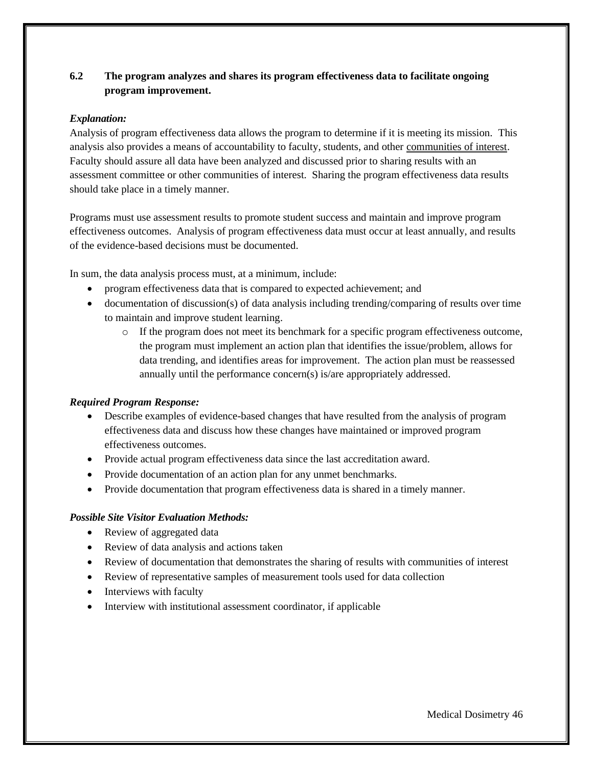**6.2 The program analyzes and shares its program effectiveness data to facilitate ongoing program improvement.**

***Explanation:***

Analysis of program effectiveness data allows the program to determine if it is meeting its mission. This analysis also provides a means of accountability to faculty, students, and other communities of interest. Faculty should assure all data have been analyzed and discussed prior to sharing results with an assessment committee or other communities of interest. Sharing the program effectiveness data results should take place in a timely manner.

Programs must use assessment results to promote student success and maintain and improve program effectiveness outcomes. Analysis of program effectiveness data must occur at least annually, and results of the evidence-based decisions must be documented.

In sum, the data analysis process must, at a minimum, include:

- program effectiveness data that is compared to expected achievement; and
- documentation of discussion(s) of data analysis including trending/comparing of results over time to maintain and improve student learning.
    - If the program does not meet its benchmark for a specific program effectiveness outcome, the program must implement an action plan that identifies the issue/problem, allows for data trending, and identifies areas for improvement. The action plan must be reassessed annually until the performance concern(s) is/are appropriately addressed.

***Required Program Response:***

- Describe examples of evidence-based changes that have resulted from the analysis of program effectiveness data and discuss how these changes have maintained or improved program effectiveness outcomes.
- Provide actual program effectiveness data since the last accreditation award.
- Provide documentation of an action plan for any unmet benchmarks.
- Provide documentation that program effectiveness data is shared in a timely manner.

***Possible Site Visitor Evaluation Methods:***

- Review of aggregated data
- Review of data analysis and actions taken
- Review of documentation that demonstrates the sharing of results with communities of interest
- Review of representative samples of measurement tools used for data collection
- Interviews with faculty
- Interview with institutional assessment coordinator, if applicable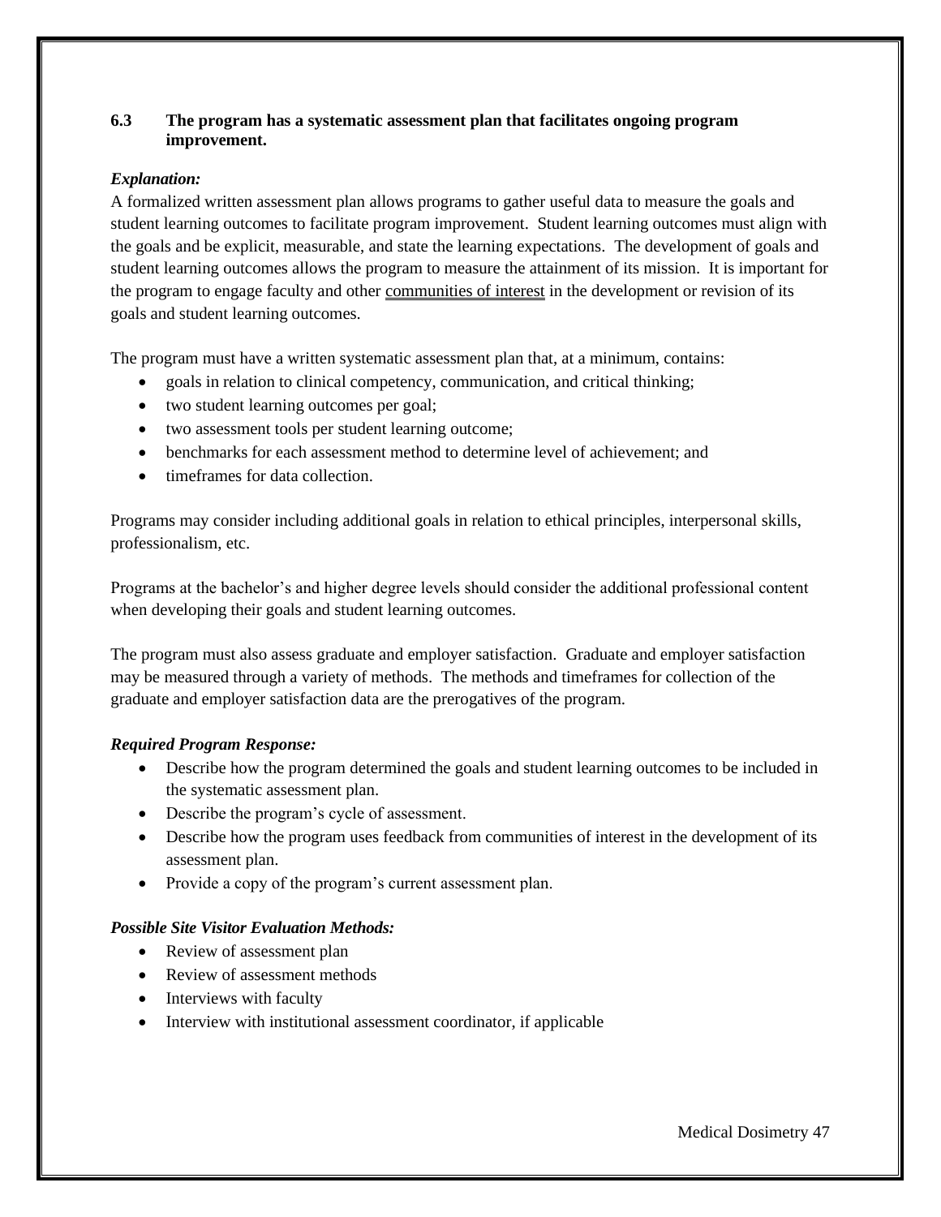**6.3 The program has a systematic assessment plan that facilitates ongoing program improvement.**

***Explanation:***

A formalized written assessment plan allows programs to gather useful data to measure the goals and student learning outcomes to facilitate program improvement. Student learning outcomes must align with the goals and be explicit, measurable, and state the learning expectations. The development of goals and student learning outcomes allows the program to measure the attainment of its mission. It is important for the program to engage faculty and other communities of interest in the development or revision of its goals and student learning outcomes.

The program must have a written systematic assessment plan that, at a minimum, contains:

- goals in relation to clinical competency, communication, and critical thinking;
- two student learning outcomes per goal;
- two assessment tools per student learning outcome;
- benchmarks for each assessment method to determine level of achievement; and
- timeframes for data collection.

Programs may consider including additional goals in relation to ethical principles, interpersonal skills, professionalism, etc.

Programs at the bachelor's and higher degree levels should consider the additional professional content when developing their goals and student learning outcomes.

The program must also assess graduate and employer satisfaction. Graduate and employer satisfaction may be measured through a variety of methods. The methods and timeframes for collection of the graduate and employer satisfaction data are the prerogatives of the program.

***Required Program Response:***

- Describe how the program determined the goals and student learning outcomes to be included in the systematic assessment plan.
- Describe the program's cycle of assessment.
- Describe how the program uses feedback from communities of interest in the development of its assessment plan.
- Provide a copy of the program's current assessment plan.

***Possible Site Visitor Evaluation Methods:***

- Review of assessment plan
- Review of assessment methods
- Interviews with faculty
- Interview with institutional assessment coordinator, if applicable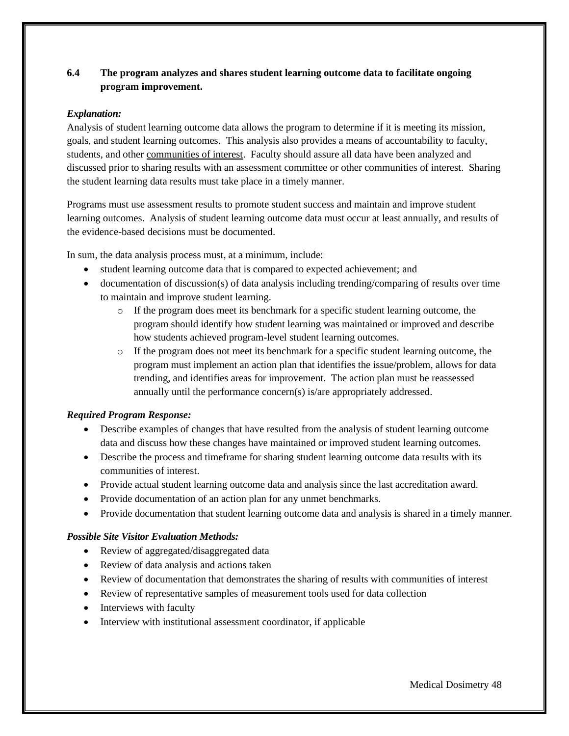**6.4 The program analyzes and shares student learning outcome data to facilitate ongoing program improvement.**

***Explanation:***

Analysis of student learning outcome data allows the program to determine if it is meeting its mission, goals, and student learning outcomes. This analysis also provides a means of accountability to faculty, students, and other communities of interest. Faculty should assure all data have been analyzed and discussed prior to sharing results with an assessment committee or other communities of interest. Sharing the student learning data results must take place in a timely manner.

Programs must use assessment results to promote student success and maintain and improve student learning outcomes. Analysis of student learning outcome data must occur at least annually, and results of the evidence-based decisions must be documented.

In sum, the data analysis process must, at a minimum, include:

- student learning outcome data that is compared to expected achievement; and
- documentation of discussion(s) of data analysis including trending/comparing of results over time to maintain and improve student learning.
  - If the program does meet its benchmark for a specific student learning outcome, the program should identify how student learning was maintained or improved and describe how students achieved program-level student learning outcomes.
  - If the program does not meet its benchmark for a specific student learning outcome, the program must implement an action plan that identifies the issue/problem, allows for data trending, and identifies areas for improvement. The action plan must be reassessed annually until the performance concern(s) is/are appropriately addressed.

***Required Program Response:***

- Describe examples of changes that have resulted from the analysis of student learning outcome data and discuss how these changes have maintained or improved student learning outcomes.
- Describe the process and timeframe for sharing student learning outcome data results with its communities of interest.
- Provide actual student learning outcome data and analysis since the last accreditation award.
- Provide documentation of an action plan for any unmet benchmarks.
- Provide documentation that student learning outcome data and analysis is shared in a timely manner.

***Possible Site Visitor Evaluation Methods:***

- Review of aggregated/disaggregated data
- Review of data analysis and actions taken
- Review of documentation that demonstrates the sharing of results with communities of interest
- Review of representative samples of measurement tools used for data collection
- Interviews with faculty
- Interview with institutional assessment coordinator, if applicable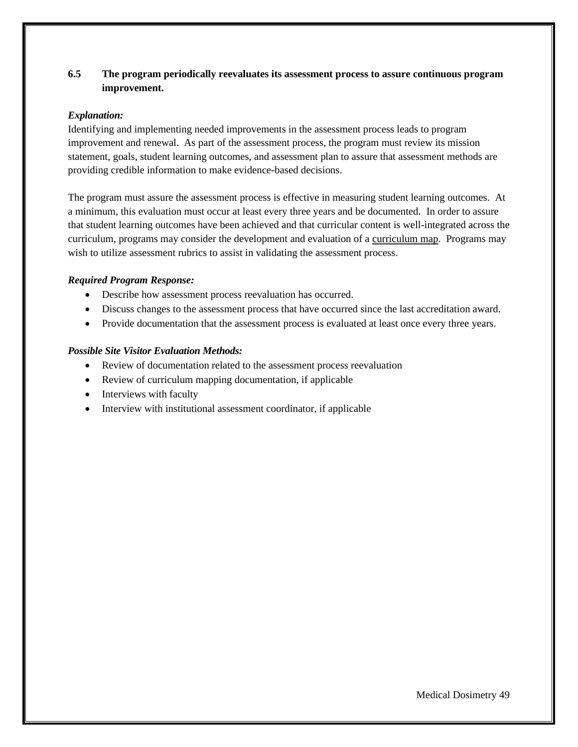**6.5 The program periodically reevaluates its assessment process to assure continuous program improvement.**

***Explanation:***

Identifying and implementing needed improvements in the assessment process leads to program improvement and renewal. As part of the assessment process, the program must review its mission statement, goals, student learning outcomes, and assessment plan to assure that assessment methods are providing credible information to make evidence-based decisions.

The program must assure the assessment process is effective in measuring student learning outcomes. At a minimum, this evaluation must occur at least every three years and be documented. In order to assure that student learning outcomes have been achieved and that curricular content is well-integrated across the curriculum, programs may consider the development and evaluation of a curriculum map. Programs may wish to utilize assessment rubrics to assist in validating the assessment process.

***Required Program Response:***

- Describe how assessment process reevaluation has occurred.
- Discuss changes to the assessment process that have occurred since the last accreditation award.
- Provide documentation that the assessment process is evaluated at least once every three years.

***Possible Site Visitor Evaluation Methods:***

- Review of documentation related to the assessment process reevaluation
- Review of curriculum mapping documentation, if applicable
- Interviews with faculty
- Interview with institutional assessment coordinator, if applicable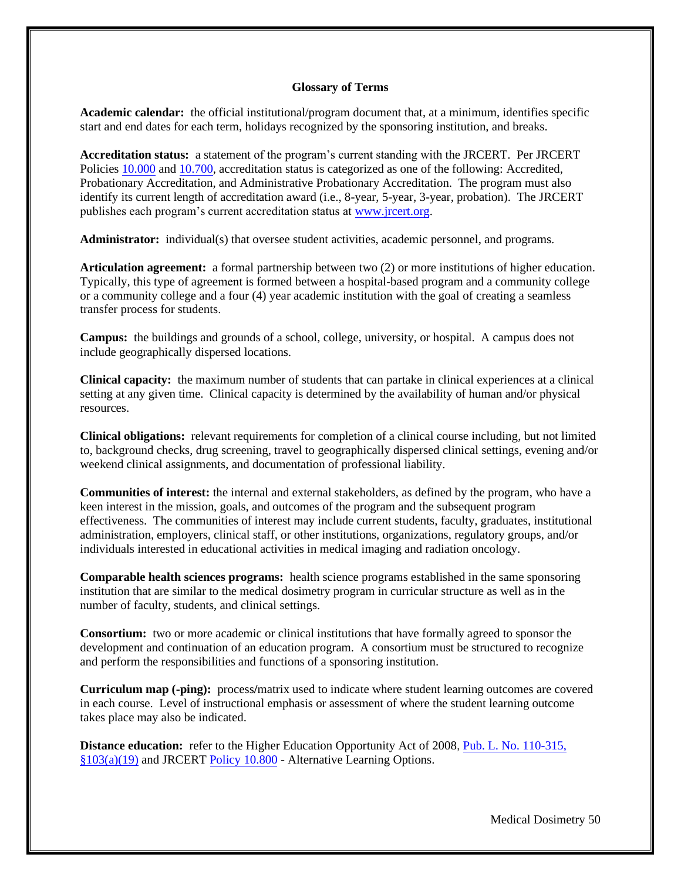## Glossary of Terms

**Academic calendar:** the official institutional/program document that, at a minimum, identifies specific start and end dates for each term, holidays recognized by the sponsoring institution, and breaks.

**Accreditation status:** a statement of the program's current standing with the JRCERT. Per JRCERT Policies 10.000 and 10.700, accreditation status is categorized as one of the following: Accredited, Probationary Accreditation, and Administrative Probationary Accreditation. The program must also identify its current length of accreditation award (i.e., 8-year, 5-year, 3-year, probation). The JRCERT publishes each program's current accreditation status at www.jrcert.org.

**Administrator:** individual(s) that oversee student activities, academic personnel, and programs.

**Articulation agreement:** a formal partnership between two (2) or more institutions of higher education. Typically, this type of agreement is formed between a hospital-based program and a community college or a community college and a four (4) year academic institution with the goal of creating a seamless transfer process for students.

**Campus:** the buildings and grounds of a school, college, university, or hospital. A campus does not include geographically dispersed locations.

**Clinical capacity:** the maximum number of students that can partake in clinical experiences at a clinical setting at any given time. Clinical capacity is determined by the availability of human and/or physical resources.

**Clinical obligations:** relevant requirements for completion of a clinical course including, but not limited to, background checks, drug screening, travel to geographically dispersed clinical settings, evening and/or weekend clinical assignments, and documentation of professional liability.

**Communities of interest:** the internal and external stakeholders, as defined by the program, who have a keen interest in the mission, goals, and outcomes of the program and the subsequent program effectiveness. The communities of interest may include current students, faculty, graduates, institutional administration, employers, clinical staff, or other institutions, organizations, regulatory groups, and/or individuals interested in educational activities in medical imaging and radiation oncology.

**Comparable health sciences programs:** health science programs established in the same sponsoring institution that are similar to the medical dosimetry program in curricular structure as well as in the number of faculty, students, and clinical settings.

**Consortium:** two or more academic or clinical institutions that have formally agreed to sponsor the development and continuation of an education program. A consortium must be structured to recognize and perform the responsibilities and functions of a sponsoring institution.

**Curriculum map (-ping):** process/matrix used to indicate where student learning outcomes are covered in each course. Level of instructional emphasis or assessment of where the student learning outcome takes place may also be indicated.

**Distance education:** refer to the Higher Education Opportunity Act of 2008, Pub. L. No. 110-315, §103(a)(19) and JRCERT Policy 10.800 - Alternative Learning Options.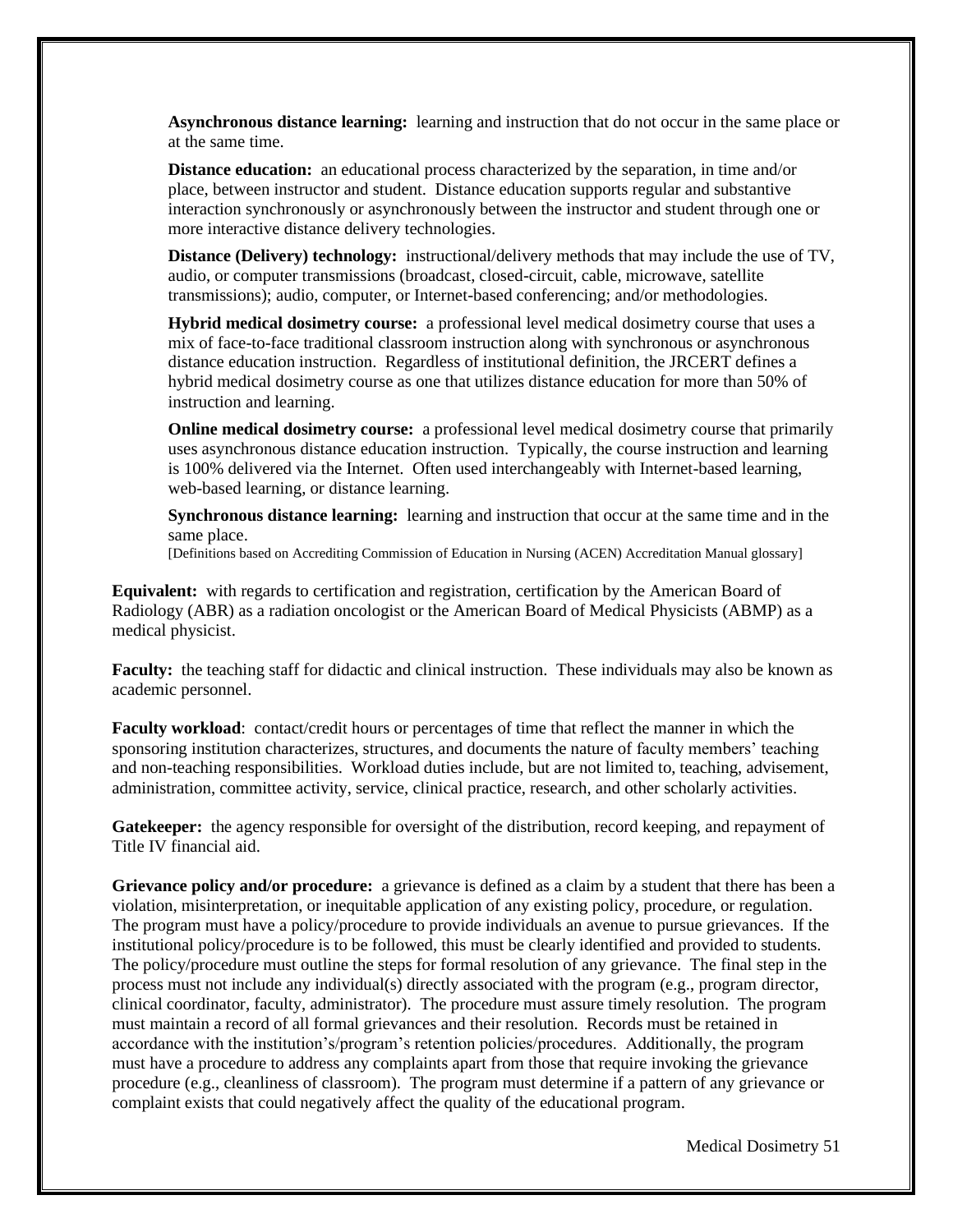**Asynchronous distance learning:** learning and instruction that do not occur in the same place or at the same time.

**Distance education:** an educational process characterized by the separation, in time and/or place, between instructor and student. Distance education supports regular and substantive interaction synchronously or asynchronously between the instructor and student through one or more interactive distance delivery technologies.

**Distance (Delivery) technology:** instructional/delivery methods that may include the use of TV, audio, or computer transmissions (broadcast, closed-circuit, cable, microwave, satellite transmissions); audio, computer, or Internet-based conferencing; and/or methodologies.

**Hybrid medical dosimetry course:** a professional level medical dosimetry course that uses a mix of face-to-face traditional classroom instruction along with synchronous or asynchronous distance education instruction. Regardless of institutional definition, the JRCERT defines a hybrid medical dosimetry course as one that utilizes distance education for more than 50% of instruction and learning.

**Online medical dosimetry course:** a professional level medical dosimetry course that primarily uses asynchronous distance education instruction. Typically, the course instruction and learning is 100% delivered via the Internet. Often used interchangeably with Internet-based learning, web-based learning, or distance learning.

**Synchronous distance learning:** learning and instruction that occur at the same time and in the same place.

[Definitions based on Accrediting Commission of Education in Nursing (ACEN) Accreditation Manual glossary]

**Equivalent:** with regards to certification and registration, certification by the American Board of Radiology (ABR) as a radiation oncologist or the American Board of Medical Physicists (ABMP) as a medical physicist.

**Faculty:** the teaching staff for didactic and clinical instruction. These individuals may also be known as academic personnel.

**Faculty workload**: contact/credit hours or percentages of time that reflect the manner in which the sponsoring institution characterizes, structures, and documents the nature of faculty members' teaching and non-teaching responsibilities. Workload duties include, but are not limited to, teaching, advisement, administration, committee activity, service, clinical practice, research, and other scholarly activities.

**Gatekeeper:** the agency responsible for oversight of the distribution, record keeping, and repayment of Title IV financial aid.

**Grievance policy and/or procedure:** a grievance is defined as a claim by a student that there has been a violation, misinterpretation, or inequitable application of any existing policy, procedure, or regulation. The program must have a policy/procedure to provide individuals an avenue to pursue grievances. If the institutional policy/procedure is to be followed, this must be clearly identified and provided to students. The policy/procedure must outline the steps for formal resolution of any grievance. The final step in the process must not include any individual(s) directly associated with the program (e.g., program director, clinical coordinator, faculty, administrator). The procedure must assure timely resolution. The program must maintain a record of all formal grievances and their resolution. Records must be retained in accordance with the institution's/program's retention policies/procedures. Additionally, the program must have a procedure to address any complaints apart from those that require invoking the grievance procedure (e.g., cleanliness of classroom). The program must determine if a pattern of any grievance or complaint exists that could negatively affect the quality of the educational program.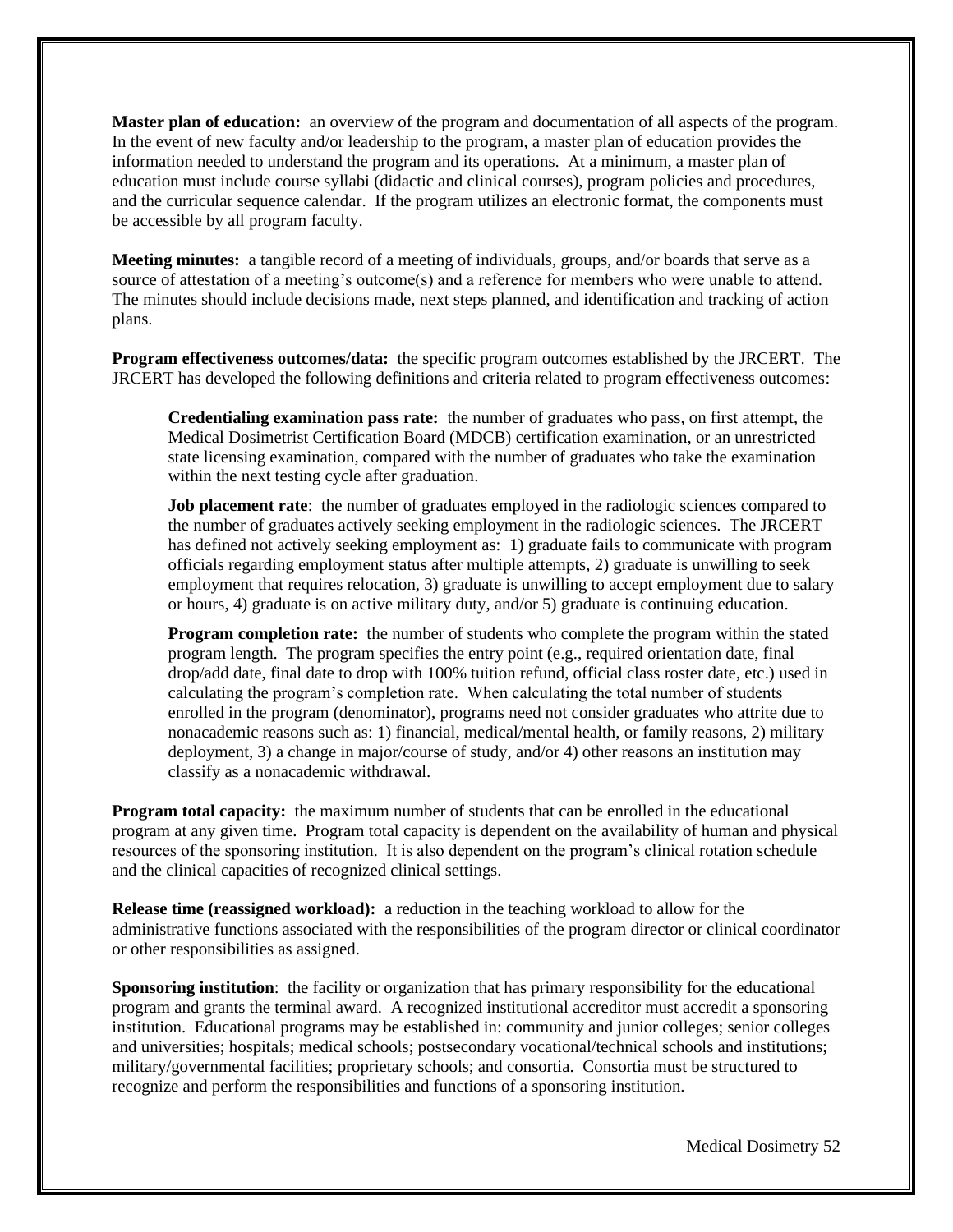**Master plan of education:** an overview of the program and documentation of all aspects of the program. In the event of new faculty and/or leadership to the program, a master plan of education provides the information needed to understand the program and its operations. At a minimum, a master plan of education must include course syllabi (didactic and clinical courses), program policies and procedures, and the curricular sequence calendar. If the program utilizes an electronic format, the components must be accessible by all program faculty.

**Meeting minutes:** a tangible record of a meeting of individuals, groups, and/or boards that serve as a source of attestation of a meeting's outcome(s) and a reference for members who were unable to attend. The minutes should include decisions made, next steps planned, and identification and tracking of action plans.

**Program effectiveness outcomes/data:** the specific program outcomes established by the JRCERT. The JRCERT has developed the following definitions and criteria related to program effectiveness outcomes:

> **Credentialing examination pass rate:** the number of graduates who pass, on first attempt, the Medical Dosimetrist Certification Board (MDCB) certification examination, or an unrestricted state licensing examination, compared with the number of graduates who take the examination within the next testing cycle after graduation.
>
> **Job placement rate**: the number of graduates employed in the radiologic sciences compared to the number of graduates actively seeking employment in the radiologic sciences. The JRCERT has defined not actively seeking employment as: 1) graduate fails to communicate with program officials regarding employment status after multiple attempts, 2) graduate is unwilling to seek employment that requires relocation, 3) graduate is unwilling to accept employment due to salary or hours, 4) graduate is on active military duty, and/or 5) graduate is continuing education.
>
> **Program completion rate:** the number of students who complete the program within the stated program length. The program specifies the entry point (e.g., required orientation date, final drop/add date, final date to drop with 100% tuition refund, official class roster date, etc.) used in calculating the program's completion rate. When calculating the total number of students enrolled in the program (denominator), programs need not consider graduates who attrite due to nonacademic reasons such as: 1) financial, medical/mental health, or family reasons, 2) military deployment, 3) a change in major/course of study, and/or 4) other reasons an institution may classify as a nonacademic withdrawal.

**Program total capacity:** the maximum number of students that can be enrolled in the educational program at any given time. Program total capacity is dependent on the availability of human and physical resources of the sponsoring institution. It is also dependent on the program's clinical rotation schedule and the clinical capacities of recognized clinical settings.

**Release time (reassigned workload):** a reduction in the teaching workload to allow for the administrative functions associated with the responsibilities of the program director or clinical coordinator or other responsibilities as assigned.

**Sponsoring institution**: the facility or organization that has primary responsibility for the educational program and grants the terminal award. A recognized institutional accreditor must accredit a sponsoring institution. Educational programs may be established in: community and junior colleges; senior colleges and universities; hospitals; medical schools; postsecondary vocational/technical schools and institutions; military/governmental facilities; proprietary schools; and consortia. Consortia must be structured to recognize and perform the responsibilities and functions of a sponsoring institution.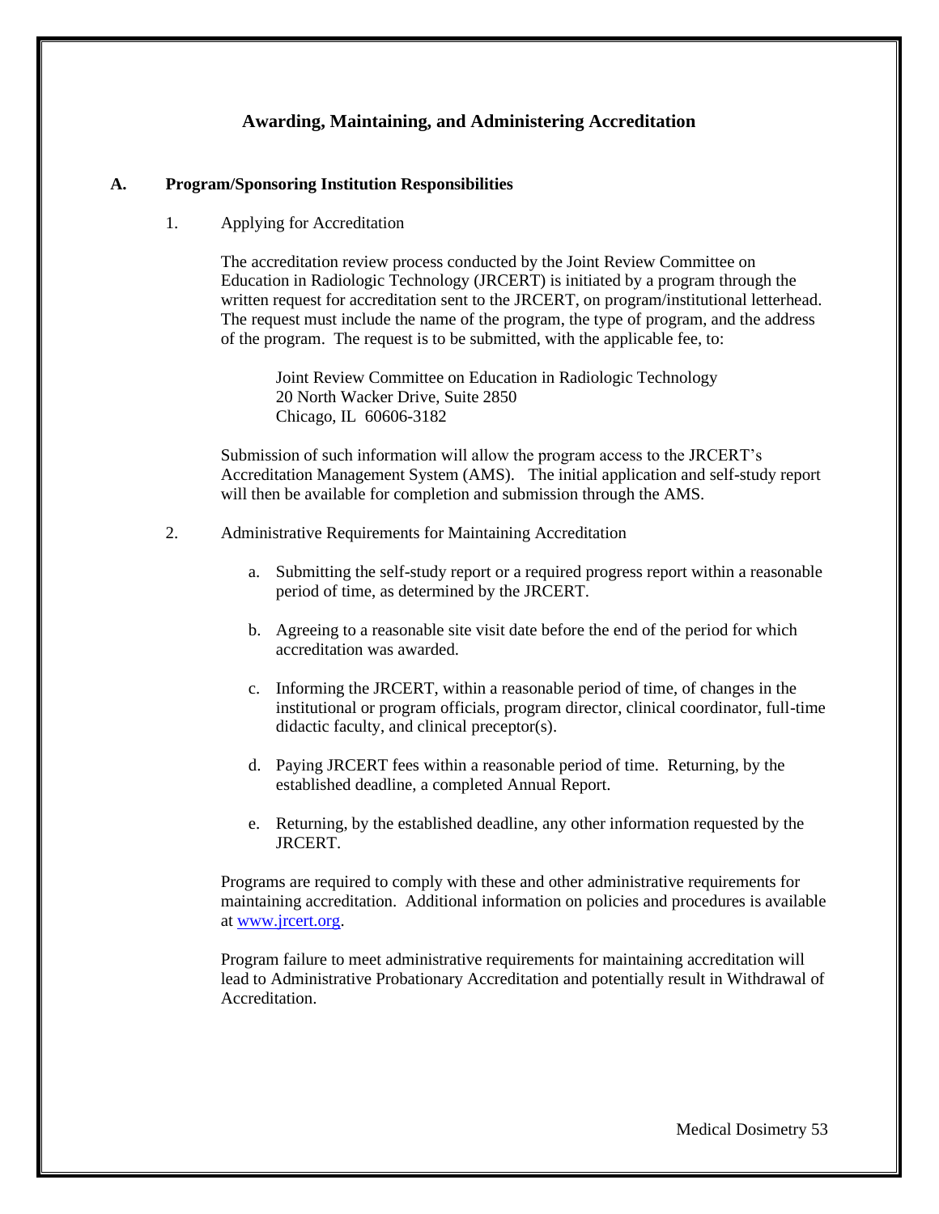## Awarding, Maintaining, and Administering Accreditation

### A. Program/Sponsoring Institution Responsibilities

1. Applying for Accreditation

   The accreditation review process conducted by the Joint Review Committee on Education in Radiologic Technology (JRCERT) is initiated by a program through the written request for accreditation sent to the JRCERT, on program/institutional letterhead. The request must include the name of the program, the type of program, and the address of the program. The request is to be submitted, with the applicable fee, to:

   Joint Review Committee on Education in Radiologic Technology
   20 North Wacker Drive, Suite 2850
   Chicago, IL 60606-3182

   Submission of such information will allow the program access to the JRCERT's Accreditation Management System (AMS). The initial application and self-study report will then be available for completion and submission through the AMS.

2. Administrative Requirements for Maintaining Accreditation

   a. Submitting the self-study report or a required progress report within a reasonable period of time, as determined by the JRCERT.

   b. Agreeing to a reasonable site visit date before the end of the period for which accreditation was awarded.

   c. Informing the JRCERT, within a reasonable period of time, of changes in the institutional or program officials, program director, clinical coordinator, full-time didactic faculty, and clinical preceptor(s).

   d. Paying JRCERT fees within a reasonable period of time. Returning, by the established deadline, a completed Annual Report.

   e. Returning, by the established deadline, any other information requested by the JRCERT.

   Programs are required to comply with these and other administrative requirements for maintaining accreditation. Additional information on policies and procedures is available at [www.jrcert.org](http://www.jrcert.org).

   Program failure to meet administrative requirements for maintaining accreditation will lead to Administrative Probationary Accreditation and potentially result in Withdrawal of Accreditation.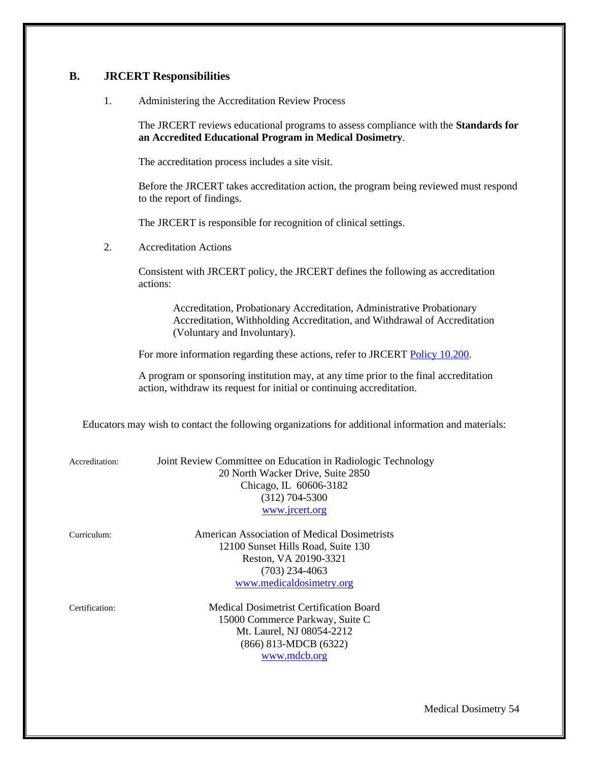## B. JRCERT Responsibilities

1. Administering the Accreditation Review Process

   The JRCERT reviews educational programs to assess compliance with the **Standards for an Accredited Educational Program in Medical Dosimetry**.

   The accreditation process includes a site visit.

   Before the JRCERT takes accreditation action, the program being reviewed must respond to the report of findings.

   The JRCERT is responsible for recognition of clinical settings.

2. Accreditation Actions

   Consistent with JRCERT policy, the JRCERT defines the following as accreditation actions:

   > Accreditation, Probationary Accreditation, Administrative Probationary Accreditation, Withholding Accreditation, and Withdrawal of Accreditation (Voluntary and Involuntary).

   For more information regarding these actions, refer to JRCERT [Policy 10.200](#).

   A program or sponsoring institution may, at any time prior to the final accreditation action, withdraw its request for initial or continuing accreditation.

Educators may wish to contact the following organizations for additional information and materials:

Accreditation:

Joint Review Committee on Education in Radiologic Technology
20 North Wacker Drive, Suite 2850
Chicago, IL 60606-3182
(312) 704-5300
[www.jrcert.org](http://www.jrcert.org)

Curriculum:

American Association of Medical Dosimetrists
12100 Sunset Hills Road, Suite 130
Reston, VA 20190-3321
(703) 234-4063
[www.medicaldosimetry.org](http://www.medicaldosimetry.org)

Certification:

Medical Dosimetrist Certification Board
15000 Commerce Parkway, Suite C
Mt. Laurel, NJ 08054-2212
(866) 813-MDCB (6322)
[www.mdcb.org](http://www.mdcb.org)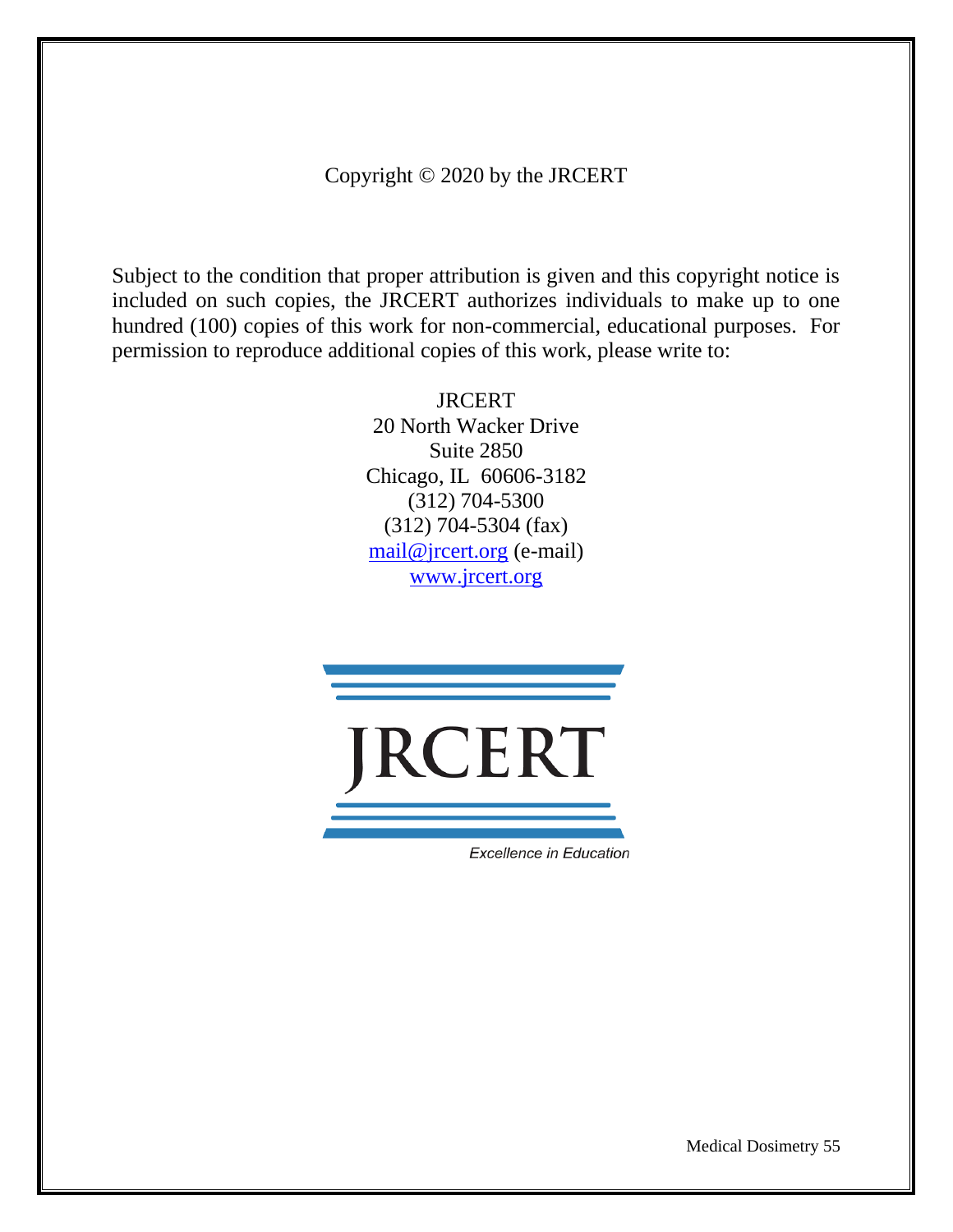Copyright © 2020 by the JRCERT

Subject to the condition that proper attribution is given and this copyright notice is included on such copies, the JRCERT authorizes individuals to make up to one hundred (100) copies of this work for non-commercial, educational purposes. For permission to reproduce additional copies of this work, please write to:

JRCERT
20 North Wacker Drive
Suite 2850
Chicago, IL 60606-3182
(312) 704-5300
(312) 704-5304 (fax)
mail@jrcert.org (e-mail)
www.jrcert.org

JRCERT

Excellence in Education